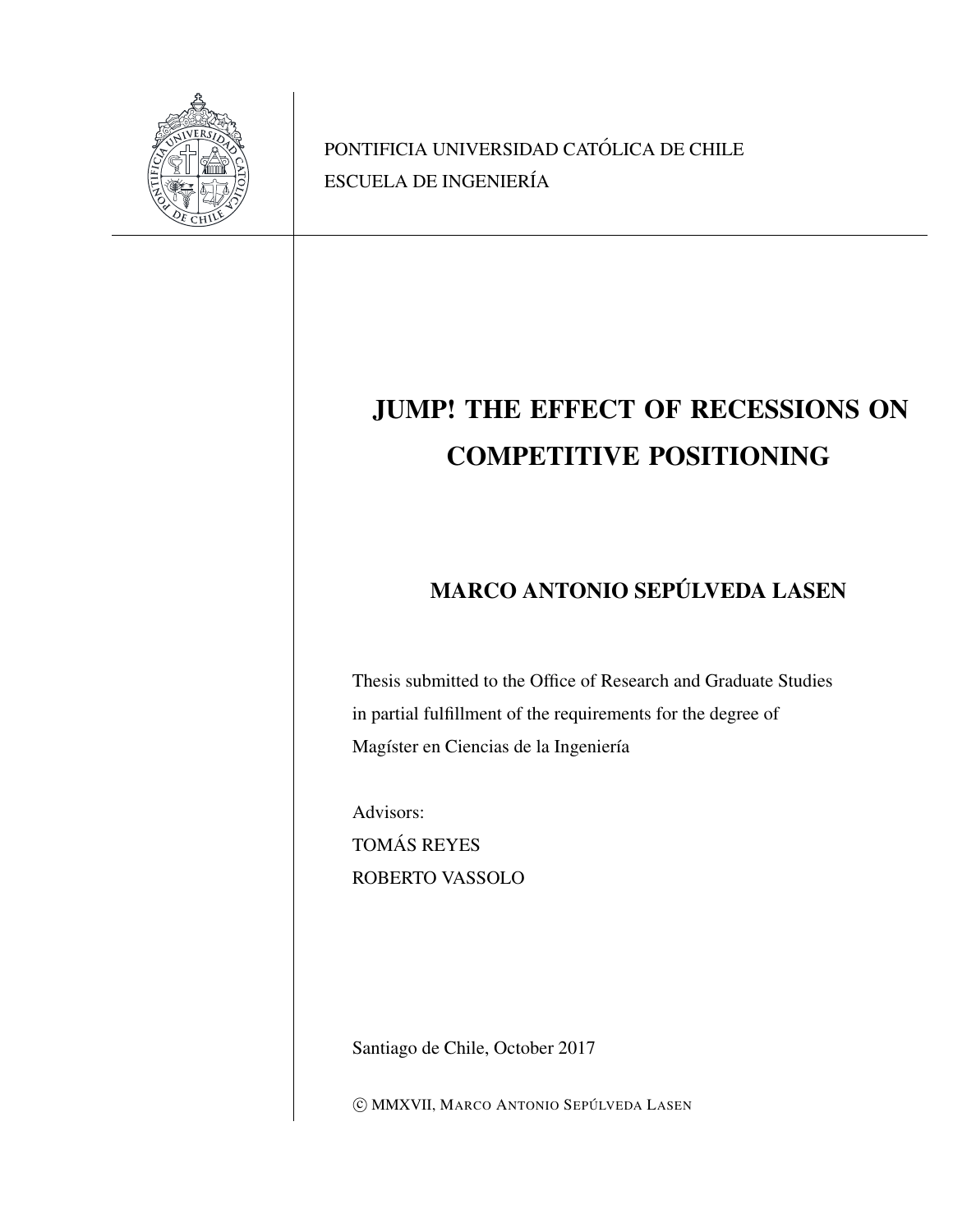PONTIFICIA UNIVERSIDAD CATÓLICA DE CHILE
ESCUELA DE INGENIERÍA

# JUMP! THE EFFECT OF RECESSIONS ON COMPETITIVE POSITIONING

## MARCO ANTONIO SEPÚLVEDA LASEN

Thesis submitted to the Office of Research and Graduate Studies
in partial fulfillment of the requirements for the degree of
Magíster en Ciencias de la Ingeniería

Advisors:
TOMÁS REYES
ROBERTO VASSOLO

Santiago de Chile, October 2017

© MMXVII, MARCO ANTONIO SEPÚLVEDA LASEN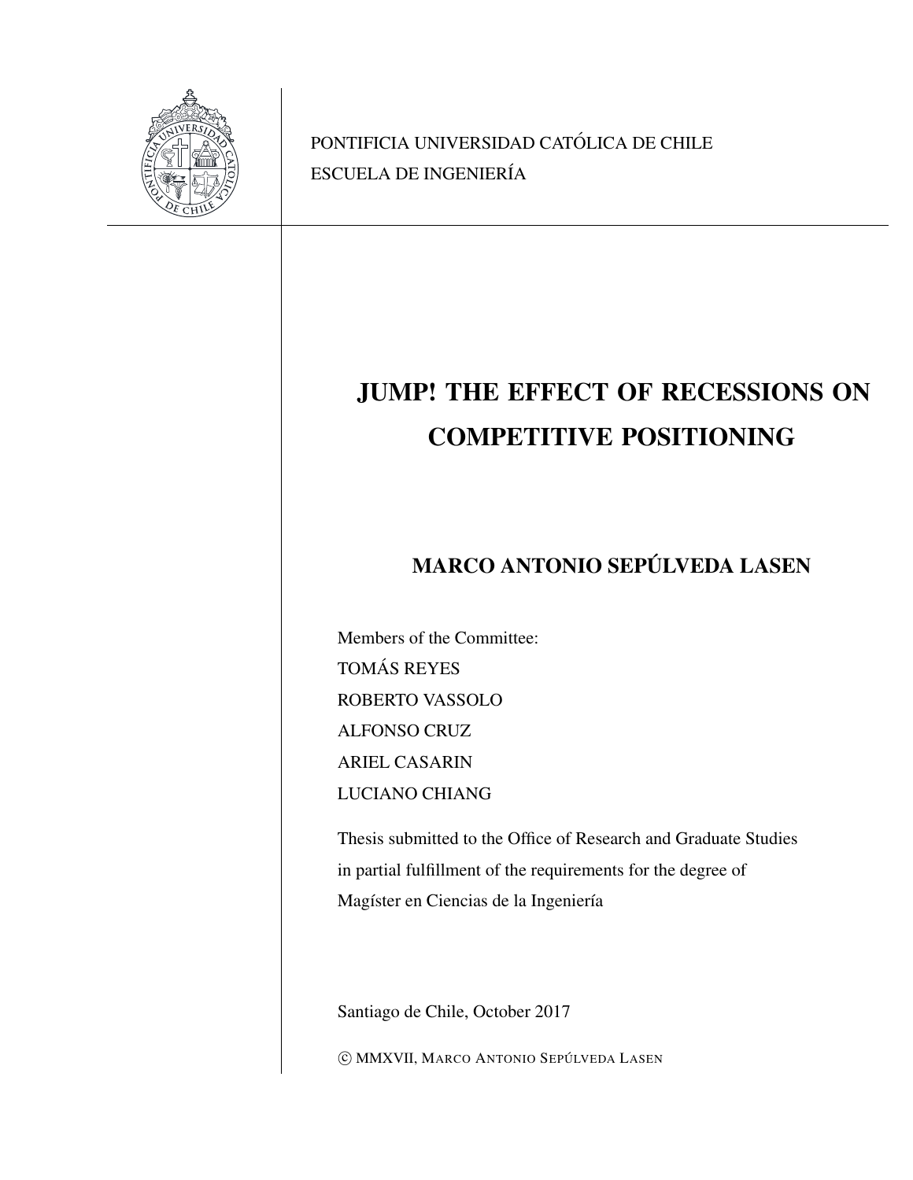PONTIFICIA UNIVERSIDAD CATÓLICA DE CHILE
ESCUELA DE INGENIERÍA

# JUMP! THE EFFECT OF RECESSIONS ON COMPETITIVE POSITIONING

## MARCO ANTONIO SEPÚLVEDA LASEN

Members of the Committee:
TOMÁS REYES
ROBERTO VASSOLO
ALFONSO CRUZ
ARIEL CASARIN
LUCIANO CHIANG

Thesis submitted to the Office of Research and Graduate Studies in partial fulfillment of the requirements for the degree of Magíster en Ciencias de la Ingeniería

Santiago de Chile, October 2017

© MMXVII, MARCO ANTONIO SEPÚLVEDA LASEN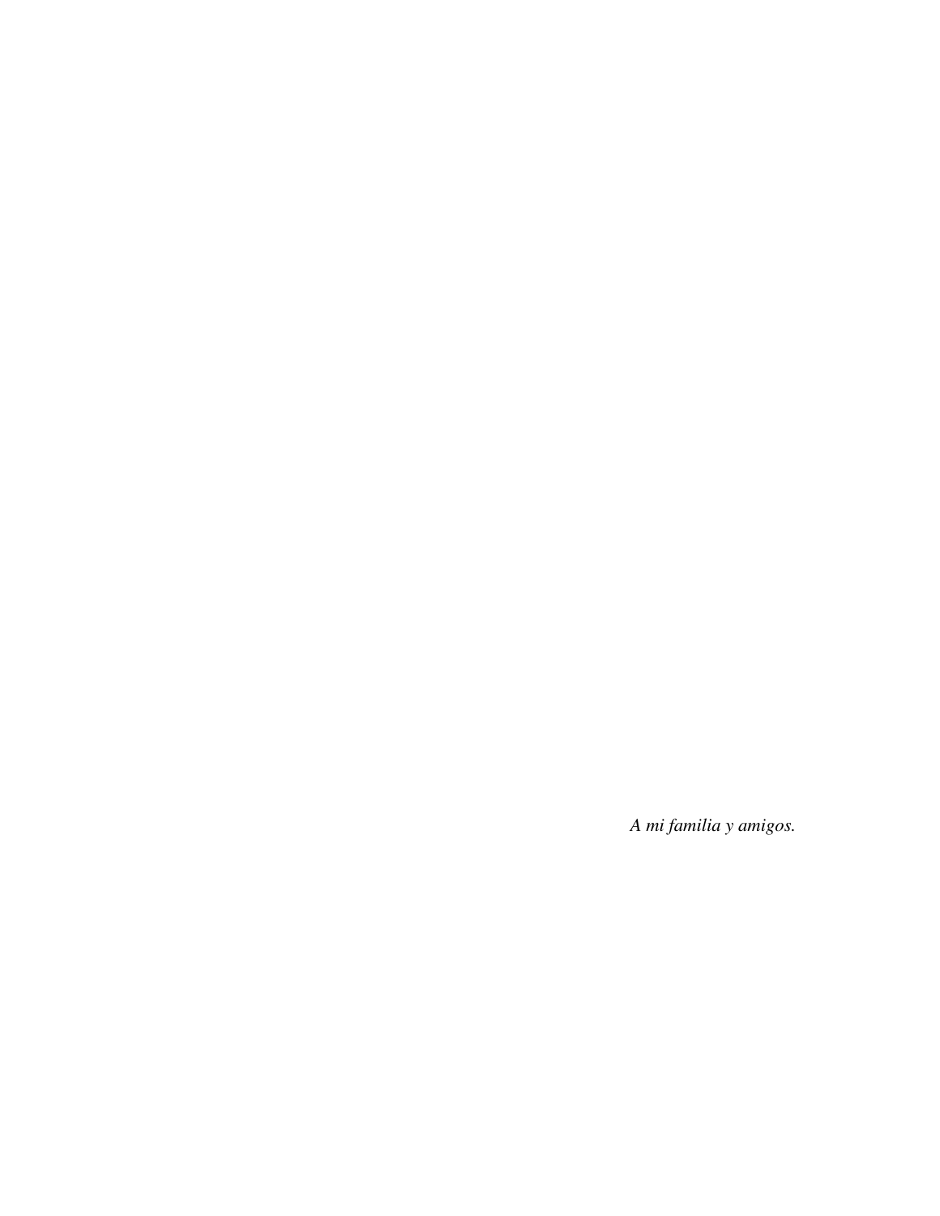*A mi familia y amigos.*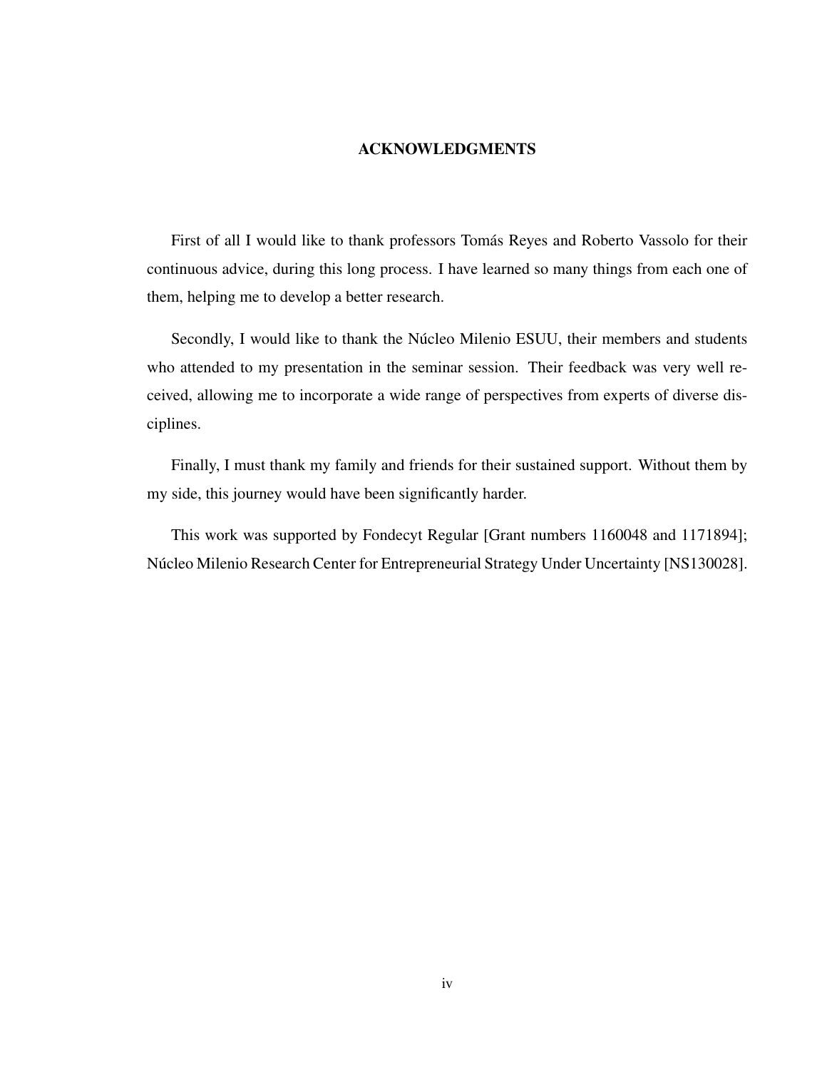# ACKNOWLEDGMENTS

First of all I would like to thank professors Tomás Reyes and Roberto Vassolo for their continuous advice, during this long process. I have learned so many things from each one of them, helping me to develop a better research.

Secondly, I would like to thank the Núcleo Milenio ESUU, their members and students who attended to my presentation in the seminar session. Their feedback was very well received, allowing me to incorporate a wide range of perspectives from experts of diverse disciplines.

Finally, I must thank my family and friends for their sustained support. Without them by my side, this journey would have been significantly harder.

This work was supported by Fondecyt Regular [Grant numbers 1160048 and 1171894]; Núcleo Milenio Research Center for Entrepreneurial Strategy Under Uncertainty [NS130028].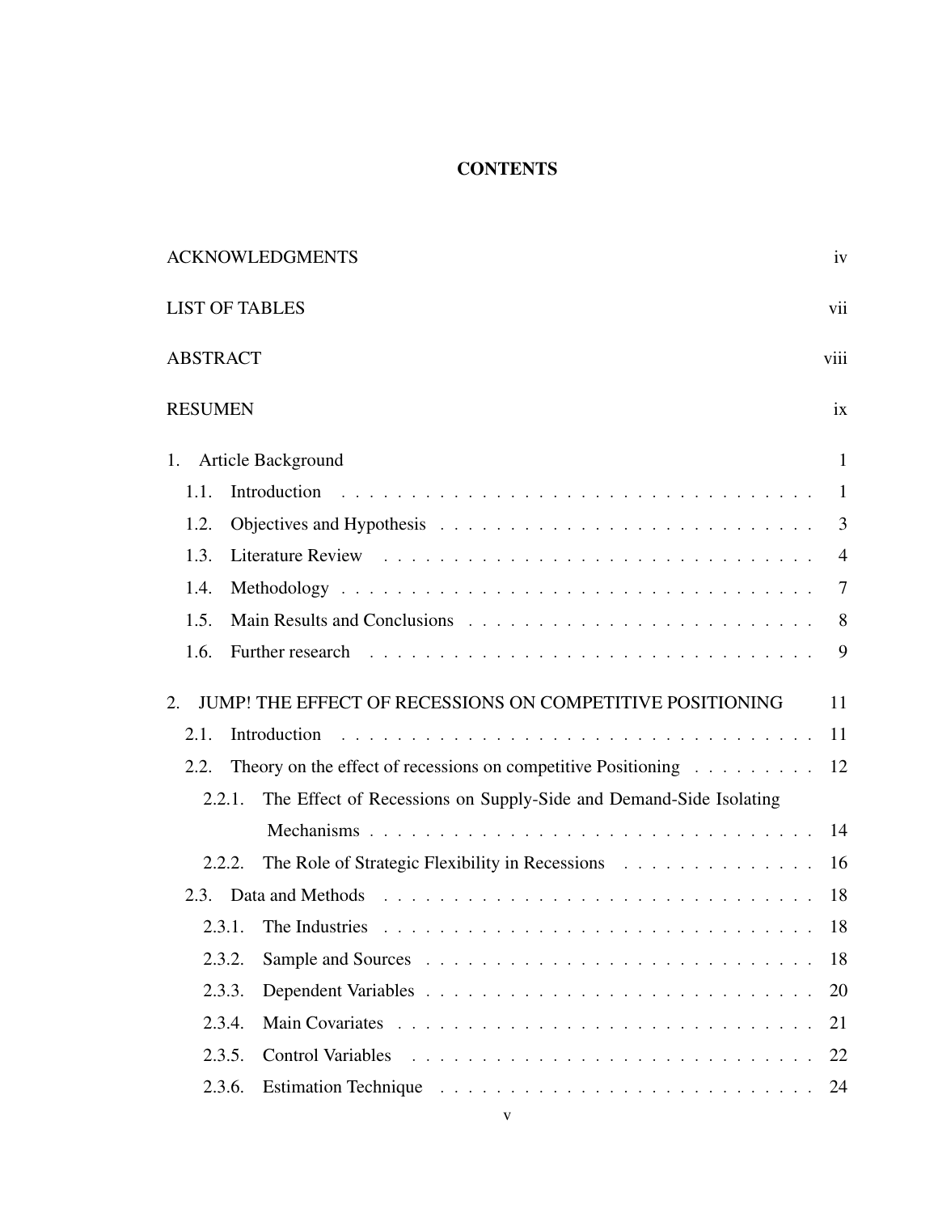# CONTENTS

| | |
|---|---|
| ACKNOWLEDGMENTS | iv |
| LIST OF TABLES | vii |
| ABSTRACT | viii |
| RESUMEN | ix |
| 1. Article Background | 1 |
| 1.1. Introduction | 1 |
| 1.2. Objectives and Hypothesis | 3 |
| 1.3. Literature Review | 4 |
| 1.4. Methodology | 7 |
| 1.5. Main Results and Conclusions | 8 |
| 1.6. Further research | 9 |
| 2. JUMP! THE EFFECT OF RECESSIONS ON COMPETITIVE POSITIONING | 11 |
| 2.1. Introduction | 11 |
| 2.2. Theory on the effect of recessions on competitive Positioning | 12 |
| 2.2.1. The Effect of Recessions on Supply-Side and Demand-Side Isolating Mechanisms | 14 |
| 2.2.2. The Role of Strategic Flexibility in Recessions | 16 |
| 2.3. Data and Methods | 18 |
| 2.3.1. The Industries | 18 |
| 2.3.2. Sample and Sources | 18 |
| 2.3.3. Dependent Variables | 20 |
| 2.3.4. Main Covariates | 21 |
| 2.3.5. Control Variables | 22 |
| 2.3.6. Estimation Technique | 24 |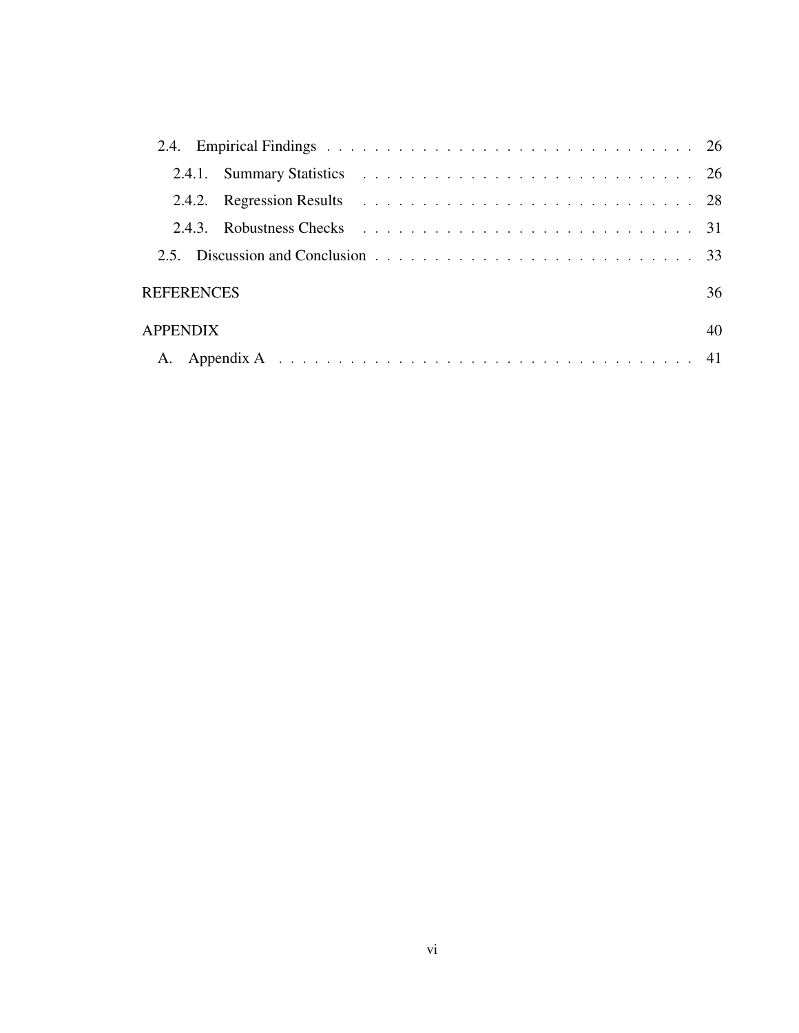2.4. Empirical Findings . . . . . . . . . . . . . . . . . . . . . . . . . . . . . . . . 26

2.4.1. Summary Statistics . . . . . . . . . . . . . . . . . . . . . . . . . . . . 26

2.4.2. Regression Results . . . . . . . . . . . . . . . . . . . . . . . . . . . . 28

2.4.3. Robustness Checks . . . . . . . . . . . . . . . . . . . . . . . . . . . . 31

2.5. Discussion and Conclusion . . . . . . . . . . . . . . . . . . . . . . . . . . . . 33

REFERENCES 36

APPENDIX 40

A. Appendix A . . . . . . . . . . . . . . . . . . . . . . . . . . . . . . . . . . . . 41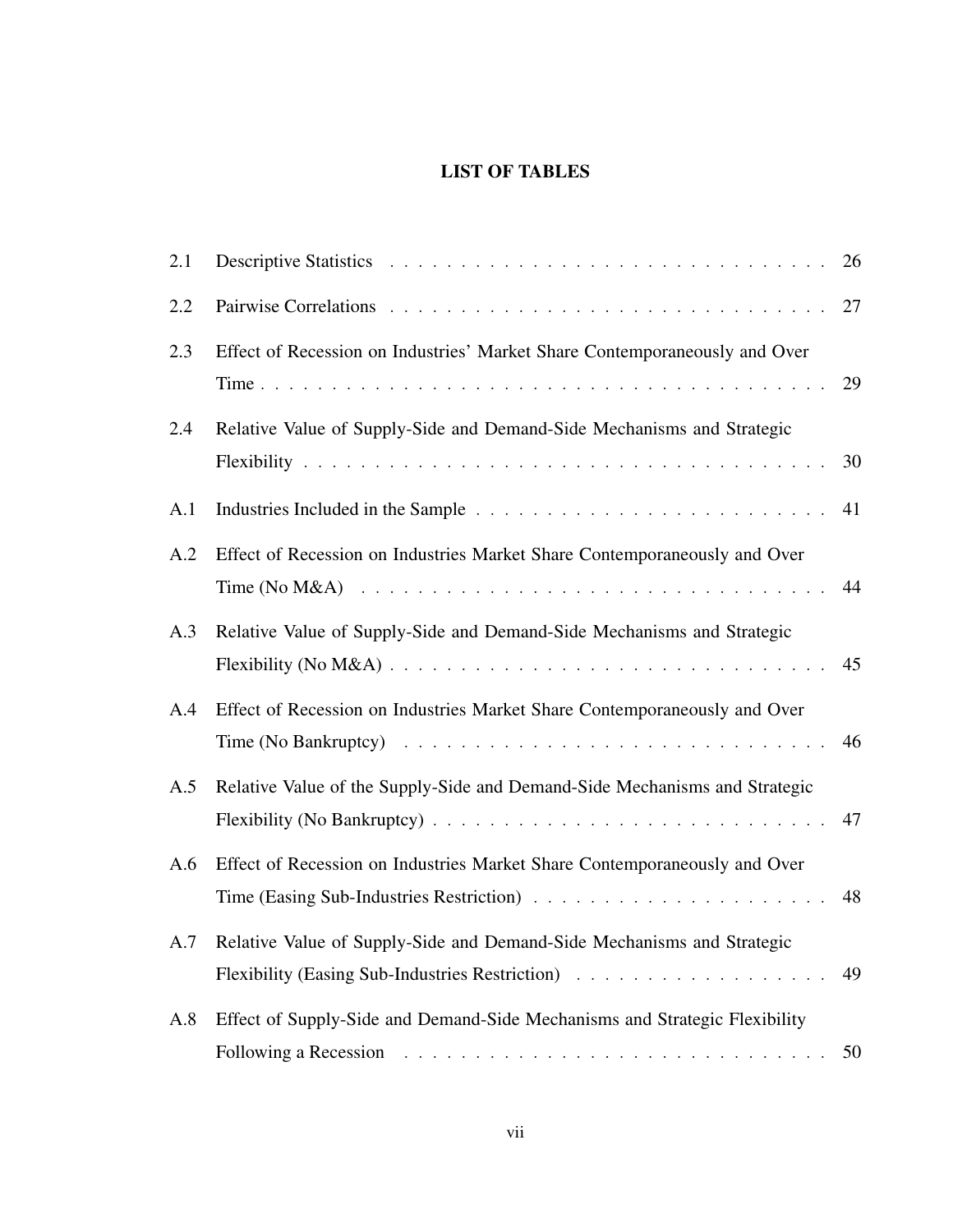# LIST OF TABLES

| | | |
|---|---|---|
| 2.1 | Descriptive Statistics | 26 |
| 2.2 | Pairwise Correlations | 27 |
| 2.3 | Effect of Recession on Industries' Market Share Contemporaneously and Over Time | 29 |
| 2.4 | Relative Value of Supply-Side and Demand-Side Mechanisms and Strategic Flexibility | 30 |
| A.1 | Industries Included in the Sample | 41 |
| A.2 | Effect of Recession on Industries Market Share Contemporaneously and Over Time (No M&A) | 44 |
| A.3 | Relative Value of Supply-Side and Demand-Side Mechanisms and Strategic Flexibility (No M&A) | 45 |
| A.4 | Effect of Recession on Industries Market Share Contemporaneously and Over Time (No Bankruptcy) | 46 |
| A.5 | Relative Value of the Supply-Side and Demand-Side Mechanisms and Strategic Flexibility (No Bankruptcy) | 47 |
| A.6 | Effect of Recession on Industries Market Share Contemporaneously and Over Time (Easing Sub-Industries Restriction) | 48 |
| A.7 | Relative Value of Supply-Side and Demand-Side Mechanisms and Strategic Flexibility (Easing Sub-Industries Restriction) | 49 |
| A.8 | Effect of Supply-Side and Demand-Side Mechanisms and Strategic Flexibility Following a Recession | 50 |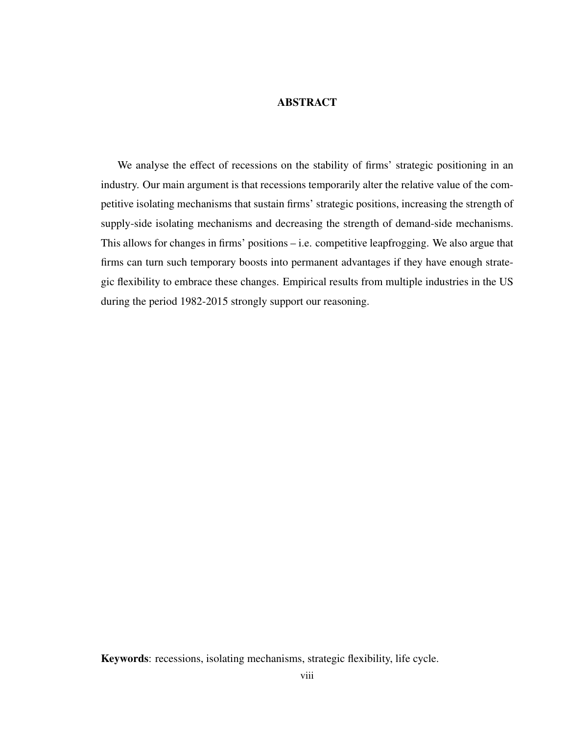# ABSTRACT

We analyse the effect of recessions on the stability of firms' strategic positioning in an industry. Our main argument is that recessions temporarily alter the relative value of the competitive isolating mechanisms that sustain firms' strategic positions, increasing the strength of supply-side isolating mechanisms and decreasing the strength of demand-side mechanisms. This allows for changes in firms' positions – i.e. competitive leapfrogging. We also argue that firms can turn such temporary boosts into permanent advantages if they have enough strategic flexibility to embrace these changes. Empirical results from multiple industries in the US during the period 1982-2015 strongly support our reasoning.

**Keywords**: recessions, isolating mechanisms, strategic flexibility, life cycle.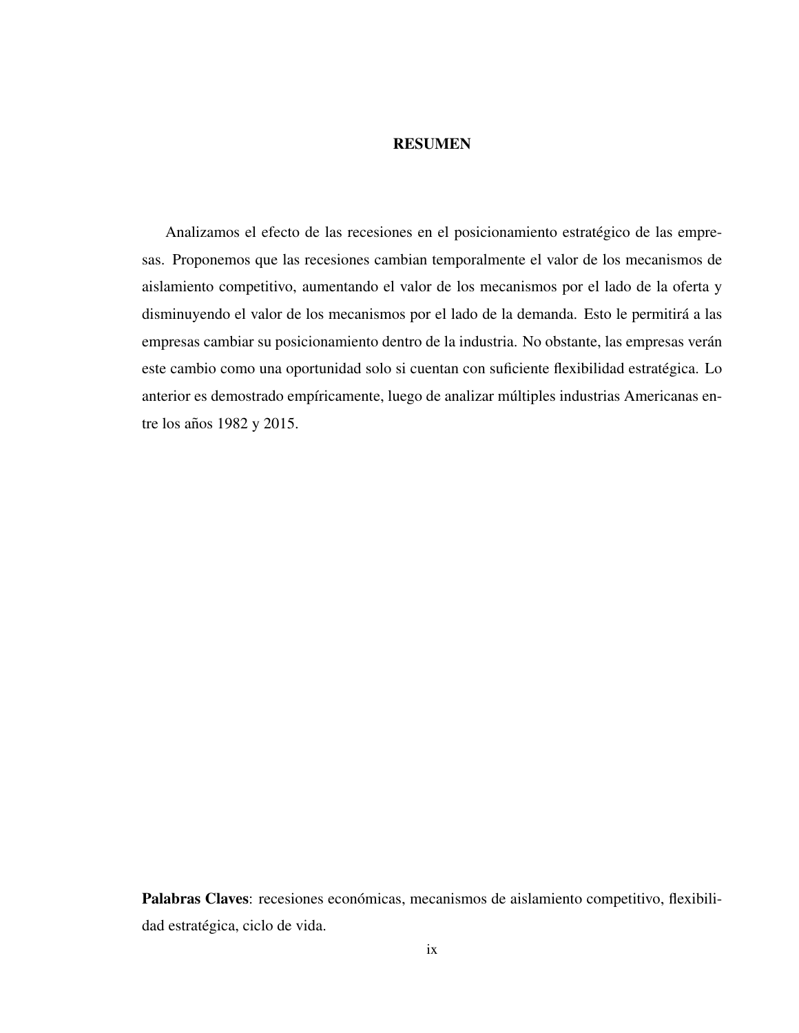# RESUMEN

Analizamos el efecto de las recesiones en el posicionamiento estratégico de las empresas. Proponemos que las recesiones cambian temporalmente el valor de los mecanismos de aislamiento competitivo, aumentando el valor de los mecanismos por el lado de la oferta y disminuyendo el valor de los mecanismos por el lado de la demanda. Esto le permitirá a las empresas cambiar su posicionamiento dentro de la industria. No obstante, las empresas verán este cambio como una oportunidad solo si cuentan con suficiente flexibilidad estratégica. Lo anterior es demostrado empíricamente, luego de analizar múltiples industrias Americanas entre los años 1982 y 2015.

**Palabras Claves**: recesiones económicas, mecanismos de aislamiento competitivo, flexibilidad estratégica, ciclo de vida.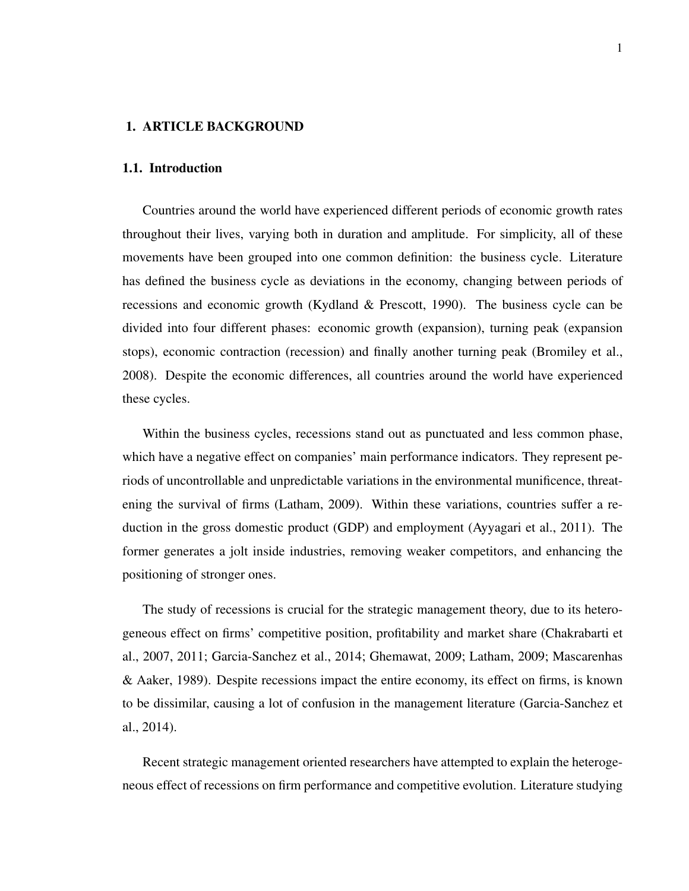# 1. ARTICLE BACKGROUND

## 1.1. Introduction

Countries around the world have experienced different periods of economic growth rates throughout their lives, varying both in duration and amplitude. For simplicity, all of these movements have been grouped into one common definition: the business cycle. Literature has defined the business cycle as deviations in the economy, changing between periods of recessions and economic growth (Kydland & Prescott, 1990). The business cycle can be divided into four different phases: economic growth (expansion), turning peak (expansion stops), economic contraction (recession) and finally another turning peak (Bromiley et al., 2008). Despite the economic differences, all countries around the world have experienced these cycles.

Within the business cycles, recessions stand out as punctuated and less common phase, which have a negative effect on companies' main performance indicators. They represent periods of uncontrollable and unpredictable variations in the environmental munificence, threatening the survival of firms (Latham, 2009). Within these variations, countries suffer a reduction in the gross domestic product (GDP) and employment (Ayyagari et al., 2011). The former generates a jolt inside industries, removing weaker competitors, and enhancing the positioning of stronger ones.

The study of recessions is crucial for the strategic management theory, due to its heterogeneous effect on firms' competitive position, profitability and market share (Chakrabarti et al., 2007, 2011; Garcia-Sanchez et al., 2014; Ghemawat, 2009; Latham, 2009; Mascarenhas & Aaker, 1989). Despite recessions impact the entire economy, its effect on firms, is known to be dissimilar, causing a lot of confusion in the management literature (Garcia-Sanchez et al., 2014).

Recent strategic management oriented researchers have attempted to explain the heterogeneous effect of recessions on firm performance and competitive evolution. Literature studying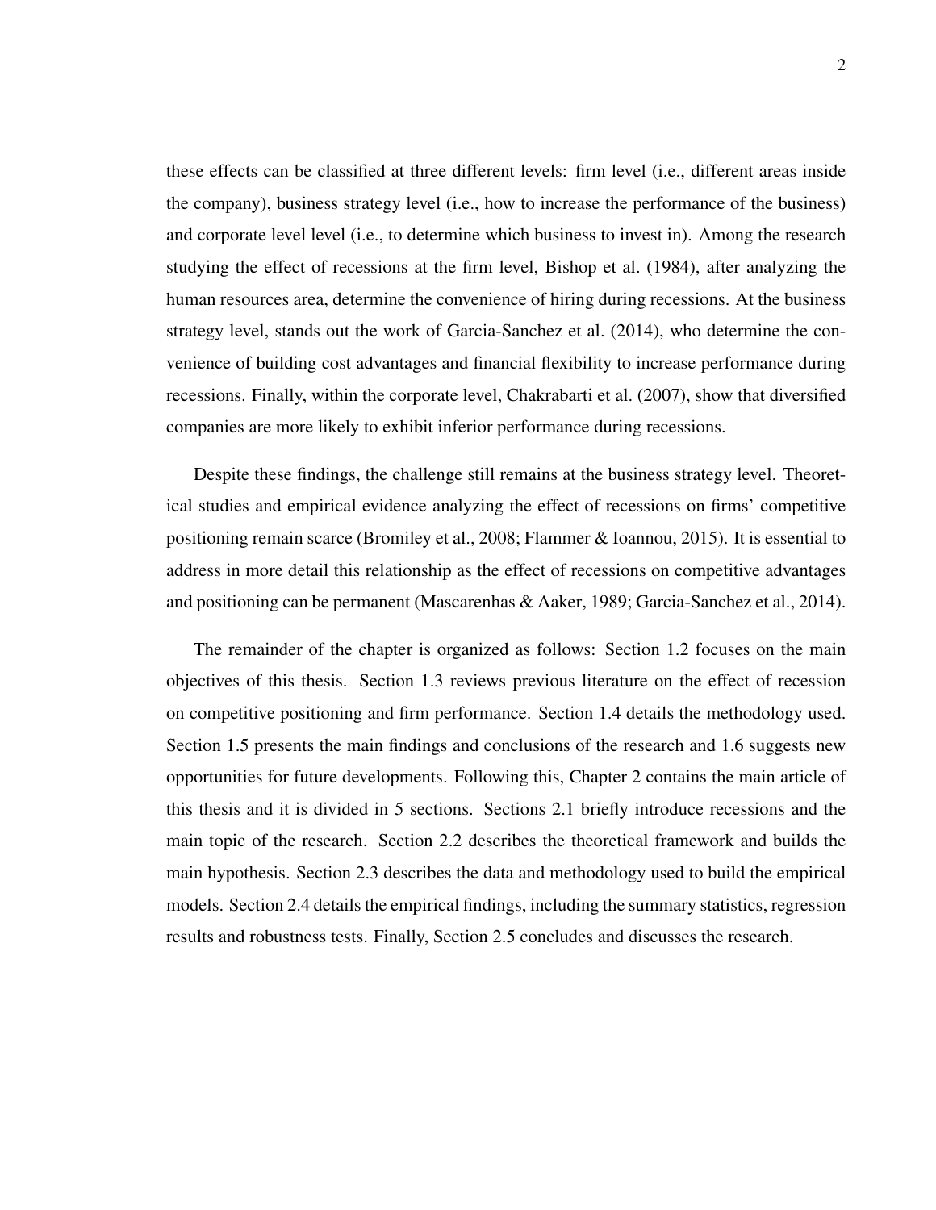these effects can be classified at three different levels: firm level (i.e., different areas inside the company), business strategy level (i.e., how to increase the performance of the business) and corporate level level (i.e., to determine which business to invest in). Among the research studying the effect of recessions at the firm level, Bishop et al. (1984), after analyzing the human resources area, determine the convenience of hiring during recessions. At the business strategy level, stands out the work of Garcia-Sanchez et al. (2014), who determine the convenience of building cost advantages and financial flexibility to increase performance during recessions. Finally, within the corporate level, Chakrabarti et al. (2007), show that diversified companies are more likely to exhibit inferior performance during recessions.

Despite these findings, the challenge still remains at the business strategy level. Theoretical studies and empirical evidence analyzing the effect of recessions on firms' competitive positioning remain scarce (Bromiley et al., 2008; Flammer & Ioannou, 2015). It is essential to address in more detail this relationship as the effect of recessions on competitive advantages and positioning can be permanent (Mascarenhas & Aaker, 1989; Garcia-Sanchez et al., 2014).

The remainder of the chapter is organized as follows: Section 1.2 focuses on the main objectives of this thesis. Section 1.3 reviews previous literature on the effect of recession on competitive positioning and firm performance. Section 1.4 details the methodology used. Section 1.5 presents the main findings and conclusions of the research and 1.6 suggests new opportunities for future developments. Following this, Chapter 2 contains the main article of this thesis and it is divided in 5 sections. Sections 2.1 briefly introduce recessions and the main topic of the research. Section 2.2 describes the theoretical framework and builds the main hypothesis. Section 2.3 describes the data and methodology used to build the empirical models. Section 2.4 details the empirical findings, including the summary statistics, regression results and robustness tests. Finally, Section 2.5 concludes and discusses the research.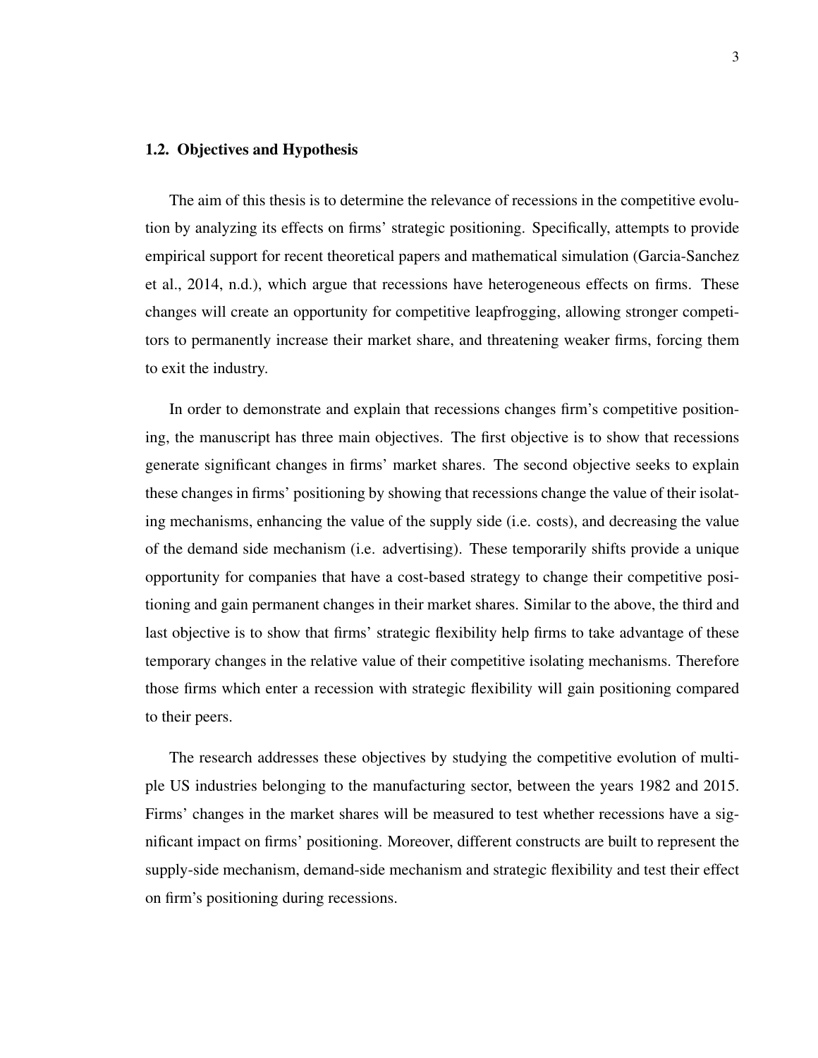## 1.2. Objectives and Hypothesis

The aim of this thesis is to determine the relevance of recessions in the competitive evolution by analyzing its effects on firms' strategic positioning. Specifically, attempts to provide empirical support for recent theoretical papers and mathematical simulation (Garcia-Sanchez et al., 2014, n.d.), which argue that recessions have heterogeneous effects on firms. These changes will create an opportunity for competitive leapfrogging, allowing stronger competitors to permanently increase their market share, and threatening weaker firms, forcing them to exit the industry.

In order to demonstrate and explain that recessions changes firm's competitive positioning, the manuscript has three main objectives. The first objective is to show that recessions generate significant changes in firms' market shares. The second objective seeks to explain these changes in firms' positioning by showing that recessions change the value of their isolating mechanisms, enhancing the value of the supply side (i.e. costs), and decreasing the value of the demand side mechanism (i.e. advertising). These temporarily shifts provide a unique opportunity for companies that have a cost-based strategy to change their competitive positioning and gain permanent changes in their market shares. Similar to the above, the third and last objective is to show that firms' strategic flexibility help firms to take advantage of these temporary changes in the relative value of their competitive isolating mechanisms. Therefore those firms which enter a recession with strategic flexibility will gain positioning compared to their peers.

The research addresses these objectives by studying the competitive evolution of multiple US industries belonging to the manufacturing sector, between the years 1982 and 2015. Firms' changes in the market shares will be measured to test whether recessions have a significant impact on firms' positioning. Moreover, different constructs are built to represent the supply-side mechanism, demand-side mechanism and strategic flexibility and test their effect on firm's positioning during recessions.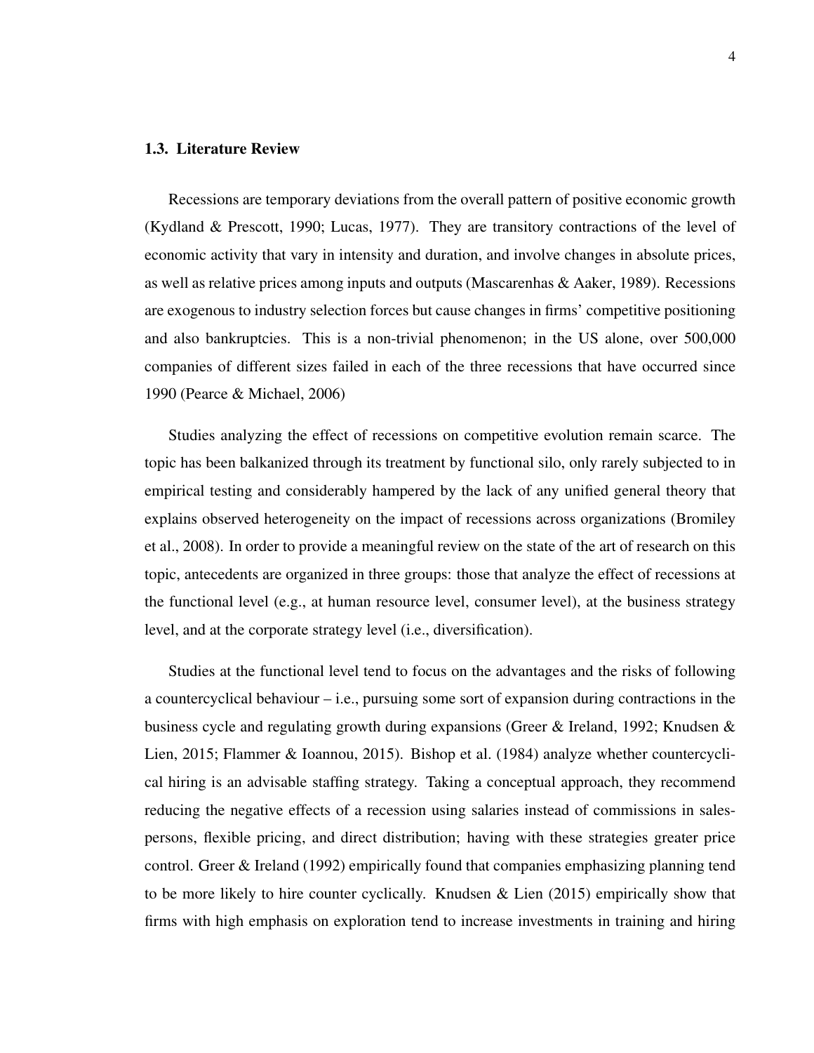### 1.3. Literature Review

Recessions are temporary deviations from the overall pattern of positive economic growth (Kydland & Prescott, 1990; Lucas, 1977). They are transitory contractions of the level of economic activity that vary in intensity and duration, and involve changes in absolute prices, as well as relative prices among inputs and outputs (Mascarenhas & Aaker, 1989). Recessions are exogenous to industry selection forces but cause changes in firms' competitive positioning and also bankruptcies. This is a non-trivial phenomenon; in the US alone, over 500,000 companies of different sizes failed in each of the three recessions that have occurred since 1990 (Pearce & Michael, 2006)

Studies analyzing the effect of recessions on competitive evolution remain scarce. The topic has been balkanized through its treatment by functional silo, only rarely subjected to in empirical testing and considerably hampered by the lack of any unified general theory that explains observed heterogeneity on the impact of recessions across organizations (Bromiley et al., 2008). In order to provide a meaningful review on the state of the art of research on this topic, antecedents are organized in three groups: those that analyze the effect of recessions at the functional level (e.g., at human resource level, consumer level), at the business strategy level, and at the corporate strategy level (i.e., diversification).

Studies at the functional level tend to focus on the advantages and the risks of following a countercyclical behaviour – i.e., pursuing some sort of expansion during contractions in the business cycle and regulating growth during expansions (Greer & Ireland, 1992; Knudsen & Lien, 2015; Flammer & Ioannou, 2015). Bishop et al. (1984) analyze whether countercyclical hiring is an advisable staffing strategy. Taking a conceptual approach, they recommend reducing the negative effects of a recession using salaries instead of commissions in salespersons, flexible pricing, and direct distribution; having with these strategies greater price control. Greer & Ireland (1992) empirically found that companies emphasizing planning tend to be more likely to hire counter cyclically. Knudsen & Lien (2015) empirically show that firms with high emphasis on exploration tend to increase investments in training and hiring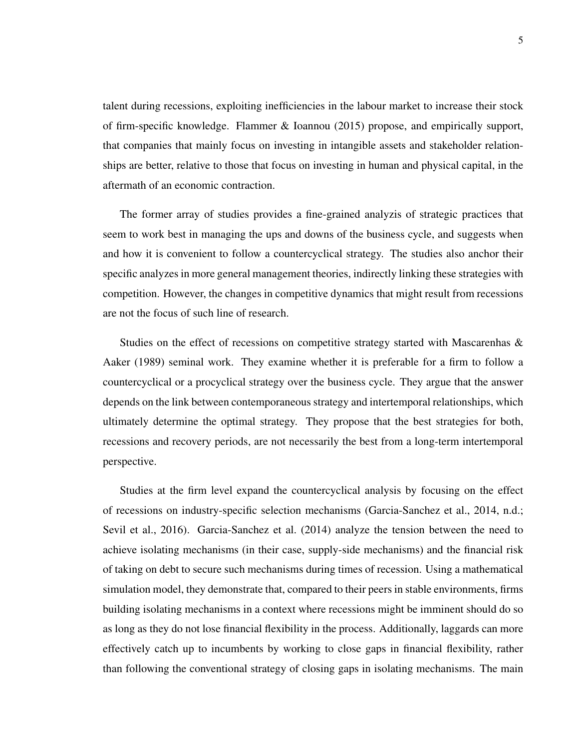talent during recessions, exploiting inefficiencies in the labour market to increase their stock of firm-specific knowledge. Flammer & Ioannou (2015) propose, and empirically support, that companies that mainly focus on investing in intangible assets and stakeholder relationships are better, relative to those that focus on investing in human and physical capital, in the aftermath of an economic contraction.

The former array of studies provides a fine-grained analyzis of strategic practices that seem to work best in managing the ups and downs of the business cycle, and suggests when and how it is convenient to follow a countercyclical strategy. The studies also anchor their specific analyzes in more general management theories, indirectly linking these strategies with competition. However, the changes in competitive dynamics that might result from recessions are not the focus of such line of research.

Studies on the effect of recessions on competitive strategy started with Mascarenhas & Aaker (1989) seminal work. They examine whether it is preferable for a firm to follow a countercyclical or a procyclical strategy over the business cycle. They argue that the answer depends on the link between contemporaneous strategy and intertemporal relationships, which ultimately determine the optimal strategy. They propose that the best strategies for both, recessions and recovery periods, are not necessarily the best from a long-term intertemporal perspective.

Studies at the firm level expand the countercyclical analysis by focusing on the effect of recessions on industry-specific selection mechanisms (Garcia-Sanchez et al., 2014, n.d.; Sevil et al., 2016). Garcia-Sanchez et al. (2014) analyze the tension between the need to achieve isolating mechanisms (in their case, supply-side mechanisms) and the financial risk of taking on debt to secure such mechanisms during times of recession. Using a mathematical simulation model, they demonstrate that, compared to their peers in stable environments, firms building isolating mechanisms in a context where recessions might be imminent should do so as long as they do not lose financial flexibility in the process. Additionally, laggards can more effectively catch up to incumbents by working to close gaps in financial flexibility, rather than following the conventional strategy of closing gaps in isolating mechanisms. The main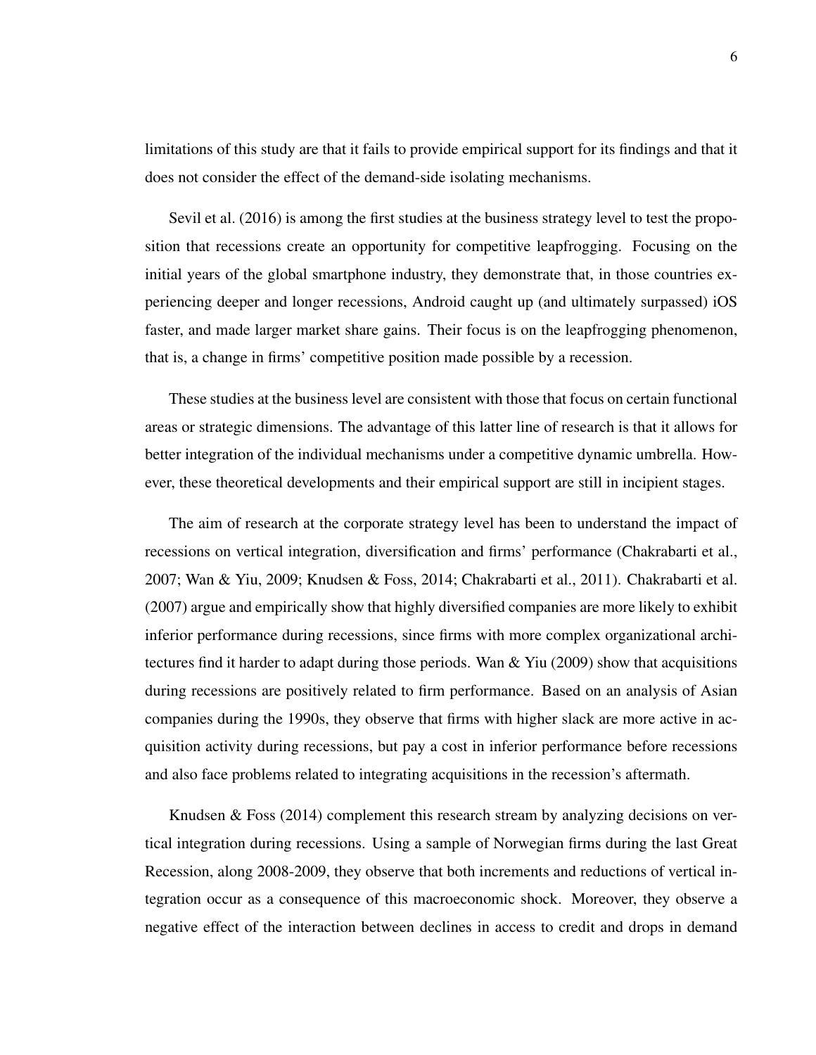limitations of this study are that it fails to provide empirical support for its findings and that it does not consider the effect of the demand-side isolating mechanisms.

Sevil et al. (2016) is among the first studies at the business strategy level to test the proposition that recessions create an opportunity for competitive leapfrogging. Focusing on the initial years of the global smartphone industry, they demonstrate that, in those countries experiencing deeper and longer recessions, Android caught up (and ultimately surpassed) iOS faster, and made larger market share gains. Their focus is on the leapfrogging phenomenon, that is, a change in firms' competitive position made possible by a recession.

These studies at the business level are consistent with those that focus on certain functional areas or strategic dimensions. The advantage of this latter line of research is that it allows for better integration of the individual mechanisms under a competitive dynamic umbrella. However, these theoretical developments and their empirical support are still in incipient stages.

The aim of research at the corporate strategy level has been to understand the impact of recessions on vertical integration, diversification and firms' performance (Chakrabarti et al., 2007; Wan & Yiu, 2009; Knudsen & Foss, 2014; Chakrabarti et al., 2011). Chakrabarti et al. (2007) argue and empirically show that highly diversified companies are more likely to exhibit inferior performance during recessions, since firms with more complex organizational architectures find it harder to adapt during those periods. Wan & Yiu (2009) show that acquisitions during recessions are positively related to firm performance. Based on an analysis of Asian companies during the 1990s, they observe that firms with higher slack are more active in acquisition activity during recessions, but pay a cost in inferior performance before recessions and also face problems related to integrating acquisitions in the recession's aftermath.

Knudsen & Foss (2014) complement this research stream by analyzing decisions on vertical integration during recessions. Using a sample of Norwegian firms during the last Great Recession, along 2008-2009, they observe that both increments and reductions of vertical integration occur as a consequence of this macroeconomic shock. Moreover, they observe a negative effect of the interaction between declines in access to credit and drops in demand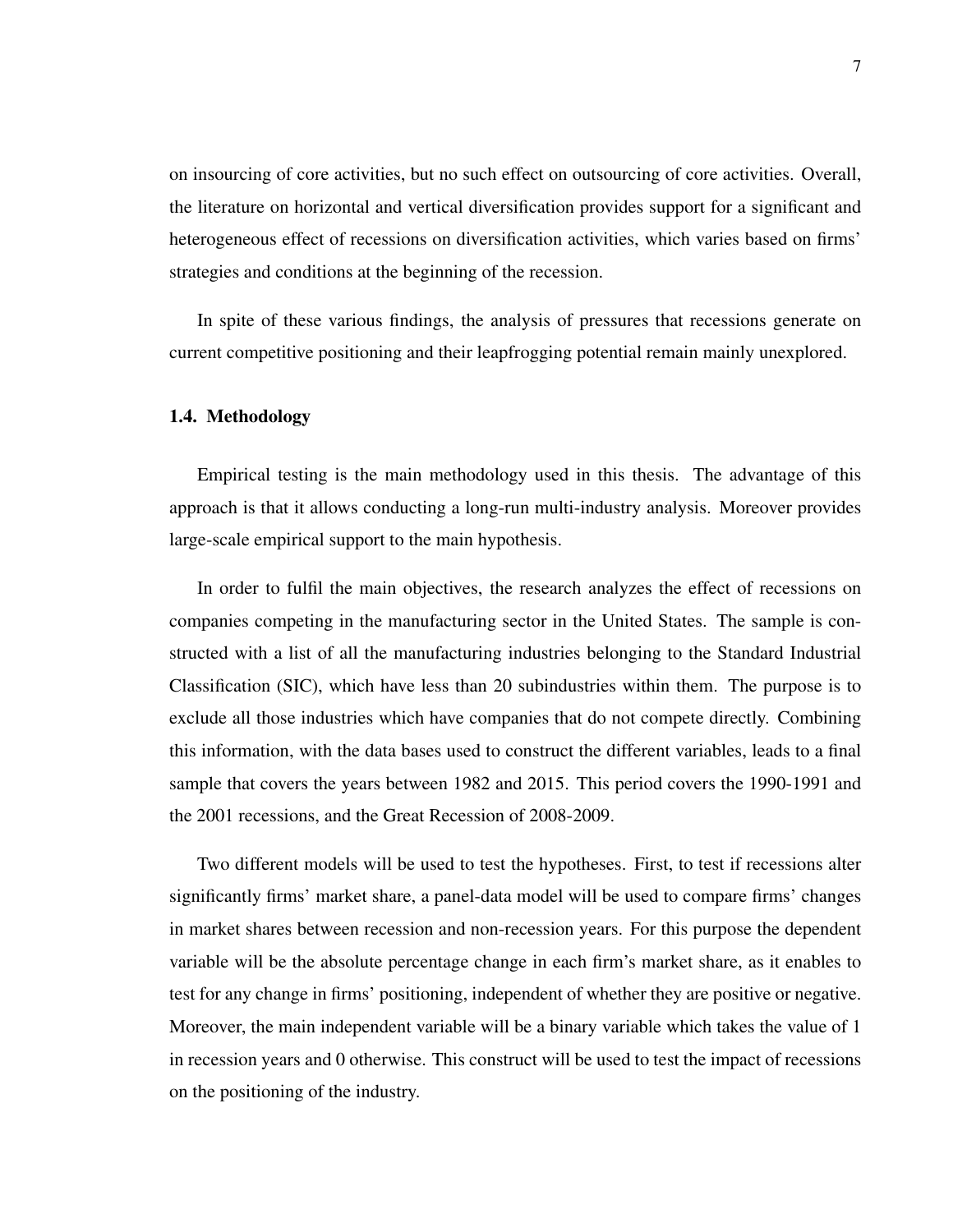on insourcing of core activities, but no such effect on outsourcing of core activities. Overall, the literature on horizontal and vertical diversification provides support for a significant and heterogeneous effect of recessions on diversification activities, which varies based on firms' strategies and conditions at the beginning of the recession.

In spite of these various findings, the analysis of pressures that recessions generate on current competitive positioning and their leapfrogging potential remain mainly unexplored.

### 1.4. Methodology

Empirical testing is the main methodology used in this thesis. The advantage of this approach is that it allows conducting a long-run multi-industry analysis. Moreover provides large-scale empirical support to the main hypothesis.

In order to fulfil the main objectives, the research analyzes the effect of recessions on companies competing in the manufacturing sector in the United States. The sample is constructed with a list of all the manufacturing industries belonging to the Standard Industrial Classification (SIC), which have less than 20 subindustries within them. The purpose is to exclude all those industries which have companies that do not compete directly. Combining this information, with the data bases used to construct the different variables, leads to a final sample that covers the years between 1982 and 2015. This period covers the 1990-1991 and the 2001 recessions, and the Great Recession of 2008-2009.

Two different models will be used to test the hypotheses. First, to test if recessions alter significantly firms' market share, a panel-data model will be used to compare firms' changes in market shares between recession and non-recession years. For this purpose the dependent variable will be the absolute percentage change in each firm's market share, as it enables to test for any change in firms' positioning, independent of whether they are positive or negative. Moreover, the main independent variable will be a binary variable which takes the value of 1 in recession years and 0 otherwise. This construct will be used to test the impact of recessions on the positioning of the industry.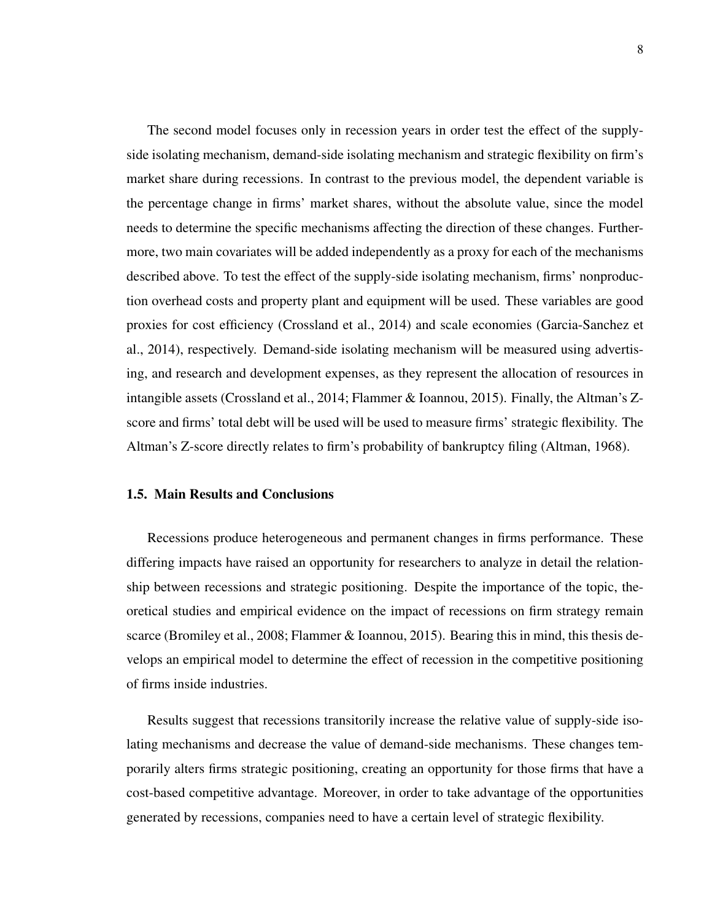The second model focuses only in recession years in order test the effect of the supply-side isolating mechanism, demand-side isolating mechanism and strategic flexibility on firm's market share during recessions. In contrast to the previous model, the dependent variable is the percentage change in firms' market shares, without the absolute value, since the model needs to determine the specific mechanisms affecting the direction of these changes. Furthermore, two main covariates will be added independently as a proxy for each of the mechanisms described above. To test the effect of the supply-side isolating mechanism, firms' nonproduction overhead costs and property plant and equipment will be used. These variables are good proxies for cost efficiency (Crossland et al., 2014) and scale economies (Garcia-Sanchez et al., 2014), respectively. Demand-side isolating mechanism will be measured using advertising, and research and development expenses, as they represent the allocation of resources in intangible assets (Crossland et al., 2014; Flammer & Ioannou, 2015). Finally, the Altman's Z-score and firms' total debt will be used will be used to measure firms' strategic flexibility. The Altman's Z-score directly relates to firm's probability of bankruptcy filing (Altman, 1968).

### 1.5. Main Results and Conclusions

Recessions produce heterogeneous and permanent changes in firms performance. These differing impacts have raised an opportunity for researchers to analyze in detail the relationship between recessions and strategic positioning. Despite the importance of the topic, theoretical studies and empirical evidence on the impact of recessions on firm strategy remain scarce (Bromiley et al., 2008; Flammer & Ioannou, 2015). Bearing this in mind, this thesis develops an empirical model to determine the effect of recession in the competitive positioning of firms inside industries.

Results suggest that recessions transitorily increase the relative value of supply-side isolating mechanisms and decrease the value of demand-side mechanisms. These changes temporarily alters firms strategic positioning, creating an opportunity for those firms that have a cost-based competitive advantage. Moreover, in order to take advantage of the opportunities generated by recessions, companies need to have a certain level of strategic flexibility.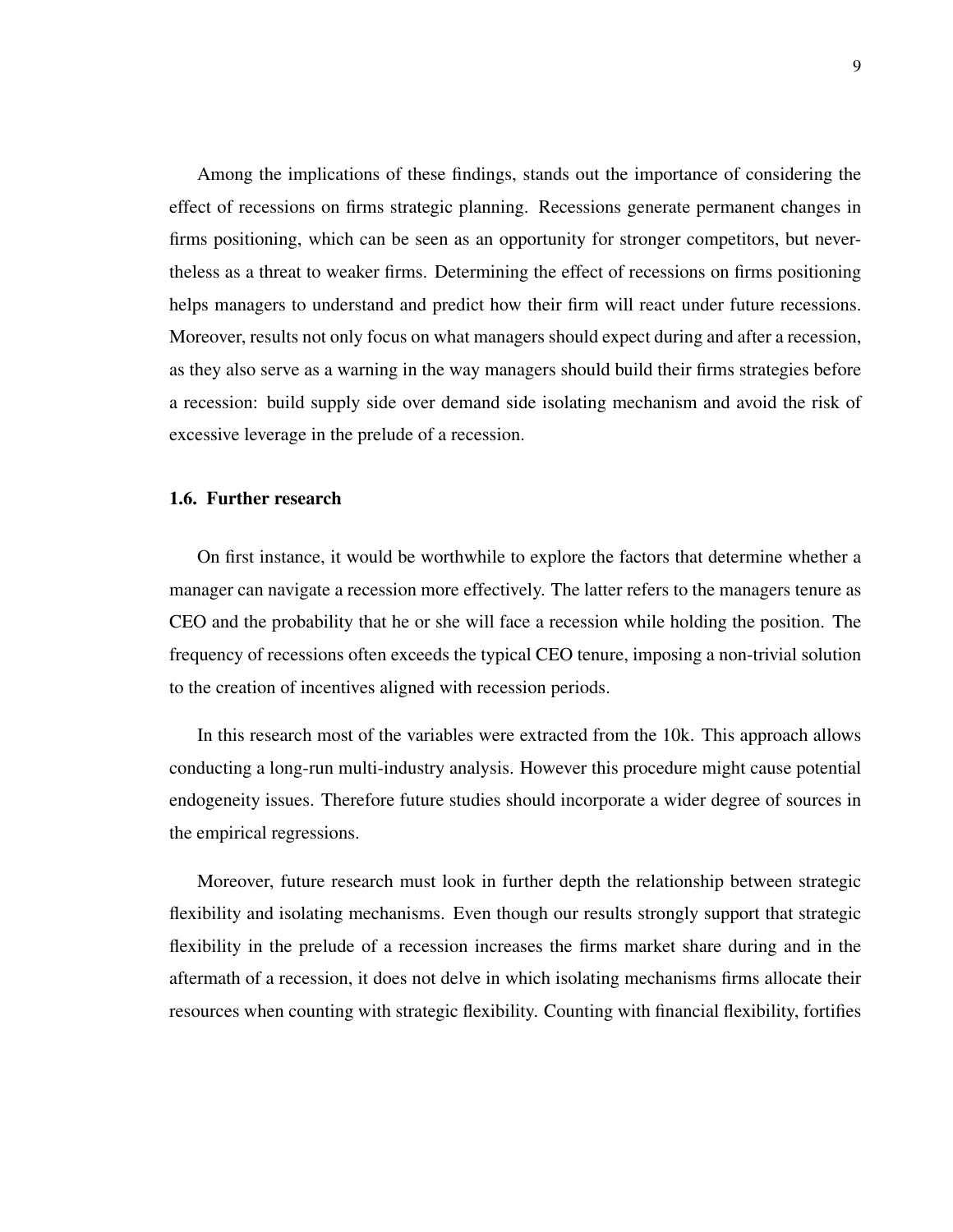Among the implications of these findings, stands out the importance of considering the effect of recessions on firms strategic planning. Recessions generate permanent changes in firms positioning, which can be seen as an opportunity for stronger competitors, but nevertheless as a threat to weaker firms. Determining the effect of recessions on firms positioning helps managers to understand and predict how their firm will react under future recessions. Moreover, results not only focus on what managers should expect during and after a recession, as they also serve as a warning in the way managers should build their firms strategies before a recession: build supply side over demand side isolating mechanism and avoid the risk of excessive leverage in the prelude of a recession.

### 1.6. Further research

On first instance, it would be worthwhile to explore the factors that determine whether a manager can navigate a recession more effectively. The latter refers to the managers tenure as CEO and the probability that he or she will face a recession while holding the position. The frequency of recessions often exceeds the typical CEO tenure, imposing a non-trivial solution to the creation of incentives aligned with recession periods.

In this research most of the variables were extracted from the 10k. This approach allows conducting a long-run multi-industry analysis. However this procedure might cause potential endogeneity issues. Therefore future studies should incorporate a wider degree of sources in the empirical regressions.

Moreover, future research must look in further depth the relationship between strategic flexibility and isolating mechanisms. Even though our results strongly support that strategic flexibility in the prelude of a recession increases the firms market share during and in the aftermath of a recession, it does not delve in which isolating mechanisms firms allocate their resources when counting with strategic flexibility. Counting with financial flexibility, fortifies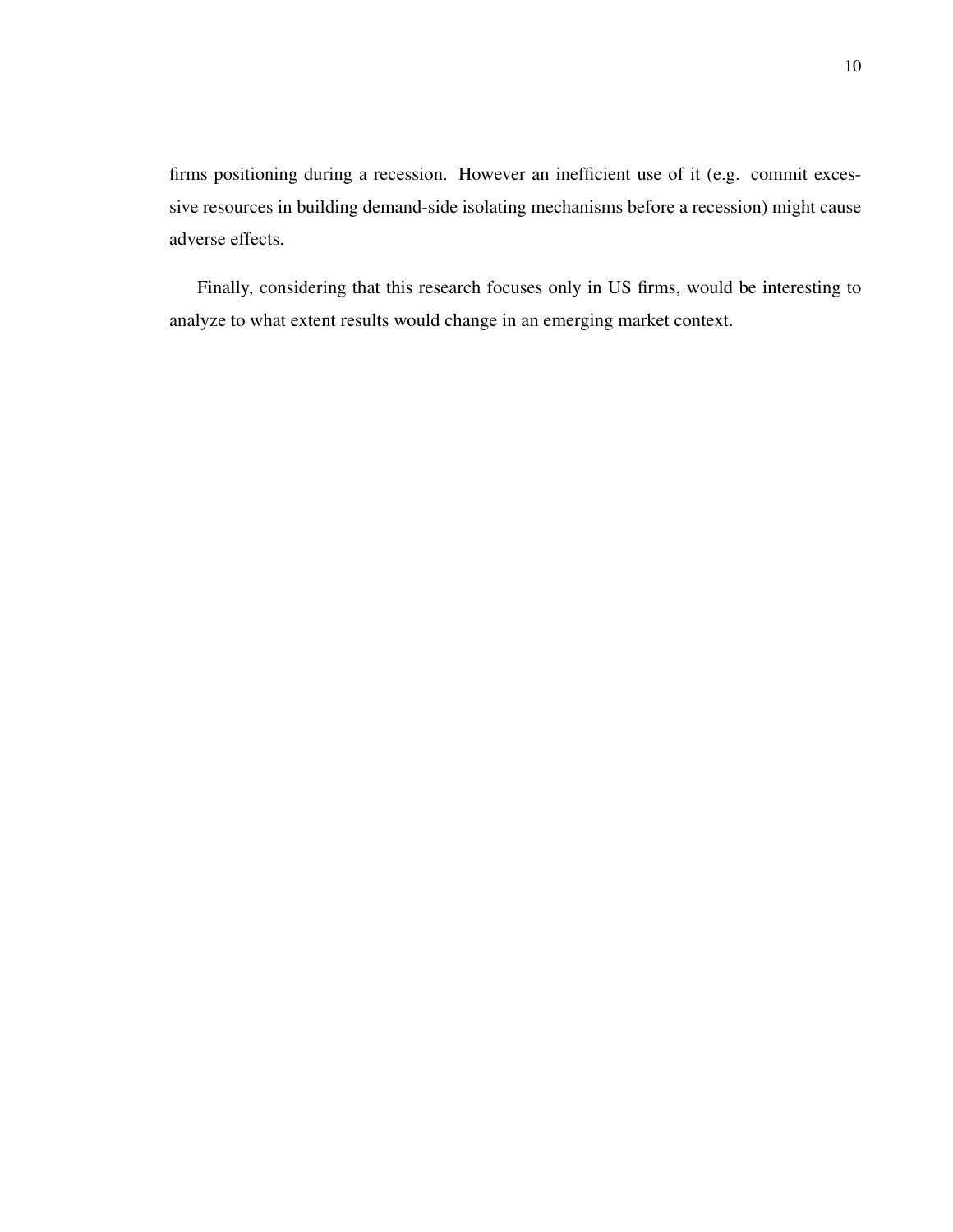firms positioning during a recession. However an inefficient use of it (e.g. commit excessive resources in building demand-side isolating mechanisms before a recession) might cause adverse effects.

Finally, considering that this research focuses only in US firms, would be interesting to analyze to what extent results would change in an emerging market context.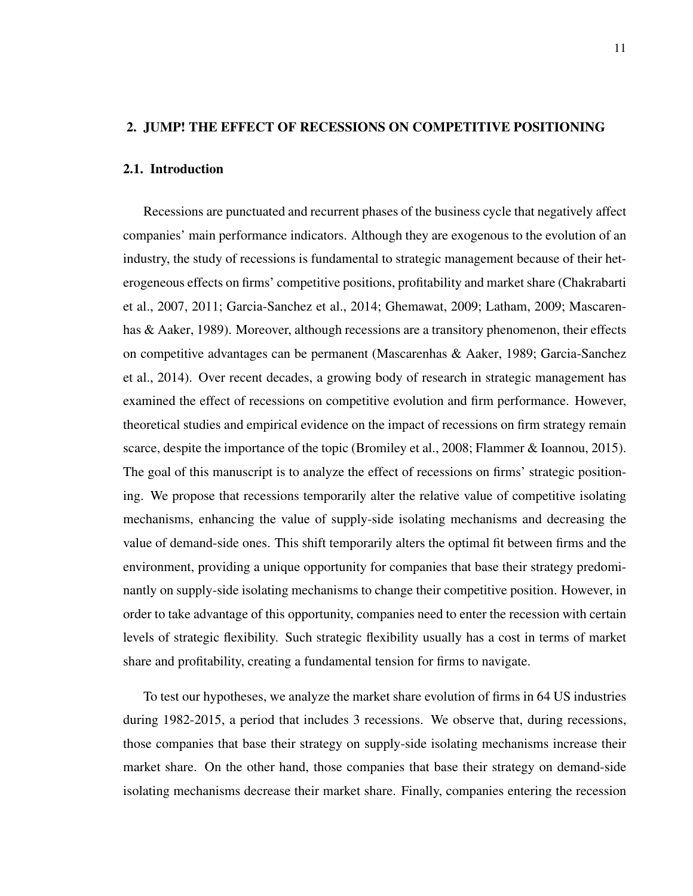## 2. JUMP! THE EFFECT OF RECESSIONS ON COMPETITIVE POSITIONING

### 2.1. Introduction

Recessions are punctuated and recurrent phases of the business cycle that negatively affect companies' main performance indicators. Although they are exogenous to the evolution of an industry, the study of recessions is fundamental to strategic management because of their heterogeneous effects on firms' competitive positions, profitability and market share (Chakrabarti et al., 2007, 2011; Garcia-Sanchez et al., 2014; Ghemawat, 2009; Latham, 2009; Mascarenhas & Aaker, 1989). Moreover, although recessions are a transitory phenomenon, their effects on competitive advantages can be permanent (Mascarenhas & Aaker, 1989; Garcia-Sanchez et al., 2014). Over recent decades, a growing body of research in strategic management has examined the effect of recessions on competitive evolution and firm performance. However, theoretical studies and empirical evidence on the impact of recessions on firm strategy remain scarce, despite the importance of the topic (Bromiley et al., 2008; Flammer & Ioannou, 2015). The goal of this manuscript is to analyze the effect of recessions on firms' strategic positioning. We propose that recessions temporarily alter the relative value of competitive isolating mechanisms, enhancing the value of supply-side isolating mechanisms and decreasing the value of demand-side ones. This shift temporarily alters the optimal fit between firms and the environment, providing a unique opportunity for companies that base their strategy predominantly on supply-side isolating mechanisms to change their competitive position. However, in order to take advantage of this opportunity, companies need to enter the recession with certain levels of strategic flexibility. Such strategic flexibility usually has a cost in terms of market share and profitability, creating a fundamental tension for firms to navigate.

To test our hypotheses, we analyze the market share evolution of firms in 64 US industries during 1982-2015, a period that includes 3 recessions. We observe that, during recessions, those companies that base their strategy on supply-side isolating mechanisms increase their market share. On the other hand, those companies that base their strategy on demand-side isolating mechanisms decrease their market share. Finally, companies entering the recession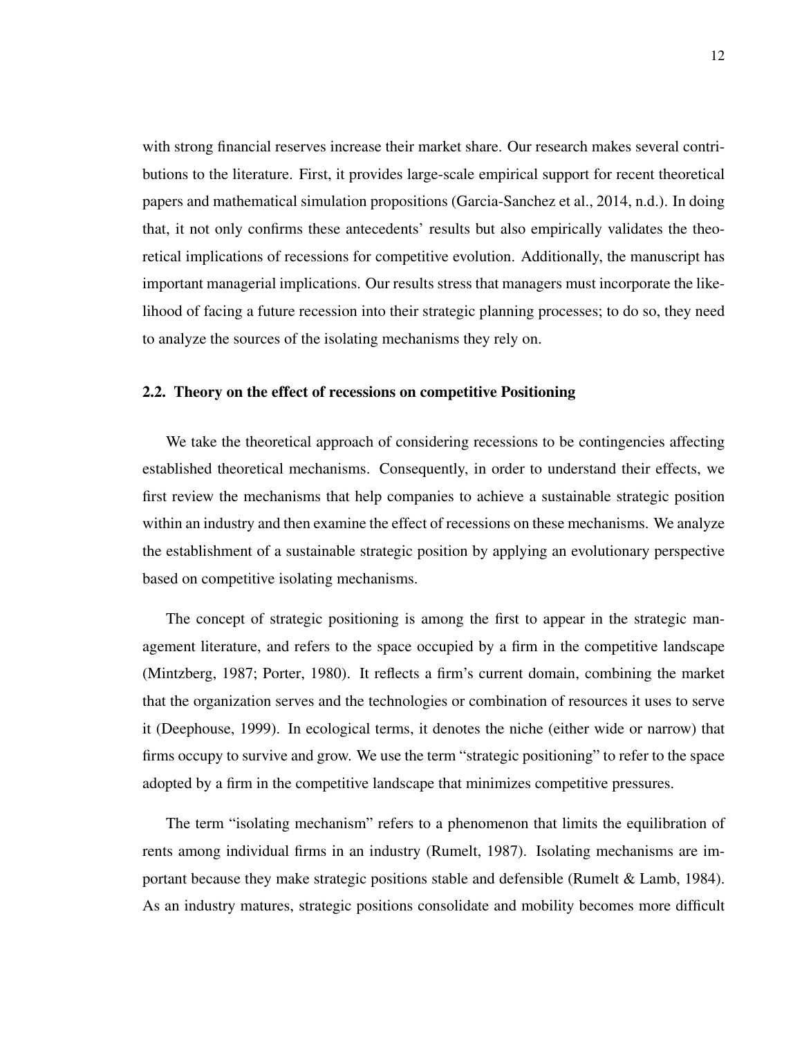with strong financial reserves increase their market share. Our research makes several contributions to the literature. First, it provides large-scale empirical support for recent theoretical papers and mathematical simulation propositions (Garcia-Sanchez et al., 2014, n.d.). In doing that, it not only confirms these antecedents' results but also empirically validates the theoretical implications of recessions for competitive evolution. Additionally, the manuscript has important managerial implications. Our results stress that managers must incorporate the likelihood of facing a future recession into their strategic planning processes; to do so, they need to analyze the sources of the isolating mechanisms they rely on.

### 2.2. Theory on the effect of recessions on competitive Positioning

We take the theoretical approach of considering recessions to be contingencies affecting established theoretical mechanisms. Consequently, in order to understand their effects, we first review the mechanisms that help companies to achieve a sustainable strategic position within an industry and then examine the effect of recessions on these mechanisms. We analyze the establishment of a sustainable strategic position by applying an evolutionary perspective based on competitive isolating mechanisms.

The concept of strategic positioning is among the first to appear in the strategic management literature, and refers to the space occupied by a firm in the competitive landscape (Mintzberg, 1987; Porter, 1980). It reflects a firm's current domain, combining the market that the organization serves and the technologies or combination of resources it uses to serve it (Deephouse, 1999). In ecological terms, it denotes the niche (either wide or narrow) that firms occupy to survive and grow. We use the term "strategic positioning" to refer to the space adopted by a firm in the competitive landscape that minimizes competitive pressures.

The term "isolating mechanism" refers to a phenomenon that limits the equilibration of rents among individual firms in an industry (Rumelt, 1987). Isolating mechanisms are important because they make strategic positions stable and defensible (Rumelt & Lamb, 1984). As an industry matures, strategic positions consolidate and mobility becomes more difficult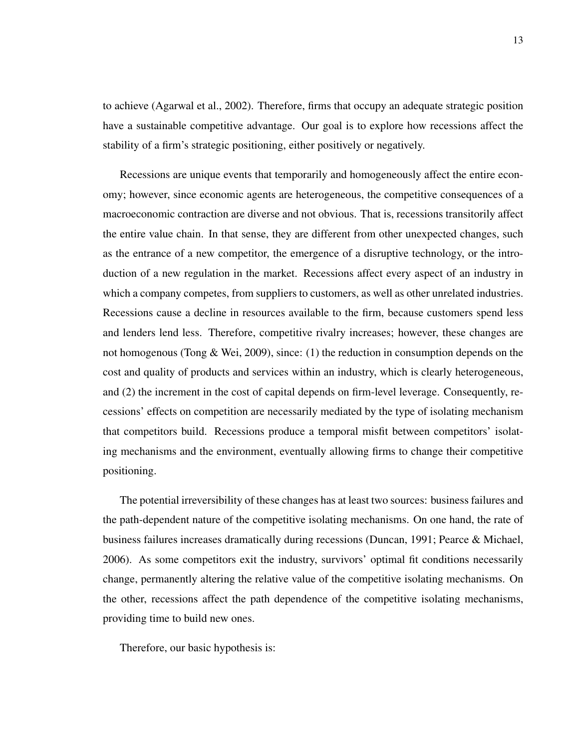to achieve (Agarwal et al., 2002). Therefore, firms that occupy an adequate strategic position have a sustainable competitive advantage. Our goal is to explore how recessions affect the stability of a firm's strategic positioning, either positively or negatively.

Recessions are unique events that temporarily and homogeneously affect the entire economy; however, since economic agents are heterogeneous, the competitive consequences of a macroeconomic contraction are diverse and not obvious. That is, recessions transitorily affect the entire value chain. In that sense, they are different from other unexpected changes, such as the entrance of a new competitor, the emergence of a disruptive technology, or the introduction of a new regulation in the market. Recessions affect every aspect of an industry in which a company competes, from suppliers to customers, as well as other unrelated industries. Recessions cause a decline in resources available to the firm, because customers spend less and lenders lend less. Therefore, competitive rivalry increases; however, these changes are not homogenous (Tong & Wei, 2009), since: (1) the reduction in consumption depends on the cost and quality of products and services within an industry, which is clearly heterogeneous, and (2) the increment in the cost of capital depends on firm-level leverage. Consequently, recessions' effects on competition are necessarily mediated by the type of isolating mechanism that competitors build. Recessions produce a temporal misfit between competitors' isolating mechanisms and the environment, eventually allowing firms to change their competitive positioning.

The potential irreversibility of these changes has at least two sources: business failures and the path-dependent nature of the competitive isolating mechanisms. On one hand, the rate of business failures increases dramatically during recessions (Duncan, 1991; Pearce & Michael, 2006). As some competitors exit the industry, survivors' optimal fit conditions necessarily change, permanently altering the relative value of the competitive isolating mechanisms. On the other, recessions affect the path dependence of the competitive isolating mechanisms, providing time to build new ones.

Therefore, our basic hypothesis is: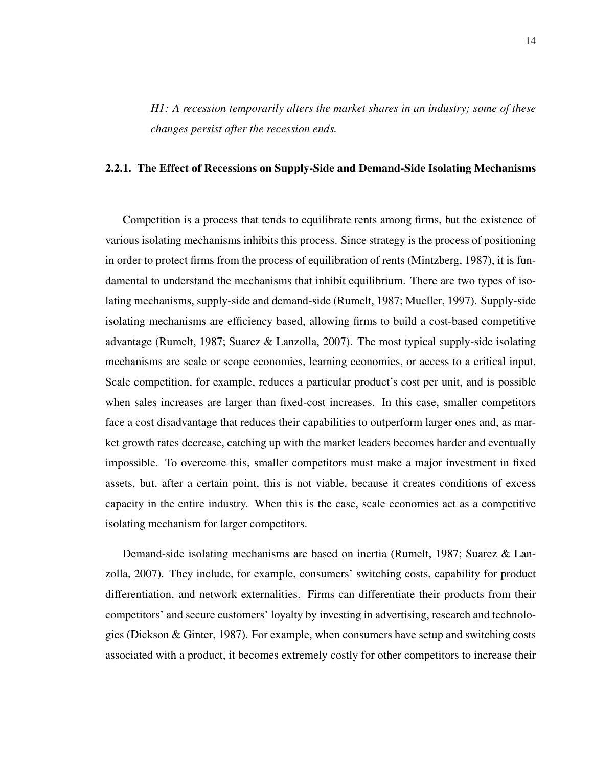*H1: A recession temporarily alters the market shares in an industry; some of these changes persist after the recession ends.*

### 2.2.1. The Effect of Recessions on Supply-Side and Demand-Side Isolating Mechanisms

Competition is a process that tends to equilibrate rents among firms, but the existence of various isolating mechanisms inhibits this process. Since strategy is the process of positioning in order to protect firms from the process of equilibration of rents (Mintzberg, 1987), it is fundamental to understand the mechanisms that inhibit equilibrium. There are two types of isolating mechanisms, supply-side and demand-side (Rumelt, 1987; Mueller, 1997). Supply-side isolating mechanisms are efficiency based, allowing firms to build a cost-based competitive advantage (Rumelt, 1987; Suarez & Lanzolla, 2007). The most typical supply-side isolating mechanisms are scale or scope economies, learning economies, or access to a critical input. Scale competition, for example, reduces a particular product's cost per unit, and is possible when sales increases are larger than fixed-cost increases. In this case, smaller competitors face a cost disadvantage that reduces their capabilities to outperform larger ones and, as market growth rates decrease, catching up with the market leaders becomes harder and eventually impossible. To overcome this, smaller competitors must make a major investment in fixed assets, but, after a certain point, this is not viable, because it creates conditions of excess capacity in the entire industry. When this is the case, scale economies act as a competitive isolating mechanism for larger competitors.

Demand-side isolating mechanisms are based on inertia (Rumelt, 1987; Suarez & Lanzolla, 2007). They include, for example, consumers' switching costs, capability for product differentiation, and network externalities. Firms can differentiate their products from their competitors' and secure customers' loyalty by investing in advertising, research and technologies (Dickson & Ginter, 1987). For example, when consumers have setup and switching costs associated with a product, it becomes extremely costly for other competitors to increase their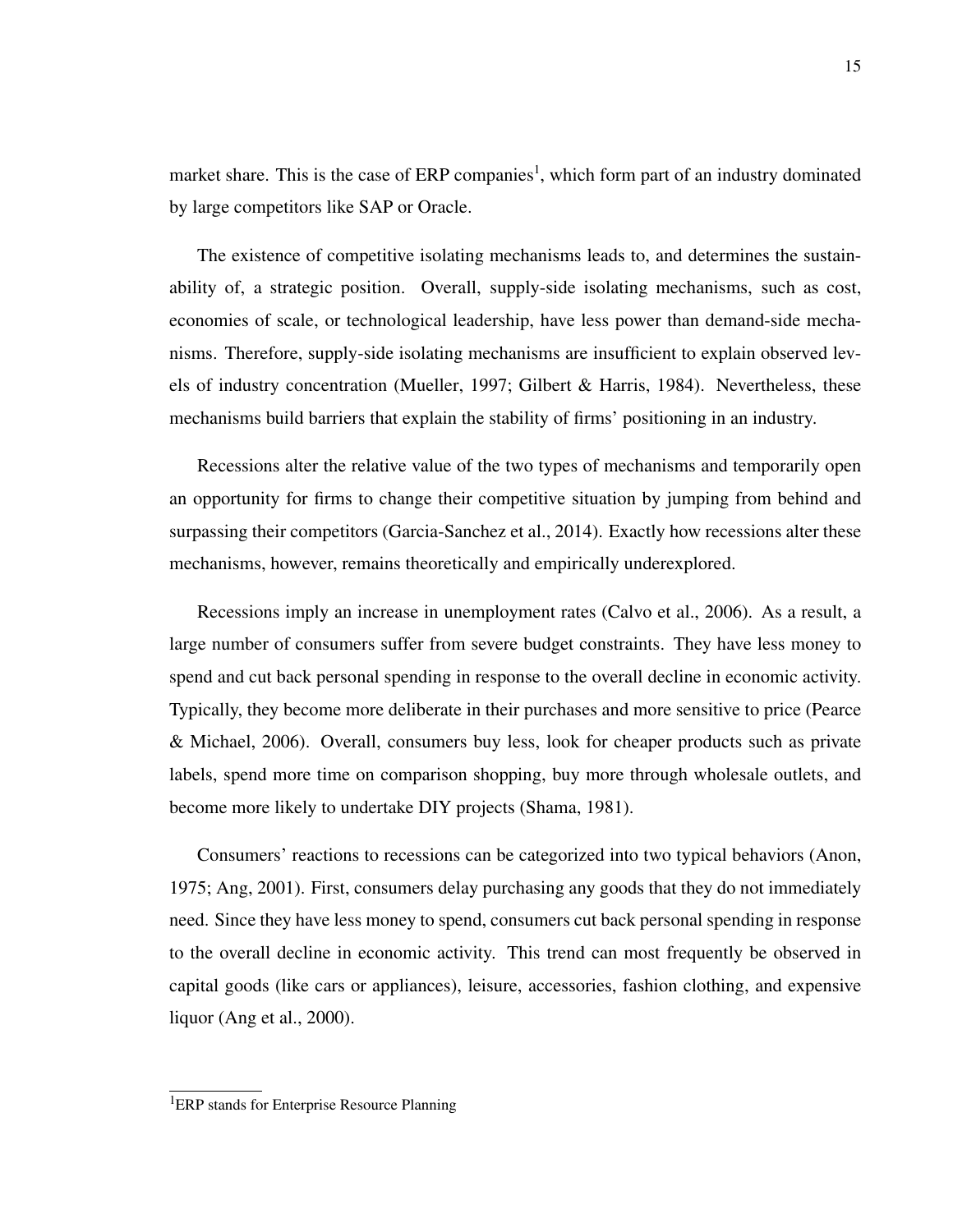market share. This is the case of ERP companies[1], which form part of an industry dominated by large competitors like SAP or Oracle.

The existence of competitive isolating mechanisms leads to, and determines the sustainability of, a strategic position. Overall, supply-side isolating mechanisms, such as cost, economies of scale, or technological leadership, have less power than demand-side mechanisms. Therefore, supply-side isolating mechanisms are insufficient to explain observed levels of industry concentration (Mueller, 1997; Gilbert & Harris, 1984). Nevertheless, these mechanisms build barriers that explain the stability of firms' positioning in an industry.

Recessions alter the relative value of the two types of mechanisms and temporarily open an opportunity for firms to change their competitive situation by jumping from behind and surpassing their competitors (Garcia-Sanchez et al., 2014). Exactly how recessions alter these mechanisms, however, remains theoretically and empirically underexplored.

Recessions imply an increase in unemployment rates (Calvo et al., 2006). As a result, a large number of consumers suffer from severe budget constraints. They have less money to spend and cut back personal spending in response to the overall decline in economic activity. Typically, they become more deliberate in their purchases and more sensitive to price (Pearce & Michael, 2006). Overall, consumers buy less, look for cheaper products such as private labels, spend more time on comparison shopping, buy more through wholesale outlets, and become more likely to undertake DIY projects (Shama, 1981).

Consumers' reactions to recessions can be categorized into two typical behaviors (Anon, 1975; Ang, 2001). First, consumers delay purchasing any goods that they do not immediately need. Since they have less money to spend, consumers cut back personal spending in response to the overall decline in economic activity. This trend can most frequently be observed in capital goods (like cars or appliances), leisure, accessories, fashion clothing, and expensive liquor (Ang et al., 2000).

[1] ERP stands for Enterprise Resource Planning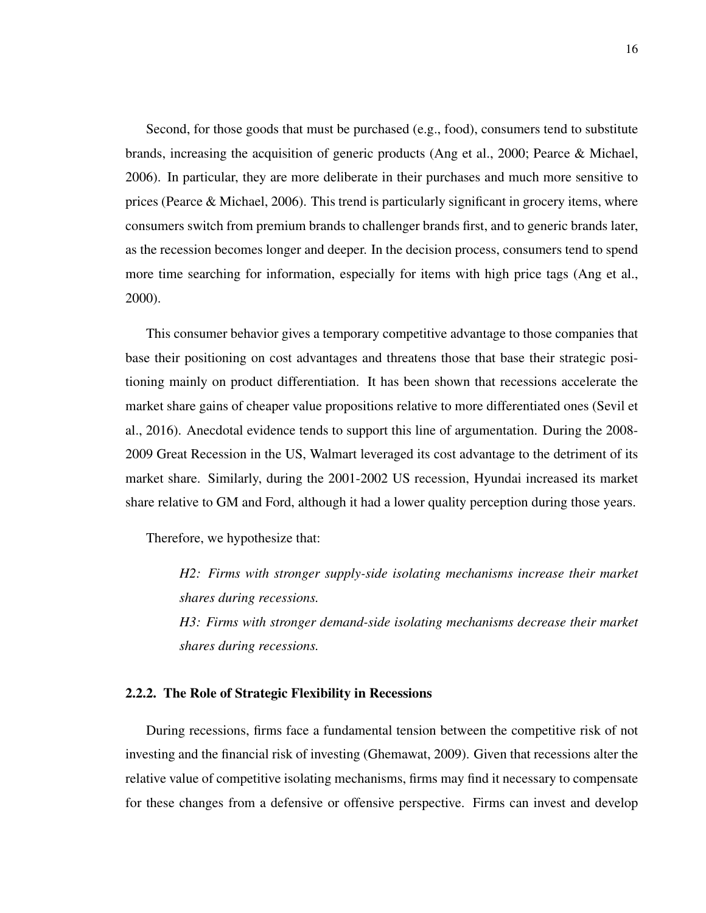Second, for those goods that must be purchased (e.g., food), consumers tend to substitute brands, increasing the acquisition of generic products (Ang et al., 2000; Pearce & Michael, 2006). In particular, they are more deliberate in their purchases and much more sensitive to prices (Pearce & Michael, 2006). This trend is particularly significant in grocery items, where consumers switch from premium brands to challenger brands first, and to generic brands later, as the recession becomes longer and deeper. In the decision process, consumers tend to spend more time searching for information, especially for items with high price tags (Ang et al., 2000).

This consumer behavior gives a temporary competitive advantage to those companies that base their positioning on cost advantages and threatens those that base their strategic positioning mainly on product differentiation. It has been shown that recessions accelerate the market share gains of cheaper value propositions relative to more differentiated ones (Sevil et al., 2016). Anecdotal evidence tends to support this line of argumentation. During the 2008-2009 Great Recession in the US, Walmart leveraged its cost advantage to the detriment of its market share. Similarly, during the 2001-2002 US recession, Hyundai increased its market share relative to GM and Ford, although it had a lower quality perception during those years.

Therefore, we hypothesize that:

> *H2: Firms with stronger supply-side isolating mechanisms increase their market shares during recessions.*
>
> *H3: Firms with stronger demand-side isolating mechanisms decrease their market shares during recessions.*

### 2.2.2. The Role of Strategic Flexibility in Recessions

During recessions, firms face a fundamental tension between the competitive risk of not investing and the financial risk of investing (Ghemawat, 2009). Given that recessions alter the relative value of competitive isolating mechanisms, firms may find it necessary to compensate for these changes from a defensive or offensive perspective. Firms can invest and develop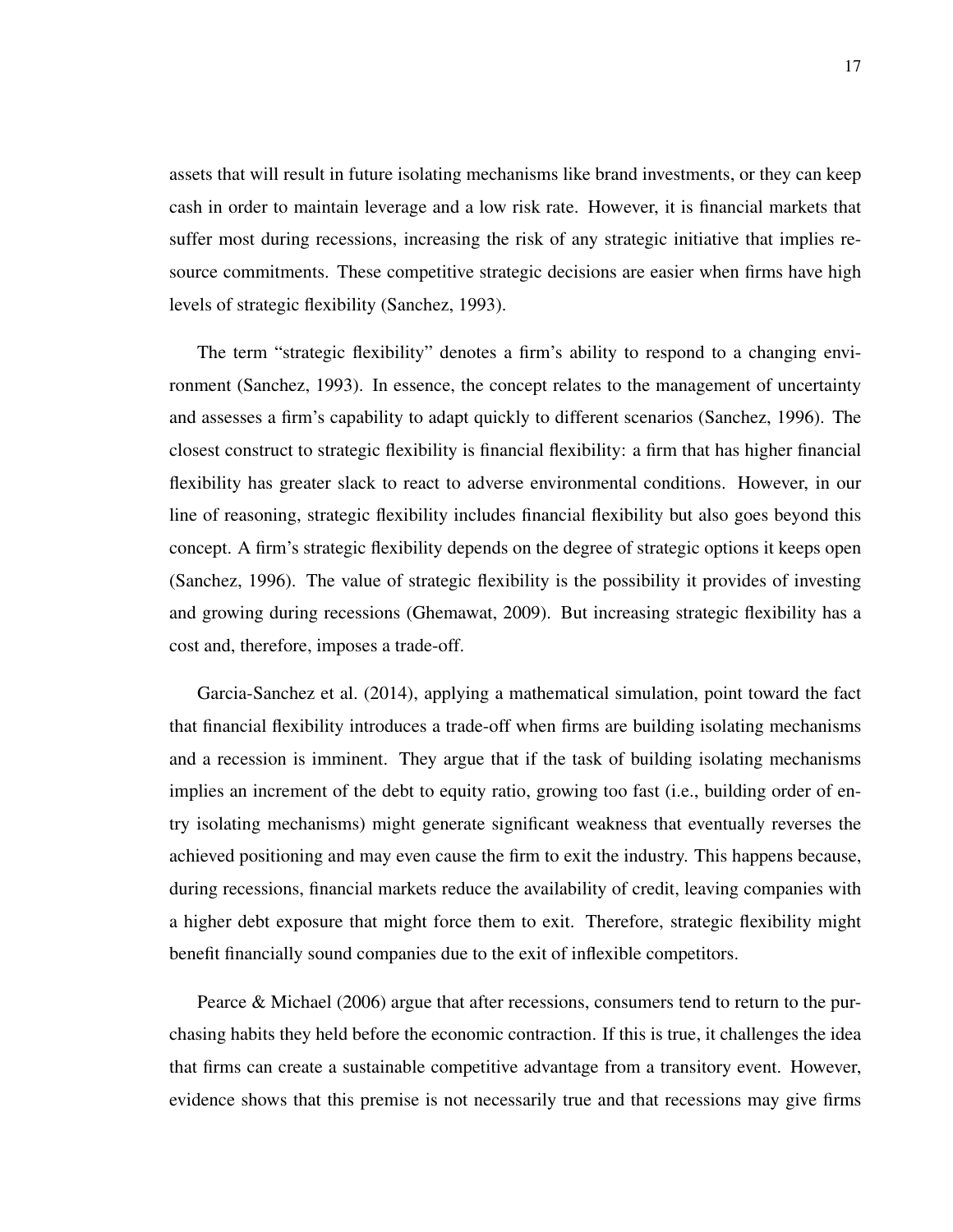assets that will result in future isolating mechanisms like brand investments, or they can keep cash in order to maintain leverage and a low risk rate. However, it is financial markets that suffer most during recessions, increasing the risk of any strategic initiative that implies resource commitments. These competitive strategic decisions are easier when firms have high levels of strategic flexibility (Sanchez, 1993).

The term "strategic flexibility" denotes a firm's ability to respond to a changing environment (Sanchez, 1993). In essence, the concept relates to the management of uncertainty and assesses a firm's capability to adapt quickly to different scenarios (Sanchez, 1996). The closest construct to strategic flexibility is financial flexibility: a firm that has higher financial flexibility has greater slack to react to adverse environmental conditions. However, in our line of reasoning, strategic flexibility includes financial flexibility but also goes beyond this concept. A firm's strategic flexibility depends on the degree of strategic options it keeps open (Sanchez, 1996). The value of strategic flexibility is the possibility it provides of investing and growing during recessions (Ghemawat, 2009). But increasing strategic flexibility has a cost and, therefore, imposes a trade-off.

Garcia-Sanchez et al. (2014), applying a mathematical simulation, point toward the fact that financial flexibility introduces a trade-off when firms are building isolating mechanisms and a recession is imminent. They argue that if the task of building isolating mechanisms implies an increment of the debt to equity ratio, growing too fast (i.e., building order of entry isolating mechanisms) might generate significant weakness that eventually reverses the achieved positioning and may even cause the firm to exit the industry. This happens because, during recessions, financial markets reduce the availability of credit, leaving companies with a higher debt exposure that might force them to exit. Therefore, strategic flexibility might benefit financially sound companies due to the exit of inflexible competitors.

Pearce & Michael (2006) argue that after recessions, consumers tend to return to the purchasing habits they held before the economic contraction. If this is true, it challenges the idea that firms can create a sustainable competitive advantage from a transitory event. However, evidence shows that this premise is not necessarily true and that recessions may give firms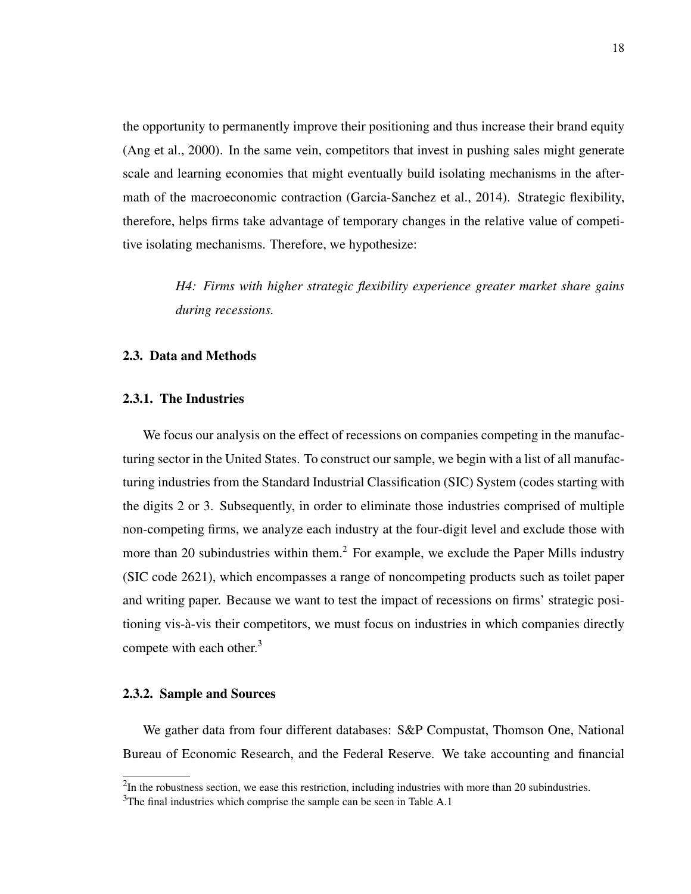the opportunity to permanently improve their positioning and thus increase their brand equity (Ang et al., 2000). In the same vein, competitors that invest in pushing sales might generate scale and learning economies that might eventually build isolating mechanisms in the aftermath of the macroeconomic contraction (Garcia-Sanchez et al., 2014). Strategic flexibility, therefore, helps firms take advantage of temporary changes in the relative value of competitive isolating mechanisms. Therefore, we hypothesize:

> *H4: Firms with higher strategic flexibility experience greater market share gains during recessions.*

### 2.3. Data and Methods

#### 2.3.1. The Industries

We focus our analysis on the effect of recessions on companies competing in the manufacturing sector in the United States. To construct our sample, we begin with a list of all manufacturing industries from the Standard Industrial Classification (SIC) System (codes starting with the digits 2 or 3. Subsequently, in order to eliminate those industries comprised of multiple non-competing firms, we analyze each industry at the four-digit level and exclude those with more than 20 subindustries within them.[2] For example, we exclude the Paper Mills industry (SIC code 2621), which encompasses a range of noncompeting products such as toilet paper and writing paper. Because we want to test the impact of recessions on firms' strategic positioning vis-à-vis their competitors, we must focus on industries in which companies directly compete with each other.[3]

#### 2.3.2. Sample and Sources

We gather data from four different databases: S&P Compustat, Thomson One, National Bureau of Economic Research, and the Federal Reserve. We take accounting and financial

[2]In the robustness section, we ease this restriction, including industries with more than 20 subindustries.

[3]The final industries which comprise the sample can be seen in Table A.1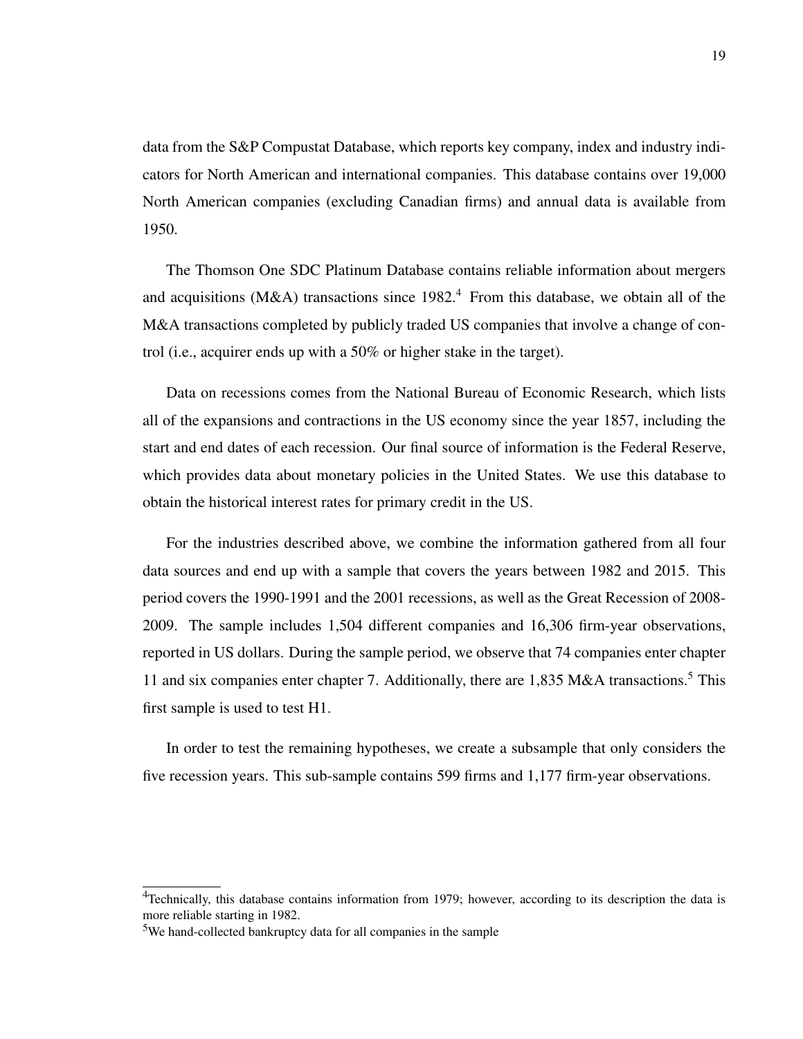data from the S&P Compustat Database, which reports key company, index and industry indicators for North American and international companies. This database contains over 19,000 North American companies (excluding Canadian firms) and annual data is available from 1950.

The Thomson One SDC Platinum Database contains reliable information about mergers and acquisitions (M&A) transactions since 1982.[4] From this database, we obtain all of the M&A transactions completed by publicly traded US companies that involve a change of control (i.e., acquirer ends up with a 50% or higher stake in the target).

Data on recessions comes from the National Bureau of Economic Research, which lists all of the expansions and contractions in the US economy since the year 1857, including the start and end dates of each recession. Our final source of information is the Federal Reserve, which provides data about monetary policies in the United States. We use this database to obtain the historical interest rates for primary credit in the US.

For the industries described above, we combine the information gathered from all four data sources and end up with a sample that covers the years between 1982 and 2015. This period covers the 1990-1991 and the 2001 recessions, as well as the Great Recession of 2008-2009. The sample includes 1,504 different companies and 16,306 firm-year observations, reported in US dollars. During the sample period, we observe that 74 companies enter chapter 11 and six companies enter chapter 7. Additionally, there are 1,835 M&A transactions.[5] This first sample is used to test H1.

In order to test the remaining hypotheses, we create a subsample that only considers the five recession years. This sub-sample contains 599 firms and 1,177 firm-year observations.

---

[4]Technically, this database contains information from 1979; however, according to its description the data is more reliable starting in 1982.

[5]We hand-collected bankruptcy data for all companies in the sample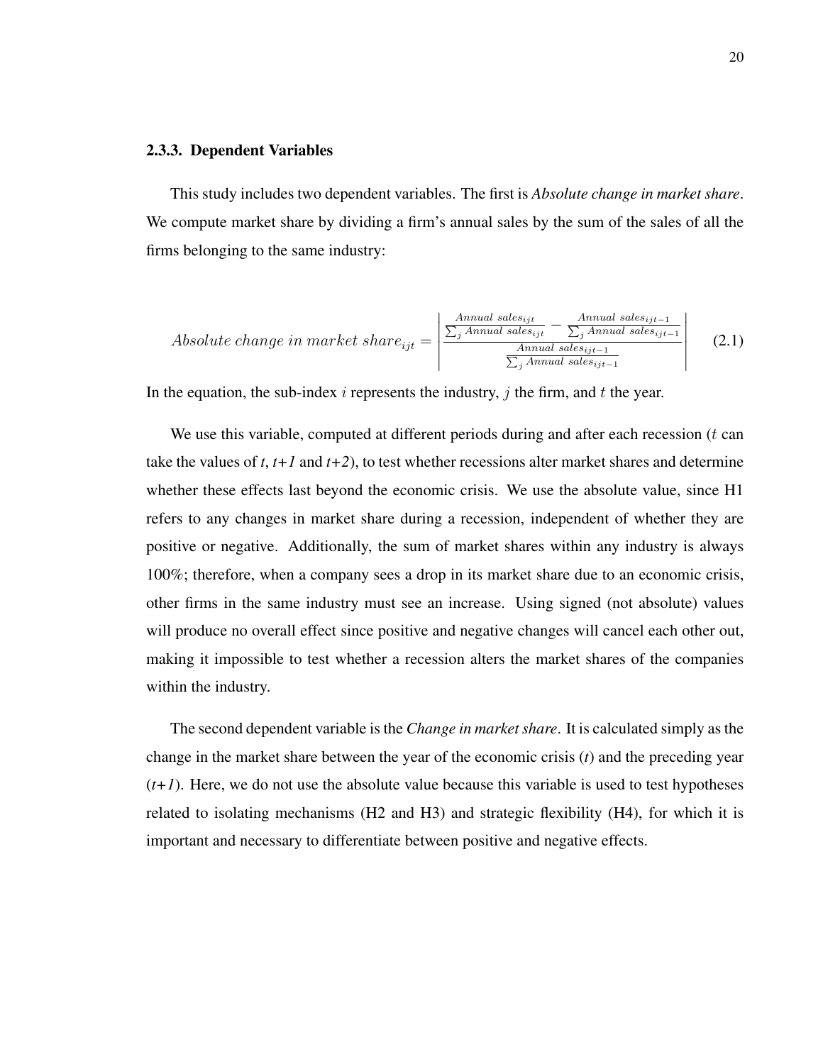### 2.3.3. Dependent Variables

This study includes two dependent variables. The first is *Absolute change in market share*. We compute market share by dividing a firm's annual sales by the sum of the sales of all the firms belonging to the same industry:

$$Absolute\ change\ in\ market\ share_{ijt} = \left| \frac{\frac{Annual\ sales_{ijt}}{\sum_j Annual\ sales_{ijt}} - \frac{Annual\ sales_{ijt-1}}{\sum_j Annual\ sales_{ijt-1}}}{\frac{Annual\ sales_{ijt-1}}{\sum_j Annual\ sales_{ijt-1}}} \right| \tag{2.1}$$

In the equation, the sub-index $i$ represents the industry, $j$ the firm, and $t$ the year.

We use this variable, computed at different periods during and after each recession ($t$ can take the values of *t*, *t+1* and *t+2*), to test whether recessions alter market shares and determine whether these effects last beyond the economic crisis. We use the absolute value, since H1 refers to any changes in market share during a recession, independent of whether they are positive or negative. Additionally, the sum of market shares within any industry is always 100%; therefore, when a company sees a drop in its market share due to an economic crisis, other firms in the same industry must see an increase. Using signed (not absolute) values will produce no overall effect since positive and negative changes will cancel each other out, making it impossible to test whether a recession alters the market shares of the companies within the industry.

The second dependent variable is the *Change in market share*. It is calculated simply as the change in the market share between the year of the economic crisis (*t*) and the preceding year (*t+1*). Here, we do not use the absolute value because this variable is used to test hypotheses related to isolating mechanisms (H2 and H3) and strategic flexibility (H4), for which it is important and necessary to differentiate between positive and negative effects.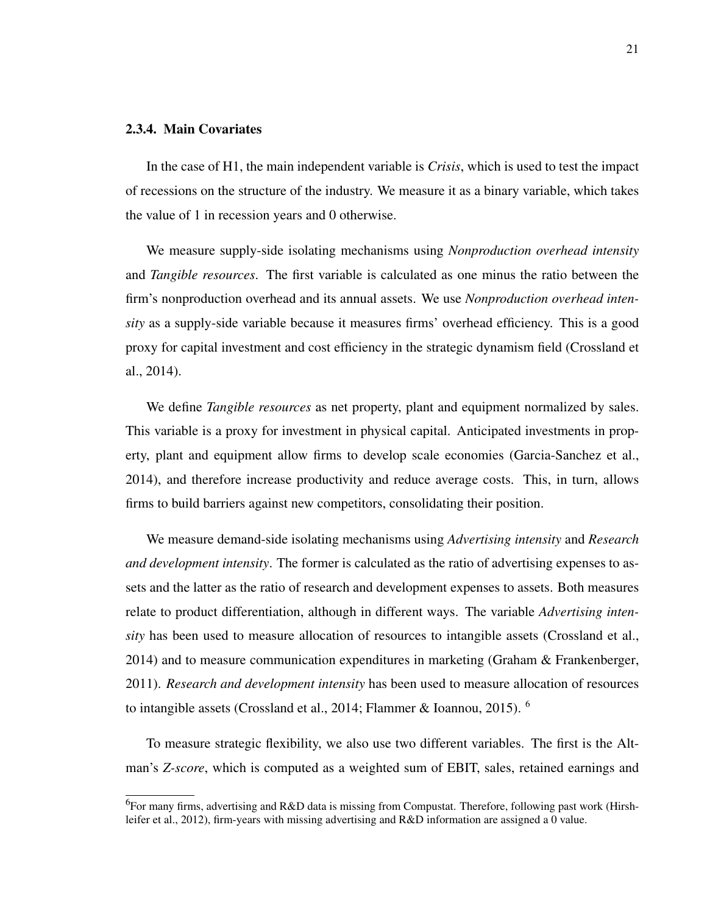### 2.3.4. Main Covariates

In the case of H1, the main independent variable is *Crisis*, which is used to test the impact of recessions on the structure of the industry. We measure it as a binary variable, which takes the value of 1 in recession years and 0 otherwise.

We measure supply-side isolating mechanisms using *Nonproduction overhead intensity* and *Tangible resources*. The first variable is calculated as one minus the ratio between the firm's nonproduction overhead and its annual assets. We use *Nonproduction overhead intensity* as a supply-side variable because it measures firms' overhead efficiency. This is a good proxy for capital investment and cost efficiency in the strategic dynamism field (Crossland et al., 2014).

We define *Tangible resources* as net property, plant and equipment normalized by sales. This variable is a proxy for investment in physical capital. Anticipated investments in property, plant and equipment allow firms to develop scale economies (Garcia-Sanchez et al., 2014), and therefore increase productivity and reduce average costs. This, in turn, allows firms to build barriers against new competitors, consolidating their position.

We measure demand-side isolating mechanisms using *Advertising intensity* and *Research and development intensity*. The former is calculated as the ratio of advertising expenses to assets and the latter as the ratio of research and development expenses to assets. Both measures relate to product differentiation, although in different ways. The variable *Advertising intensity* has been used to measure allocation of resources to intangible assets (Crossland et al., 2014) and to measure communication expenditures in marketing (Graham & Frankenberger, 2011). *Research and development intensity* has been used to measure allocation of resources to intangible assets (Crossland et al., 2014; Flammer & Ioannou, 2015). [6]

To measure strategic flexibility, we also use two different variables. The first is the Altman's *Z-score*, which is computed as a weighted sum of EBIT, sales, retained earnings and

[6] For many firms, advertising and R&D data is missing from Compustat. Therefore, following past work (Hirshleifer et al., 2012), firm-years with missing advertising and R&D information are assigned a 0 value.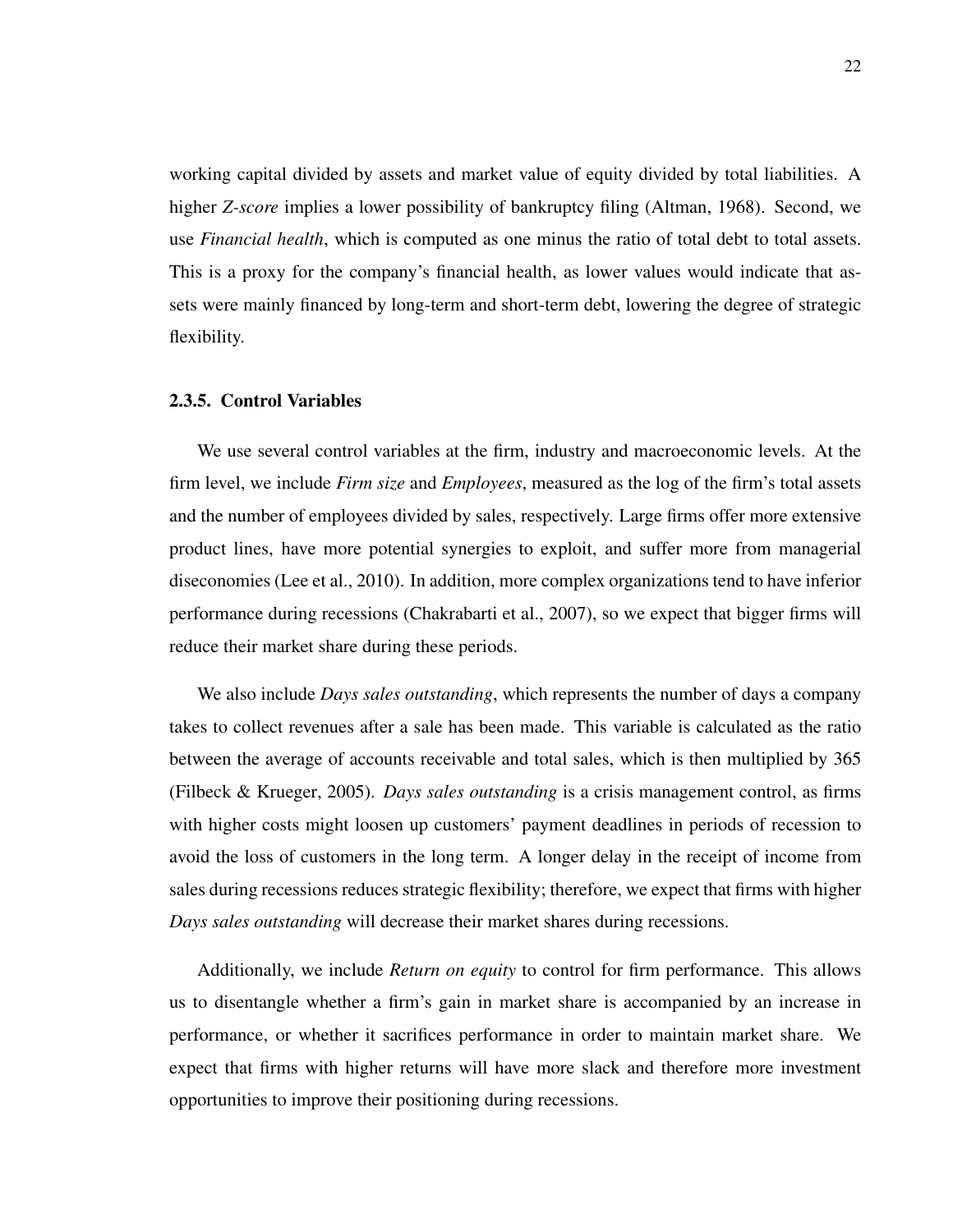working capital divided by assets and market value of equity divided by total liabilities. A higher *Z-score* implies a lower possibility of bankruptcy filing (Altman, 1968). Second, we use *Financial health*, which is computed as one minus the ratio of total debt to total assets. This is a proxy for the company's financial health, as lower values would indicate that assets were mainly financed by long-term and short-term debt, lowering the degree of strategic flexibility.

### 2.3.5. Control Variables

We use several control variables at the firm, industry and macroeconomic levels. At the firm level, we include *Firm size* and *Employees*, measured as the log of the firm's total assets and the number of employees divided by sales, respectively. Large firms offer more extensive product lines, have more potential synergies to exploit, and suffer more from managerial diseconomies (Lee et al., 2010). In addition, more complex organizations tend to have inferior performance during recessions (Chakrabarti et al., 2007), so we expect that bigger firms will reduce their market share during these periods.

We also include *Days sales outstanding*, which represents the number of days a company takes to collect revenues after a sale has been made. This variable is calculated as the ratio between the average of accounts receivable and total sales, which is then multiplied by 365 (Filbeck & Krueger, 2005). *Days sales outstanding* is a crisis management control, as firms with higher costs might loosen up customers' payment deadlines in periods of recession to avoid the loss of customers in the long term. A longer delay in the receipt of income from sales during recessions reduces strategic flexibility; therefore, we expect that firms with higher *Days sales outstanding* will decrease their market shares during recessions.

Additionally, we include *Return on equity* to control for firm performance. This allows us to disentangle whether a firm's gain in market share is accompanied by an increase in performance, or whether it sacrifices performance in order to maintain market share. We expect that firms with higher returns will have more slack and therefore more investment opportunities to improve their positioning during recessions.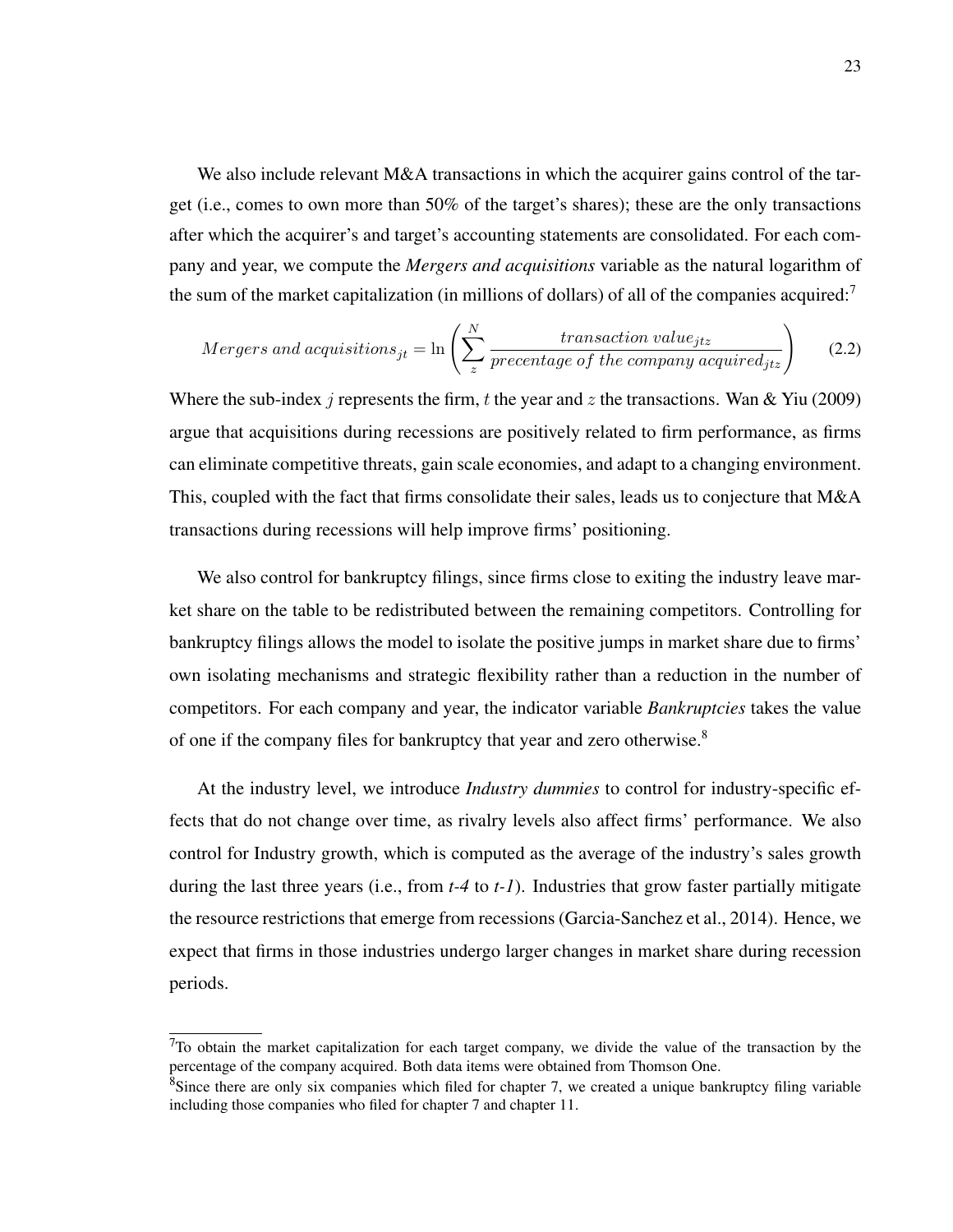We also include relevant M&A transactions in which the acquirer gains control of the target (i.e., comes to own more than 50% of the target's shares); these are the only transactions after which the acquirer's and target's accounting statements are consolidated. For each company and year, we compute the ***Mergers and acquisitions*** variable as the natural logarithm of the sum of the market capitalization (in millions of dollars) of all of the companies acquired:[7]

$$Mergers\ and\ acquisitions_{jt} = \ln\left(\sum_{z}^{N} \frac{transaction\ value_{jtz}}{precentage\ of\ the\ company\ acquired_{jtz}}\right) \tag{2.2}$$

Where the sub-index $j$ represents the firm, $t$ the year and $z$ the transactions. Wan & Yiu (2009) argue that acquisitions during recessions are positively related to firm performance, as firms can eliminate competitive threats, gain scale economies, and adapt to a changing environment. This, coupled with the fact that firms consolidate their sales, leads us to conjecture that M&A transactions during recessions will help improve firms' positioning.

We also control for bankruptcy filings, since firms close to exiting the industry leave market share on the table to be redistributed between the remaining competitors. Controlling for bankruptcy filings allows the model to isolate the positive jumps in market share due to firms' own isolating mechanisms and strategic flexibility rather than a reduction in the number of competitors. For each company and year, the indicator variable ***Bankruptcies*** takes the value of one if the company files for bankruptcy that year and zero otherwise.[8]

At the industry level, we introduce *Industry dummies* to control for industry-specific effects that do not change over time, as rivalry levels also affect firms' performance. We also control for Industry growth, which is computed as the average of the industry's sales growth during the last three years (i.e., from *t-4* to *t-1*). Industries that grow faster partially mitigate the resource restrictions that emerge from recessions (Garcia-Sanchez et al., 2014). Hence, we expect that firms in those industries undergo larger changes in market share during recession periods.

---

[7]To obtain the market capitalization for each target company, we divide the value of the transaction by the percentage of the company acquired. Both data items were obtained from Thomson One.

[8]Since there are only six companies which filed for chapter 7, we created a unique bankruptcy filing variable including those companies who filed for chapter 7 and chapter 11.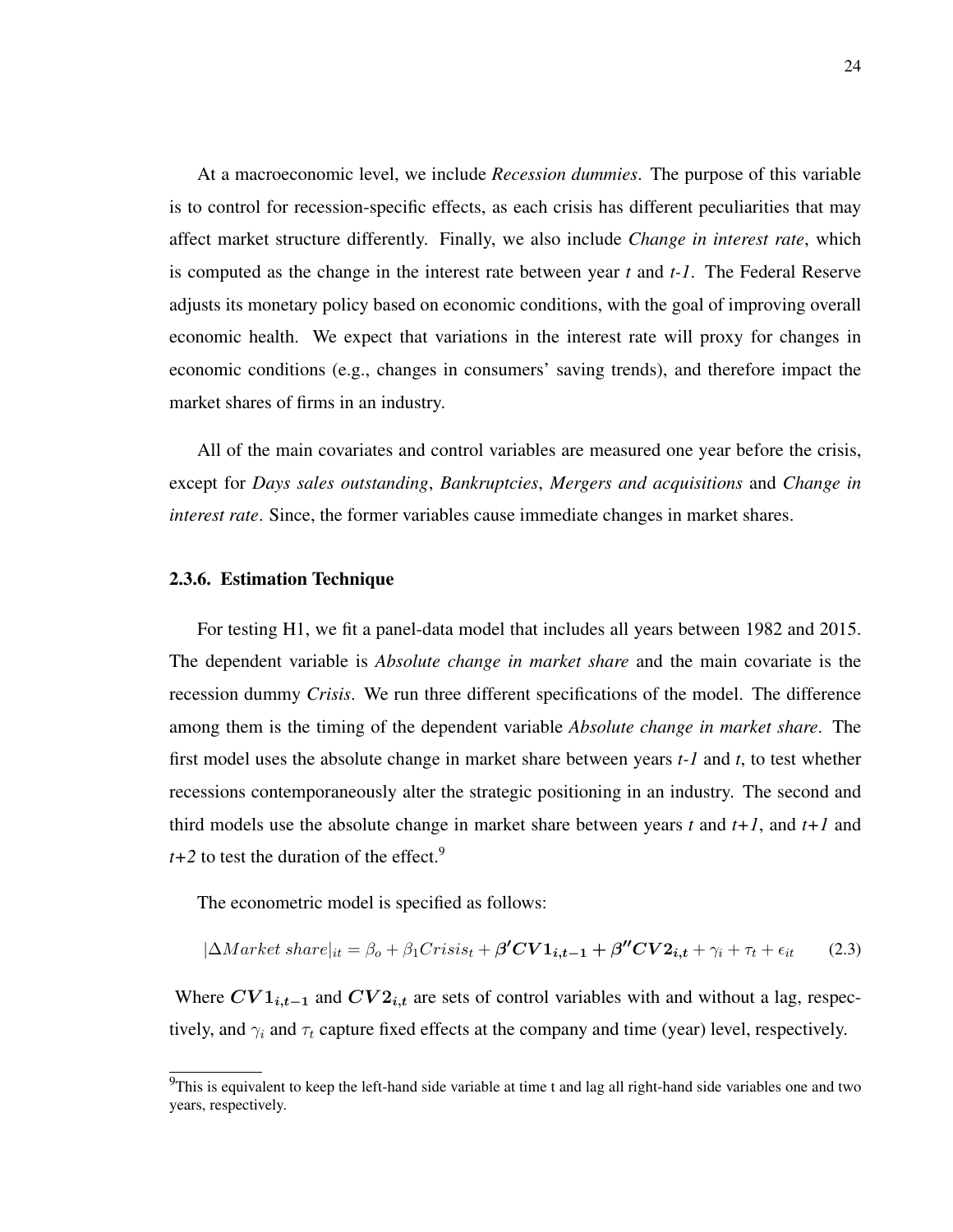At a macroeconomic level, we include *Recession dummies*. The purpose of this variable is to control for recession-specific effects, as each crisis has different peculiarities that may affect market structure differently. Finally, we also include *Change in interest rate*, which is computed as the change in the interest rate between year *t* and *t-1*. The Federal Reserve adjusts its monetary policy based on economic conditions, with the goal of improving overall economic health. We expect that variations in the interest rate will proxy for changes in economic conditions (e.g., changes in consumers' saving trends), and therefore impact the market shares of firms in an industry.

All of the main covariates and control variables are measured one year before the crisis, except for *Days sales outstanding*, *Bankruptcies*, *Mergers and acquisitions* and *Change in interest rate*. Since, the former variables cause immediate changes in market shares.

### 2.3.6. Estimation Technique

For testing H1, we fit a panel-data model that includes all years between 1982 and 2015. The dependent variable is *Absolute change in market share* and the main covariate is the recession dummy *Crisis*. We run three different specifications of the model. The difference among them is the timing of the dependent variable *Absolute change in market share*. The first model uses the absolute change in market share between years *t-1* and *t*, to test whether recessions contemporaneously alter the strategic positioning in an industry. The second and third models use the absolute change in market share between years *t* and *t+1*, and *t+1* and *t+2* to test the duration of the effect.[9]

The econometric model is specified as follows:

$$|\Delta Market\ share|_{it} = \beta_o + \beta_1 Crisis_t + \boldsymbol{\beta' CV1_{i,t-1}} + \boldsymbol{\beta'' CV2_{i,t}} + \gamma_i + \tau_t + \epsilon_{it} \tag{2.3}$$

Where $\boldsymbol{CV1_{i,t-1}}$ and $\boldsymbol{CV2_{i,t}}$ are sets of control variables with and without a lag, respectively, and $\gamma_i$ and $\tau_t$ capture fixed effects at the company and time (year) level, respectively.

[9] This is equivalent to keep the left-hand side variable at time t and lag all right-hand side variables one and two years, respectively.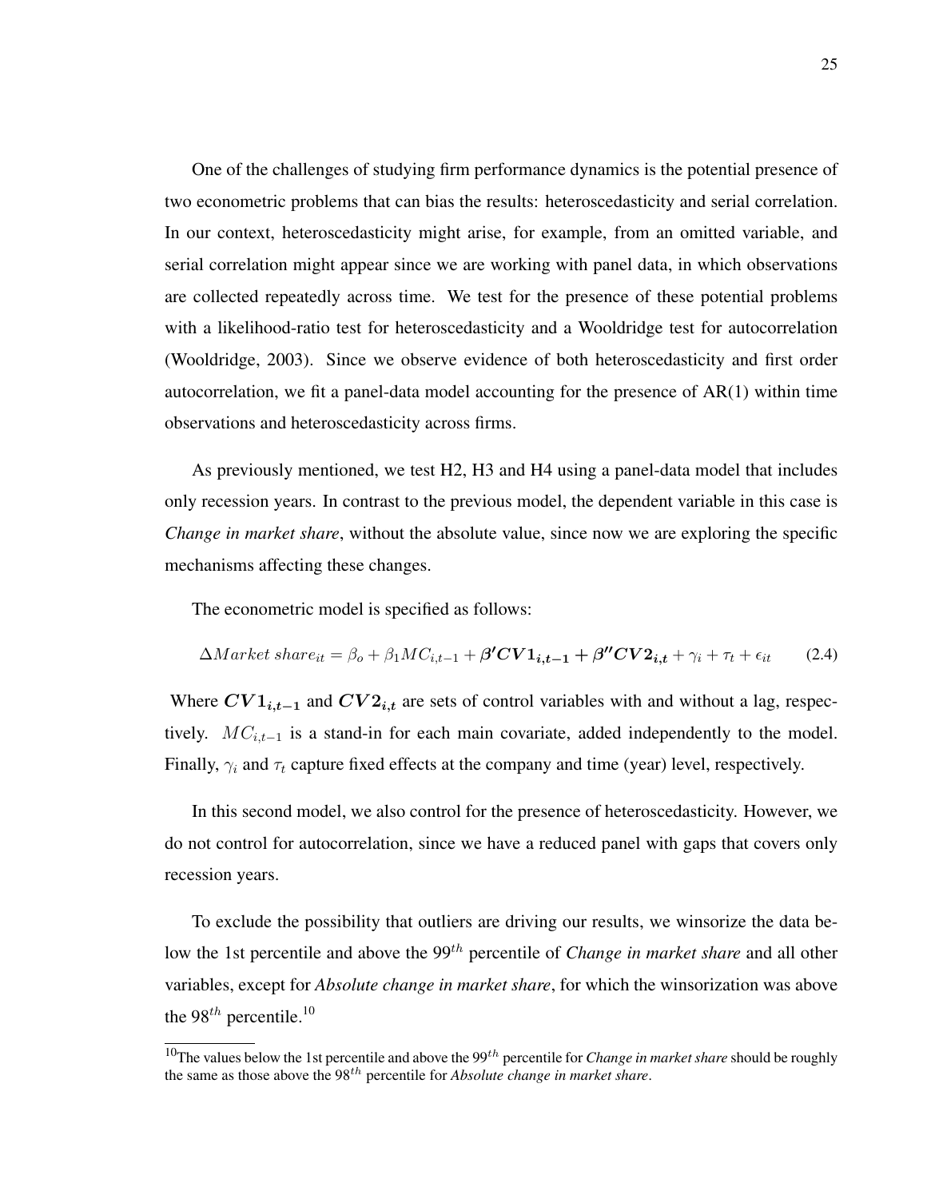One of the challenges of studying firm performance dynamics is the potential presence of two econometric problems that can bias the results: heteroscedasticity and serial correlation. In our context, heteroscedasticity might arise, for example, from an omitted variable, and serial correlation might appear since we are working with panel data, in which observations are collected repeatedly across time. We test for the presence of these potential problems with a likelihood-ratio test for heteroscedasticity and a Wooldridge test for autocorrelation (Wooldridge, 2003). Since we observe evidence of both heteroscedasticity and first order autocorrelation, we fit a panel-data model accounting for the presence of AR(1) within time observations and heteroscedasticity across firms.

As previously mentioned, we test H2, H3 and H4 using a panel-data model that includes only recession years. In contrast to the previous model, the dependent variable in this case is *Change in market share*, without the absolute value, since now we are exploring the specific mechanisms affecting these changes.

The econometric model is specified as follows:

$$\Delta Market\ share_{it} = \beta_o + \beta_1 MC_{i,t-1} + \boldsymbol{\beta' CV1_{i,t-1}} + \boldsymbol{\beta'' CV2_{i,t}} + \gamma_i + \tau_t + \epsilon_{it} \tag{2.4}$$

Where $\boldsymbol{CV1_{i,t-1}}$ and $\boldsymbol{CV2_{i,t}}$ are sets of control variables with and without a lag, respectively. $MC_{i,t-1}$ is a stand-in for each main covariate, added independently to the model. Finally, $\gamma_i$ and $\tau_t$ capture fixed effects at the company and time (year) level, respectively.

In this second model, we also control for the presence of heteroscedasticity. However, we do not control for autocorrelation, since we have a reduced panel with gaps that covers only recession years.

To exclude the possibility that outliers are driving our results, we winsorize the data below the 1st percentile and above the $99^{th}$ percentile of *Change in market share* and all other variables, except for *Absolute change in market share*, for which the winsorization was above the $98^{th}$ percentile.[10]

[10] The values below the 1st percentile and above the $99^{th}$ percentile for *Change in market share* should be roughly the same as those above the $98^{th}$ percentile for *Absolute change in market share*.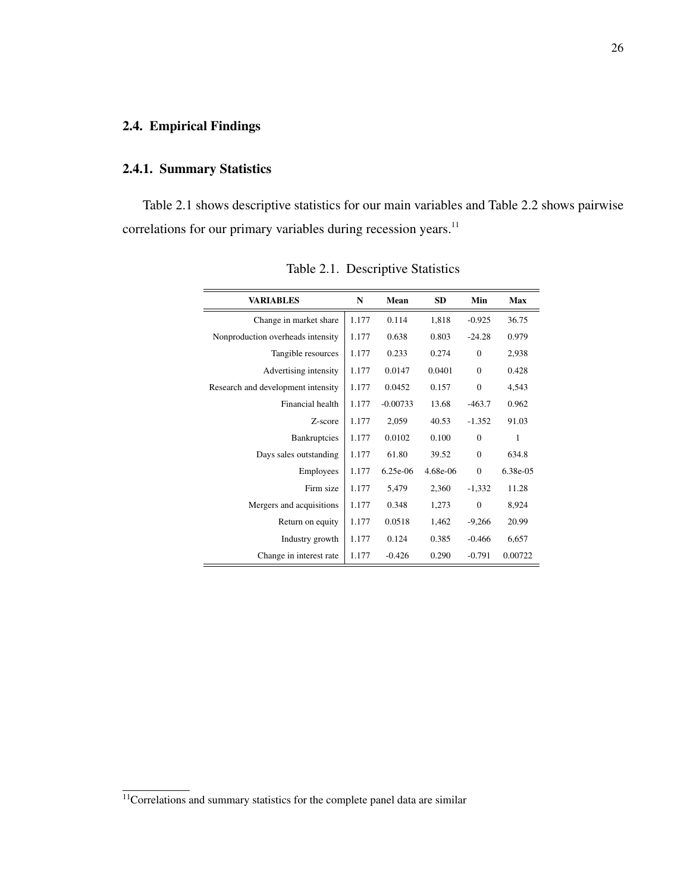## 2.4. Empirical Findings

### 2.4.1. Summary Statistics

Table 2.1 shows descriptive statistics for our main variables and Table 2.2 shows pairwise correlations for our primary variables during recession years.[11]

Table 2.1. Descriptive Statistics

| VARIABLES | N | Mean | SD | Min | Max |
|---|---|---|---|---|---|
| Change in market share | 1.177 | 0.114 | 1,818 | -0.925 | 36.75 |
| Nonproduction overheads intensity | 1.177 | 0.638 | 0.803 | -24.28 | 0.979 |
| Tangible resources | 1.177 | 0.233 | 0.274 | 0 | 2,938 |
| Advertising intensity | 1.177 | 0.0147 | 0.0401 | 0 | 0.428 |
| Research and development intensity | 1.177 | 0.0452 | 0.157 | 0 | 4,543 |
| Financial health | 1.177 | -0.00733 | 13.68 | -463.7 | 0.962 |
| Z-score | 1.177 | 2,059 | 40.53 | -1.352 | 91.03 |
| Bankruptcies | 1.177 | 0.0102 | 0.100 | 0 | 1 |
| Days sales outstanding | 1.177 | 61.80 | 39.52 | 0 | 634.8 |
| Employees | 1.177 | 6.25e-06 | 4.68e-06 | 0 | 6.38e-05 |
| Firm size | 1.177 | 5,479 | 2,360 | -1,332 | 11.28 |
| Mergers and acquisitions | 1.177 | 0.348 | 1,273 | 0 | 8,924 |
| Return on equity | 1.177 | 0.0518 | 1,462 | -9,266 | 20.99 |
| Industry growth | 1.177 | 0.124 | 0.385 | -0.466 | 6,657 |
| Change in interest rate | 1.177 | -0.426 | 0.290 | -0.791 | 0.00722 |

[11]Correlations and summary statistics for the complete panel data are similar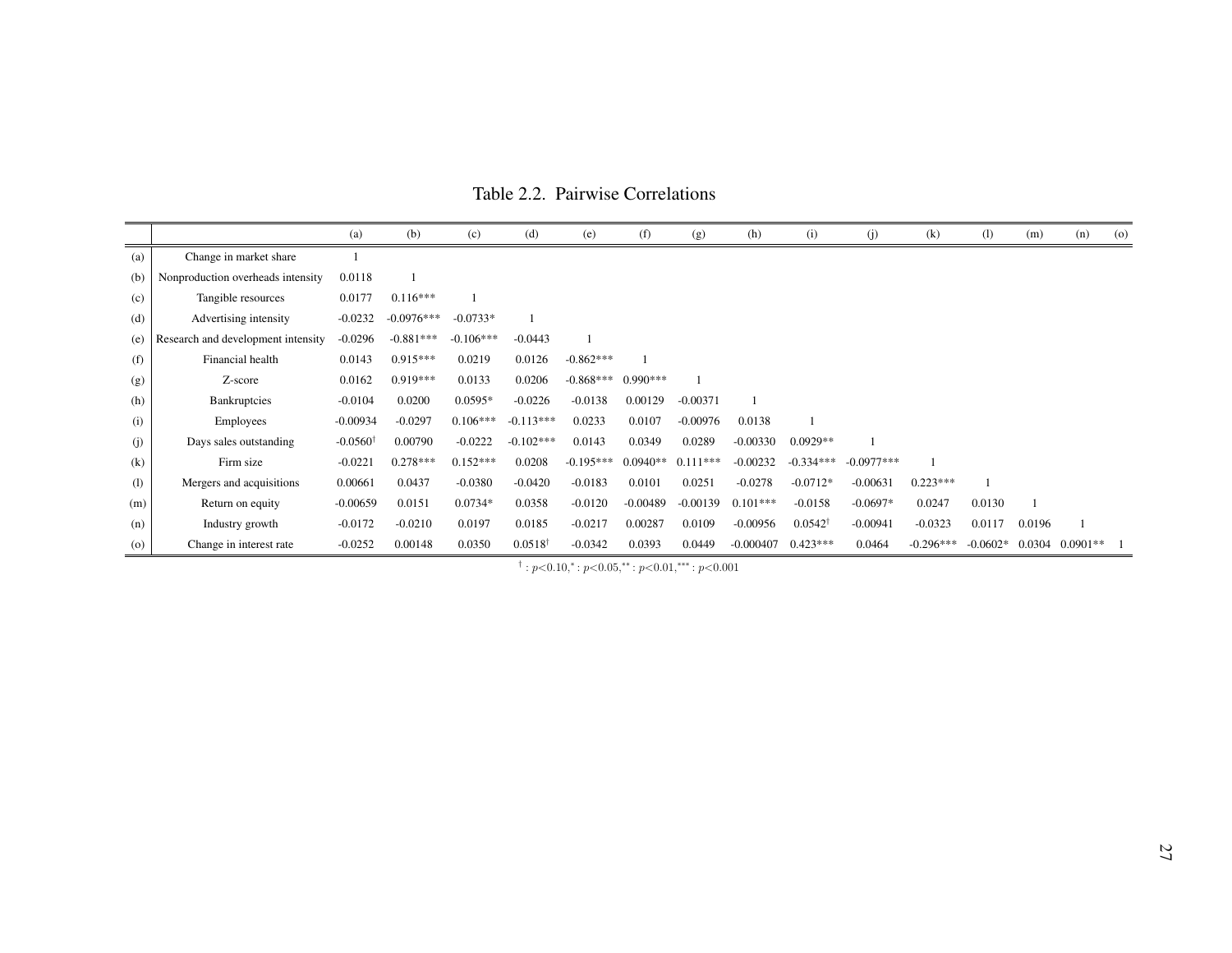Table 2.2. Pairwise Correlations

| | | (a) | (b) | (c) | (d) | (e) | (f) | (g) | (h) | (i) | (j) | (k) | (l) | (m) | (n) | (o) |
|---|---|---|---|---|---|---|---|---|---|---|---|---|---|---|---|---|
| (a) | Change in market share | 1 | | | | | | | | | | | | | | |
| (b) | Nonproduction overheads intensity | 0.0118 | 1 | | | | | | | | | | | | | |
| (c) | Tangible resources | 0.0177 | 0.116*** | 1 | | | | | | | | | | | | |
| (d) | Advertising intensity | -0.0232 | -0.0976*** | -0.0733* | 1 | | | | | | | | | | | |
| (e) | Research and development intensity | -0.0296 | -0.881*** | -0.106*** | -0.0443 | 1 | | | | | | | | | | |
| (f) | Financial health | 0.0143 | 0.915*** | 0.0219 | 0.0126 | -0.862*** | 1 | | | | | | | | | |
| (g) | Z-score | 0.0162 | 0.919*** | 0.0133 | 0.0206 | -0.868*** | 0.990*** | 1 | | | | | | | | |
| (h) | Bankruptcies | -0.0104 | 0.0200 | 0.0595* | -0.0226 | -0.0138 | 0.00129 | -0.00371 | 1 | | | | | | | |
| (i) | Employees | -0.00934 | -0.0297 | 0.106*** | -0.113*** | 0.0233 | 0.0107 | -0.00976 | 0.0138 | 1 | | | | | | |
| (j) | Days sales outstanding | -0.0560† | 0.00790 | -0.0222 | -0.102*** | 0.0143 | 0.0349 | 0.0289 | -0.00330 | 0.0929** | 1 | | | | | |
| (k) | Firm size | -0.0221 | 0.278*** | 0.152*** | 0.0208 | -0.195*** | 0.0940** | 0.111*** | -0.00232 | -0.334*** | -0.0977*** | 1 | | | | |
| (l) | Mergers and acquisitions | 0.00661 | 0.0437 | -0.0380 | -0.0420 | -0.0183 | 0.0101 | 0.0251 | -0.0278 | -0.0712* | -0.00631 | 0.223*** | 1 | | | |
| (m) | Return on equity | -0.00659 | 0.0151 | 0.0734* | 0.0358 | -0.0120 | -0.00489 | -0.00139 | 0.101*** | -0.0158 | -0.0697* | 0.0247 | 0.0130 | 1 | | |
| (n) | Industry growth | -0.0172 | -0.0210 | 0.0197 | 0.0185 | -0.0217 | 0.00287 | 0.0109 | -0.00956 | 0.0542† | -0.00941 | -0.0323 | 0.0117 | 0.0196 | 1 | |
| (o) | Change in interest rate | -0.0252 | 0.00148 | 0.0350 | 0.0518† | -0.0342 | 0.0393 | 0.0449 | -0.000407 | 0.423*** | 0.0464 | -0.296*** | -0.0602* | 0.0304 | 0.0901** | 1 |

† : $p<0.10$, * : $p<0.05$, ** : $p<0.01$, *** : $p<0.001$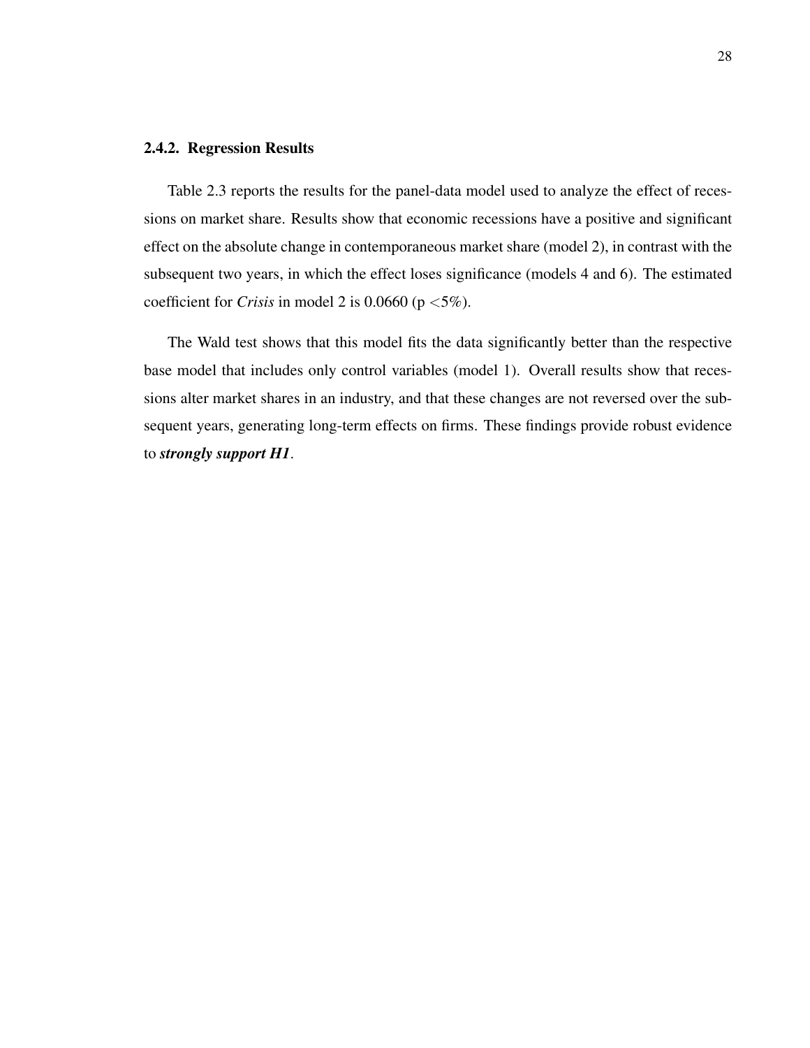### 2.4.2. Regression Results

Table 2.3 reports the results for the panel-data model used to analyze the effect of recessions on market share. Results show that economic recessions have a positive and significant effect on the absolute change in contemporaneous market share (model 2), in contrast with the subsequent two years, in which the effect loses significance (models 4 and 6). The estimated coefficient for *Crisis* in model 2 is 0.0660 ($p < 5\%$).

The Wald test shows that this model fits the data significantly better than the respective base model that includes only control variables (model 1). Overall results show that recessions alter market shares in an industry, and that these changes are not reversed over the subsequent years, generating long-term effects on firms. These findings provide robust evidence to ***strongly support H1***.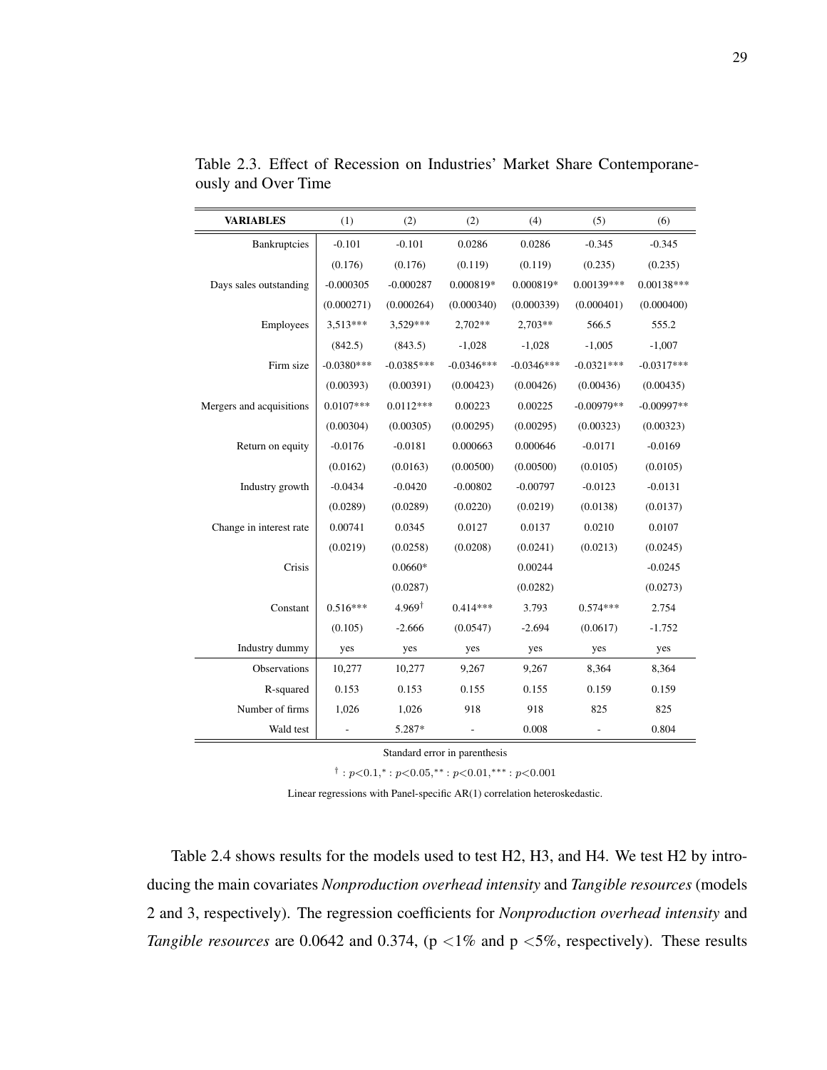Table 2.3. Effect of Recession on Industries' Market Share Contemporaneously and Over Time

| **VARIABLES** | (1) | (2) | (2) | (4) | (5) | (6) |
|---|---|---|---|---|---|---|
| Bankruptcies | -0.101 | -0.101 | 0.0286 | 0.0286 | -0.345 | -0.345 |
| | (0.176) | (0.176) | (0.119) | (0.119) | (0.235) | (0.235) |
| Days sales outstanding | -0.000305 | -0.000287 | 0.000819* | 0.000819* | 0.00139*** | 0.00138*** |
| | (0.000271) | (0.000264) | (0.000340) | (0.000339) | (0.000401) | (0.000400) |
| Employees | 3,513*** | 3,529*** | 2,702** | 2,703** | 566.5 | 555.2 |
| | (842.5) | (843.5) | -1,028 | -1,028 | -1,005 | -1,007 |
| Firm size | -0.0380*** | -0.0385*** | -0.0346*** | -0.0346*** | -0.0321*** | -0.0317*** |
| | (0.00393) | (0.00391) | (0.00423) | (0.00426) | (0.00436) | (0.00435) |
| Mergers and acquisitions | 0.0107*** | 0.0112*** | 0.00223 | 0.00225 | -0.00979** | -0.00997** |
| | (0.00304) | (0.00305) | (0.00295) | (0.00295) | (0.00323) | (0.00323) |
| Return on equity | -0.0176 | -0.0181 | 0.000663 | 0.000646 | -0.0171 | -0.0169 |
| | (0.0162) | (0.0163) | (0.00500) | (0.00500) | (0.0105) | (0.0105) |
| Industry growth | -0.0434 | -0.0420 | -0.00802 | -0.00797 | -0.0123 | -0.0131 |
| | (0.0289) | (0.0289) | (0.0220) | (0.0219) | (0.0138) | (0.0137) |
| Change in interest rate | 0.00741 | 0.0345 | 0.0127 | 0.0137 | 0.0210 | 0.0107 |
| | (0.0219) | (0.0258) | (0.0208) | (0.0241) | (0.0213) | (0.0245) |
| Crisis | | 0.0660* | | 0.00244 | | -0.0245 |
| | | (0.0287) | | (0.0282) | | (0.0273) |
| Constant | 0.516*** | 4.969$^{\dagger}$ | 0.414*** | 3.793 | 0.574*** | 2.754 |
| | (0.105) | -2.666 | (0.0547) | -2.694 | (0.0617) | -1.752 |
| Industry dummy | yes | yes | yes | yes | yes | yes |
| Observations | 10,277 | 10,277 | 9,267 | 9,267 | 8,364 | 8,364 |
| R-squared | 0.153 | 0.153 | 0.155 | 0.155 | 0.159 | 0.159 |
| Number of firms | 1,026 | 1,026 | 918 | 918 | 825 | 825 |
| Wald test | - | 5.287* | - | 0.008 | - | 0.804 |

Standard error in parenthesis

$^{\dagger}: p<0.1, ^{*}: p<0.05, ^{**}: p<0.01, ^{***}: p<0.001$

Linear regressions with Panel-specific AR(1) correlation heteroskedastic.

Table 2.4 shows results for the models used to test H2, H3, and H4. We test H2 by introducing the main covariates *Nonproduction overhead intensity* and *Tangible resources* (models 2 and 3, respectively). The regression coefficients for *Nonproduction overhead intensity* and *Tangible resources* are 0.0642 and 0.374, (p <1% and p <5%, respectively). These results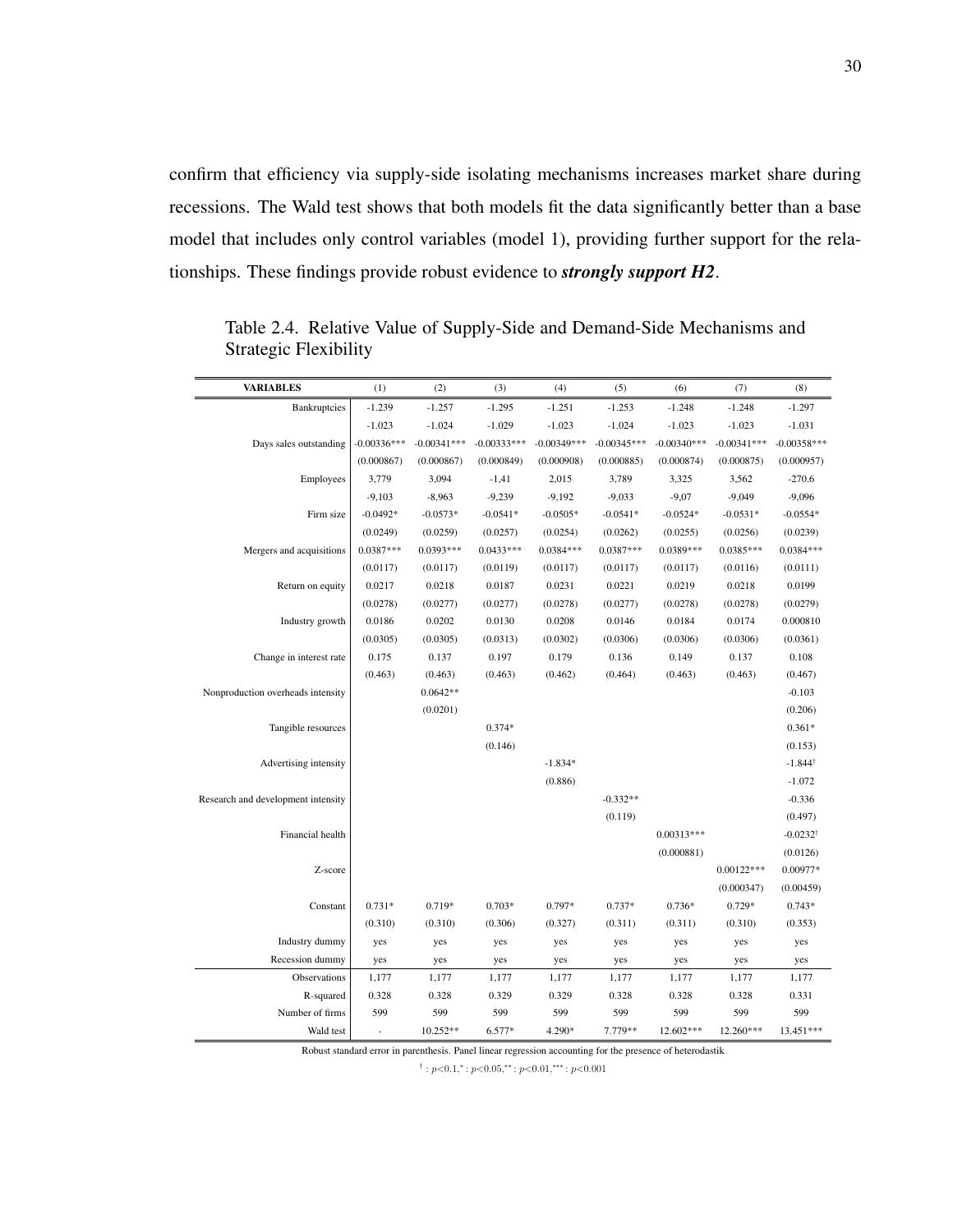confirm that efficiency via supply-side isolating mechanisms increases market share during recessions. The Wald test shows that both models fit the data significantly better than a base model that includes only control variables (model 1), providing further support for the relationships. These findings provide robust evidence to ***strongly support H2***.

Table 2.4. Relative Value of Supply-Side and Demand-Side Mechanisms and Strategic Flexibility

| VARIABLES | (1) | (2) | (3) | (4) | (5) | (6) | (7) | (8) |
|---|---|---|---|---|---|---|---|---|
| Bankruptcies | -1.239 | -1.257 | -1.295 | -1.251 | -1.253 | -1.248 | -1.248 | -1.297 |
| | -1.023 | -1.024 | -1.029 | -1.023 | -1.024 | -1.023 | -1.023 | -1.031 |
| Days sales outstanding | -0.00336*** | -0.00341*** | -0.00333*** | -0.00349*** | -0.00345*** | -0.00340*** | -0.00341*** | -0.00358*** |
| | (0.000867) | (0.000867) | (0.000849) | (0.000908) | (0.000885) | (0.000874) | (0.000875) | (0.000957) |
| Employees | 3,779 | 3,094 | -1,41 | 2,015 | 3,789 | 3,325 | 3,562 | -270.6 |
| | -9,103 | -8,963 | -9,239 | -9,192 | -9,033 | -9,07 | -9,049 | -9,096 |
| Firm size | -0.0492* | -0.0573* | -0.0541* | -0.0505* | -0.0541* | -0.0524* | -0.0531* | -0.0554* |
| | (0.0249) | (0.0259) | (0.0257) | (0.0254) | (0.0262) | (0.0255) | (0.0256) | (0.0239) |
| Mergers and acquisitions | 0.0387*** | 0.0393*** | 0.0433*** | 0.0384*** | 0.0387*** | 0.0389*** | 0.0385*** | 0.0384*** |
| | (0.0117) | (0.0117) | (0.0119) | (0.0117) | (0.0117) | (0.0117) | (0.0116) | (0.0111) |
| Return on equity | 0.0217 | 0.0218 | 0.0187 | 0.0231 | 0.0221 | 0.0219 | 0.0218 | 0.0199 |
| | (0.0278) | (0.0277) | (0.0277) | (0.0278) | (0.0277) | (0.0278) | (0.0278) | (0.0279) |
| Industry growth | 0.0186 | 0.0202 | 0.0130 | 0.0208 | 0.0146 | 0.0184 | 0.0174 | 0.000810 |
| | (0.0305) | (0.0305) | (0.0313) | (0.0302) | (0.0306) | (0.0306) | (0.0306) | (0.0361) |
| Change in interest rate | 0.175 | 0.137 | 0.197 | 0.179 | 0.136 | 0.149 | 0.137 | 0.108 |
| | (0.463) | (0.463) | (0.463) | (0.462) | (0.464) | (0.463) | (0.463) | (0.467) |
| Nonproduction overheads intensity | | 0.0642** | | | | | | -0.103 |
| | | (0.0201) | | | | | | (0.206) |
| Tangible resources | | | 0.374* | | | | | 0.361* |
| | | | (0.146) | | | | | (0.153) |
| Advertising intensity | | | | -1.834* | | | | -1.844† |
| | | | | (0.886) | | | | -1.072 |
| Research and development intensity | | | | | -0.332** | | | -0.336 |
| | | | | | (0.119) | | | (0.497) |
| Financial health | | | | | | 0.00313*** | | -0.0232† |
| | | | | | | (0.000881) | | (0.0126) |
| Z-score | | | | | | | 0.00122*** | 0.00977* |
| | | | | | | | (0.000347) | (0.00459) |
| Constant | 0.731* | 0.719* | 0.703* | 0.797* | 0.737* | 0.736* | 0.729* | 0.743* |
| | (0.310) | (0.310) | (0.306) | (0.327) | (0.311) | (0.311) | (0.310) | (0.353) |
| Industry dummy | yes | yes | yes | yes | yes | yes | yes | yes |
| Recession dummy | yes | yes | yes | yes | yes | yes | yes | yes |
| Observations | 1,177 | 1,177 | 1,177 | 1,177 | 1,177 | 1,177 | 1,177 | 1,177 |
| R-squared | 0.328 | 0.328 | 0.329 | 0.329 | 0.328 | 0.328 | 0.328 | 0.331 |
| Number of firms | 599 | 599 | 599 | 599 | 599 | 599 | 599 | 599 |
| Wald test | - | 10.252** | 6.577* | 4.290* | 7.779** | 12.602*** | 12.260*** | 13.451*** |

Robust standard error in parenthesis. Panel linear regression accounting for the presence of heterodastik

$^{\dagger}: p<0.1, ^{*}: p<0.05, ^{**}: p<0.01, ^{***}: p<0.001$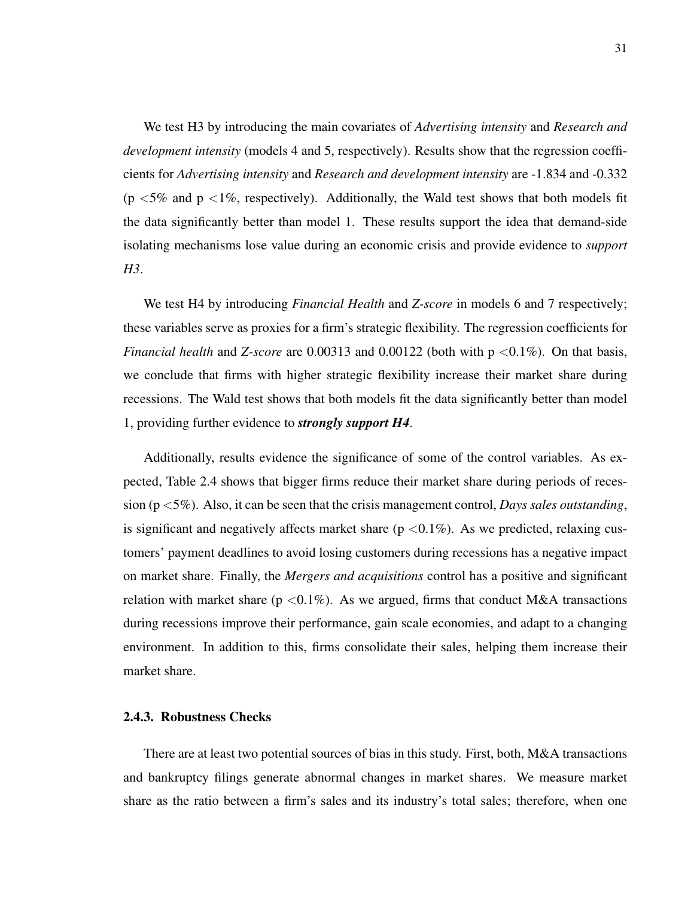We test H3 by introducing the main covariates of *Advertising intensity* and *Research and development intensity* (models 4 and 5, respectively). Results show that the regression coefficients for *Advertising intensity* and *Research and development intensity* are -1.834 and -0.332 ($p < 5\%$ and $p < 1\%$, respectively). Additionally, the Wald test shows that both models fit the data significantly better than model 1. These results support the idea that demand-side isolating mechanisms lose value during an economic crisis and provide evidence to *support H3*.

We test H4 by introducing *Financial Health* and *Z-score* in models 6 and 7 respectively; these variables serve as proxies for a firm's strategic flexibility. The regression coefficients for *Financial health* and *Z-score* are 0.00313 and 0.00122 (both with $p < 0.1\%$). On that basis, we conclude that firms with higher strategic flexibility increase their market share during recessions. The Wald test shows that both models fit the data significantly better than model 1, providing further evidence to ***strongly support H4***.

Additionally, results evidence the significance of some of the control variables. As expected, Table 2.4 shows that bigger firms reduce their market share during periods of recession ($p < 5\%$). Also, it can be seen that the crisis management control, *Days sales outstanding*, is significant and negatively affects market share ($p < 0.1\%$). As we predicted, relaxing customers' payment deadlines to avoid losing customers during recessions has a negative impact on market share. Finally, the *Mergers and acquisitions* control has a positive and significant relation with market share ($p < 0.1\%$). As we argued, firms that conduct M&A transactions during recessions improve their performance, gain scale economies, and adapt to a changing environment. In addition to this, firms consolidate their sales, helping them increase their market share.

### 2.4.3. Robustness Checks

There are at least two potential sources of bias in this study. First, both, M&A transactions and bankruptcy filings generate abnormal changes in market shares. We measure market share as the ratio between a firm's sales and its industry's total sales; therefore, when one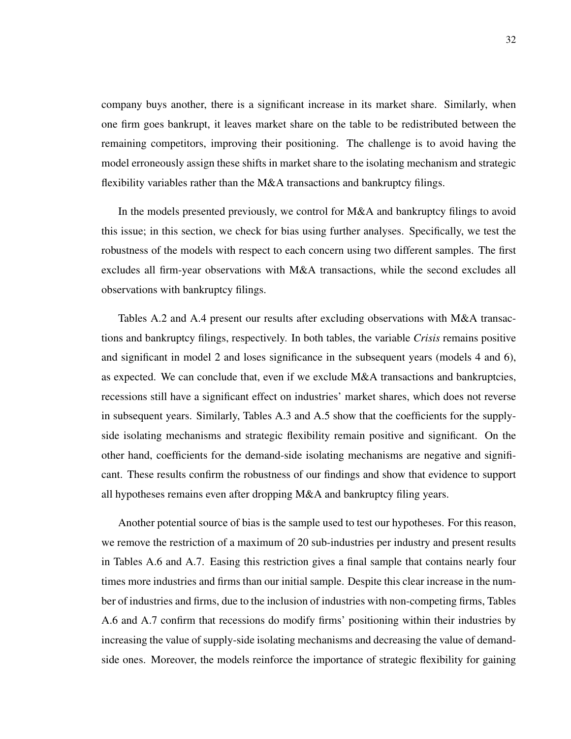company buys another, there is a significant increase in its market share. Similarly, when one firm goes bankrupt, it leaves market share on the table to be redistributed between the remaining competitors, improving their positioning. The challenge is to avoid having the model erroneously assign these shifts in market share to the isolating mechanism and strategic flexibility variables rather than the M&A transactions and bankruptcy filings.

In the models presented previously, we control for M&A and bankruptcy filings to avoid this issue; in this section, we check for bias using further analyses. Specifically, we test the robustness of the models with respect to each concern using two different samples. The first excludes all firm-year observations with M&A transactions, while the second excludes all observations with bankruptcy filings.

Tables A.2 and A.4 present our results after excluding observations with M&A transactions and bankruptcy filings, respectively. In both tables, the variable *Crisis* remains positive and significant in model 2 and loses significance in the subsequent years (models 4 and 6), as expected. We can conclude that, even if we exclude M&A transactions and bankruptcies, recessions still have a significant effect on industries' market shares, which does not reverse in subsequent years. Similarly, Tables A.3 and A.5 show that the coefficients for the supply-side isolating mechanisms and strategic flexibility remain positive and significant. On the other hand, coefficients for the demand-side isolating mechanisms are negative and significant. These results confirm the robustness of our findings and show that evidence to support all hypotheses remains even after dropping M&A and bankruptcy filing years.

Another potential source of bias is the sample used to test our hypotheses. For this reason, we remove the restriction of a maximum of 20 sub-industries per industry and present results in Tables A.6 and A.7. Easing this restriction gives a final sample that contains nearly four times more industries and firms than our initial sample. Despite this clear increase in the number of industries and firms, due to the inclusion of industries with non-competing firms, Tables A.6 and A.7 confirm that recessions do modify firms' positioning within their industries by increasing the value of supply-side isolating mechanisms and decreasing the value of demand-side ones. Moreover, the models reinforce the importance of strategic flexibility for gaining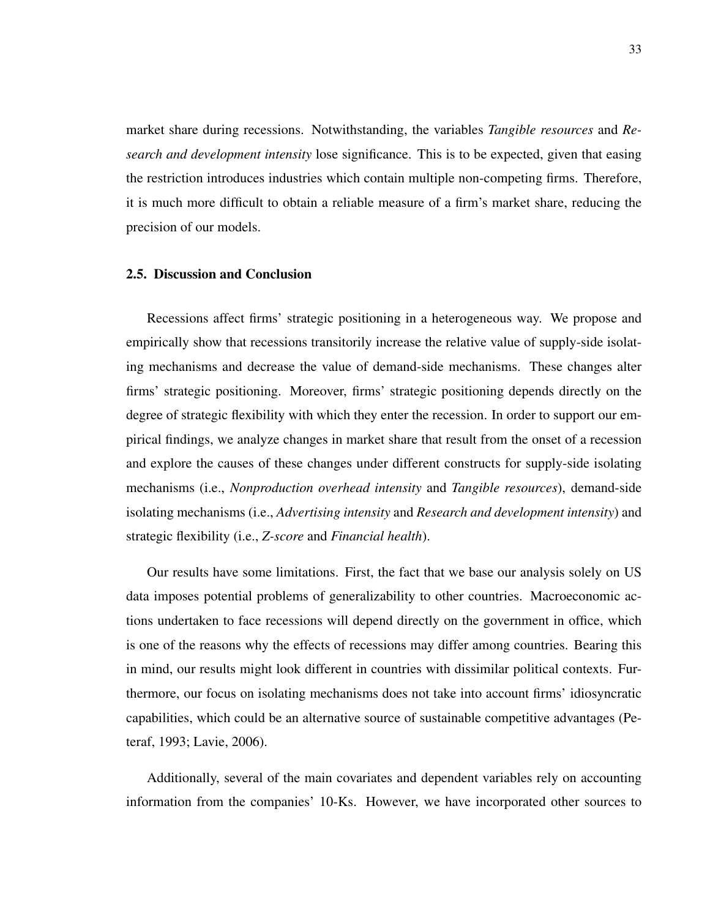market share during recessions. Notwithstanding, the variables *Tangible resources* and *Research and development intensity* lose significance. This is to be expected, given that easing the restriction introduces industries which contain multiple non-competing firms. Therefore, it is much more difficult to obtain a reliable measure of a firm's market share, reducing the precision of our models.

### 2.5. Discussion and Conclusion

Recessions affect firms' strategic positioning in a heterogeneous way. We propose and empirically show that recessions transitorily increase the relative value of supply-side isolating mechanisms and decrease the value of demand-side mechanisms. These changes alter firms' strategic positioning. Moreover, firms' strategic positioning depends directly on the degree of strategic flexibility with which they enter the recession. In order to support our empirical findings, we analyze changes in market share that result from the onset of a recession and explore the causes of these changes under different constructs for supply-side isolating mechanisms (i.e., *Nonproduction overhead intensity* and *Tangible resources*), demand-side isolating mechanisms (i.e., *Advertising intensity* and *Research and development intensity*) and strategic flexibility (i.e., *Z-score* and *Financial health*).

Our results have some limitations. First, the fact that we base our analysis solely on US data imposes potential problems of generalizability to other countries. Macroeconomic actions undertaken to face recessions will depend directly on the government in office, which is one of the reasons why the effects of recessions may differ among countries. Bearing this in mind, our results might look different in countries with dissimilar political contexts. Furthermore, our focus on isolating mechanisms does not take into account firms' idiosyncratic capabilities, which could be an alternative source of sustainable competitive advantages (Peteraf, 1993; Lavie, 2006).

Additionally, several of the main covariates and dependent variables rely on accounting information from the companies' 10-Ks. However, we have incorporated other sources to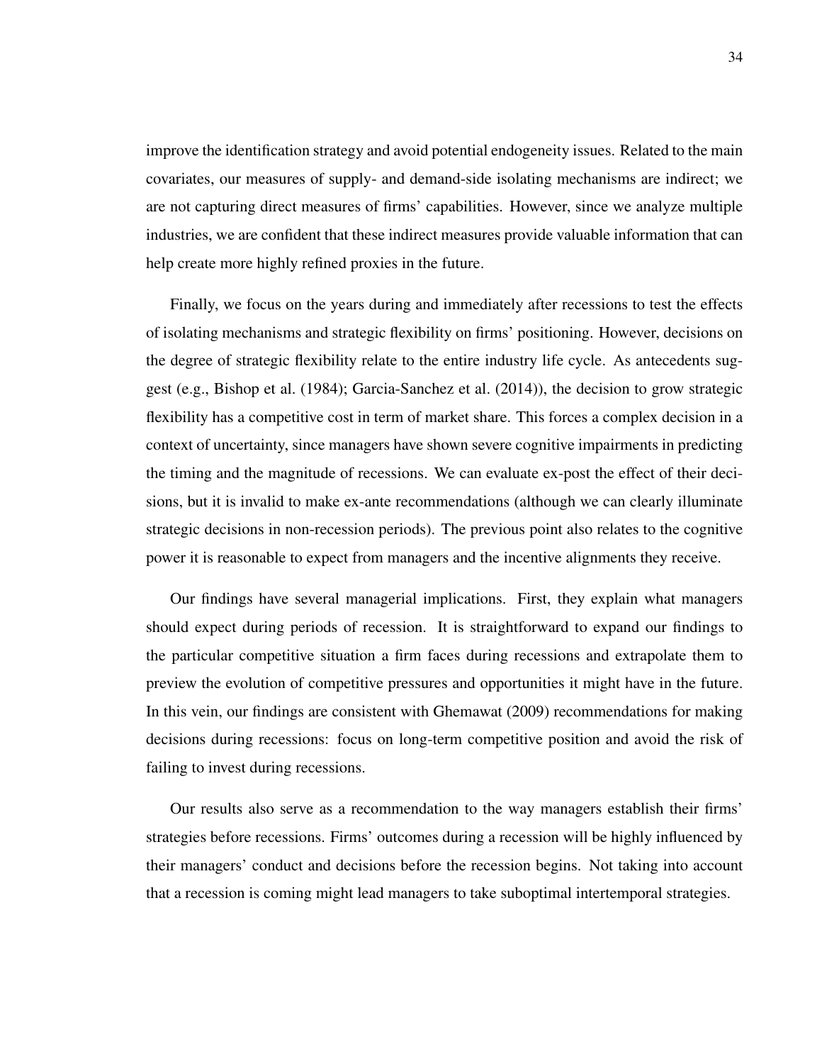improve the identification strategy and avoid potential endogeneity issues. Related to the main covariates, our measures of supply- and demand-side isolating mechanisms are indirect; we are not capturing direct measures of firms' capabilities. However, since we analyze multiple industries, we are confident that these indirect measures provide valuable information that can help create more highly refined proxies in the future.

Finally, we focus on the years during and immediately after recessions to test the effects of isolating mechanisms and strategic flexibility on firms' positioning. However, decisions on the degree of strategic flexibility relate to the entire industry life cycle. As antecedents suggest (e.g., Bishop et al. (1984); Garcia-Sanchez et al. (2014)), the decision to grow strategic flexibility has a competitive cost in term of market share. This forces a complex decision in a context of uncertainty, since managers have shown severe cognitive impairments in predicting the timing and the magnitude of recessions. We can evaluate ex-post the effect of their decisions, but it is invalid to make ex-ante recommendations (although we can clearly illuminate strategic decisions in non-recession periods). The previous point also relates to the cognitive power it is reasonable to expect from managers and the incentive alignments they receive.

Our findings have several managerial implications. First, they explain what managers should expect during periods of recession. It is straightforward to expand our findings to the particular competitive situation a firm faces during recessions and extrapolate them to preview the evolution of competitive pressures and opportunities it might have in the future. In this vein, our findings are consistent with Ghemawat (2009) recommendations for making decisions during recessions: focus on long-term competitive position and avoid the risk of failing to invest during recessions.

Our results also serve as a recommendation to the way managers establish their firms' strategies before recessions. Firms' outcomes during a recession will be highly influenced by their managers' conduct and decisions before the recession begins. Not taking into account that a recession is coming might lead managers to take suboptimal intertemporal strategies.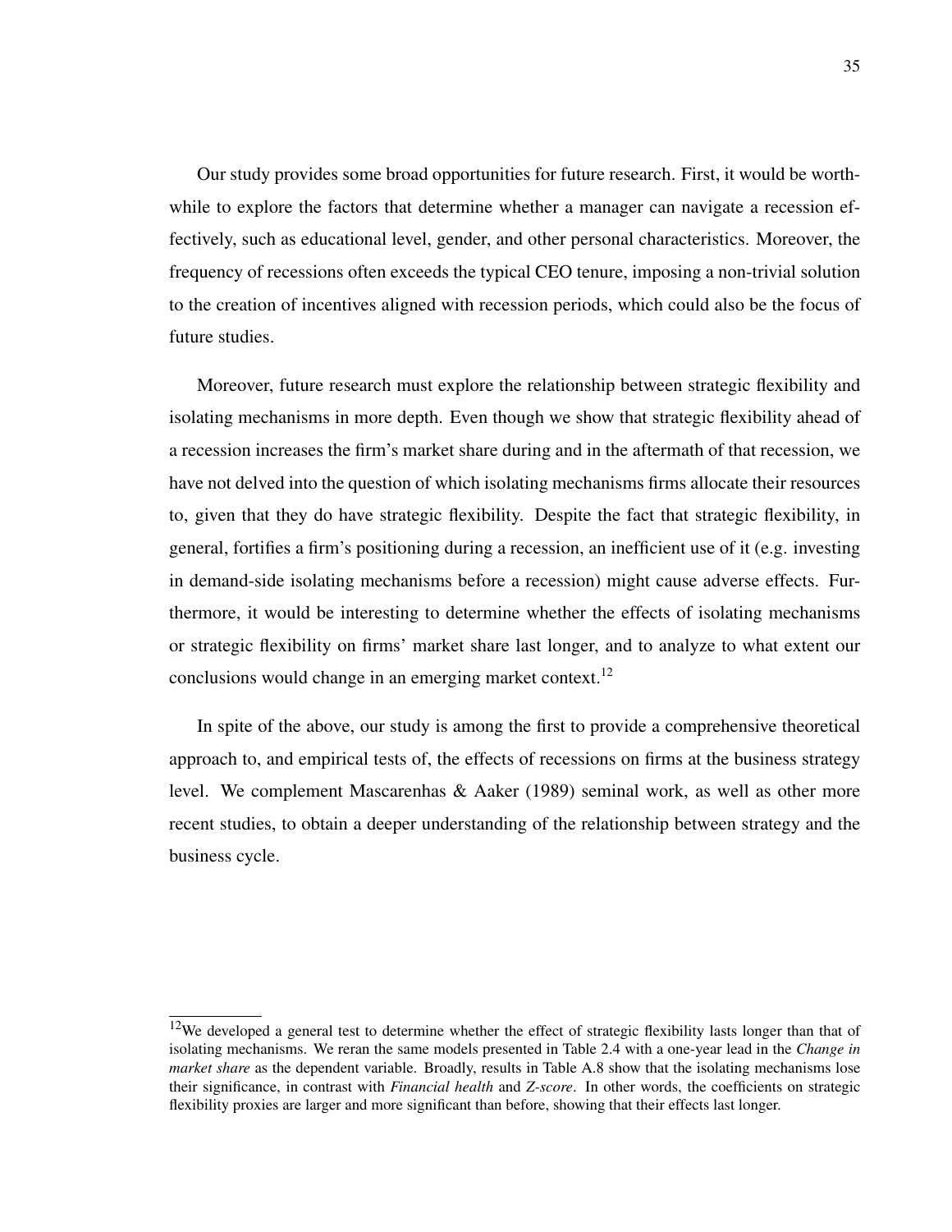Our study provides some broad opportunities for future research. First, it would be worthwhile to explore the factors that determine whether a manager can navigate a recession effectively, such as educational level, gender, and other personal characteristics. Moreover, the frequency of recessions often exceeds the typical CEO tenure, imposing a non-trivial solution to the creation of incentives aligned with recession periods, which could also be the focus of future studies.

Moreover, future research must explore the relationship between strategic flexibility and isolating mechanisms in more depth. Even though we show that strategic flexibility ahead of a recession increases the firm's market share during and in the aftermath of that recession, we have not delved into the question of which isolating mechanisms firms allocate their resources to, given that they do have strategic flexibility. Despite the fact that strategic flexibility, in general, fortifies a firm's positioning during a recession, an inefficient use of it (e.g. investing in demand-side isolating mechanisms before a recession) might cause adverse effects. Furthermore, it would be interesting to determine whether the effects of isolating mechanisms or strategic flexibility on firms' market share last longer, and to analyze to what extent our conclusions would change in an emerging market context.[12]

In spite of the above, our study is among the first to provide a comprehensive theoretical approach to, and empirical tests of, the effects of recessions on firms at the business strategy level. We complement Mascarenhas & Aaker (1989) seminal work, as well as other more recent studies, to obtain a deeper understanding of the relationship between strategy and the business cycle.

[12]We developed a general test to determine whether the effect of strategic flexibility lasts longer than that of isolating mechanisms. We reran the same models presented in Table 2.4 with a one-year lead in the *Change in market share* as the dependent variable. Broadly, results in Table A.8 show that the isolating mechanisms lose their significance, in contrast with *Financial health* and *Z-score*. In other words, the coefficients on strategic flexibility proxies are larger and more significant than before, showing that their effects last longer.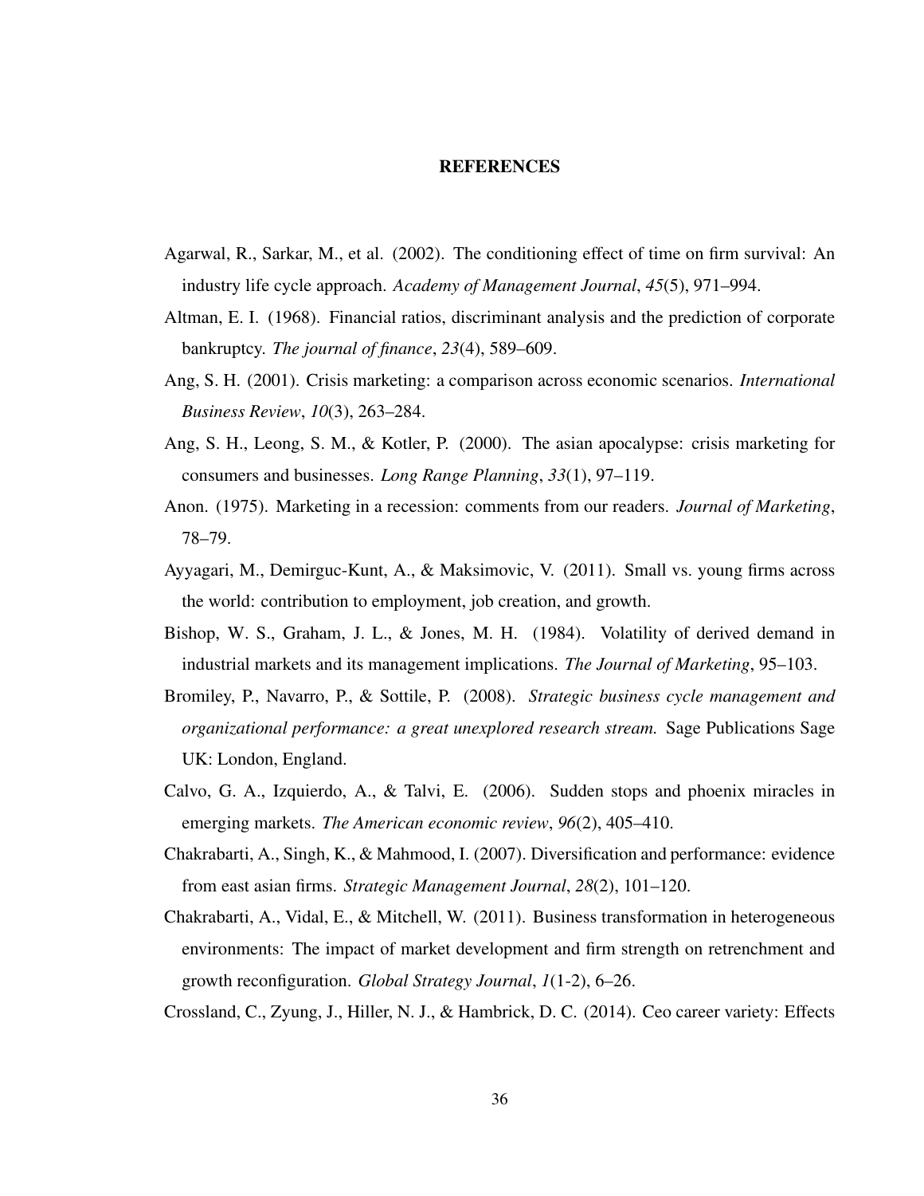# REFERENCES

Agarwal, R., Sarkar, M., et al. (2002). The conditioning effect of time on firm survival: An industry life cycle approach. *Academy of Management Journal*, *45*(5), 971–994.

Altman, E. I. (1968). Financial ratios, discriminant analysis and the prediction of corporate bankruptcy. *The journal of finance*, *23*(4), 589–609.

Ang, S. H. (2001). Crisis marketing: a comparison across economic scenarios. *International Business Review*, *10*(3), 263–284.

Ang, S. H., Leong, S. M., & Kotler, P. (2000). The asian apocalypse: crisis marketing for consumers and businesses. *Long Range Planning*, *33*(1), 97–119.

Anon. (1975). Marketing in a recession: comments from our readers. *Journal of Marketing*, 78–79.

Ayyagari, M., Demirguc-Kunt, A., & Maksimovic, V. (2011). Small vs. young firms across the world: contribution to employment, job creation, and growth.

Bishop, W. S., Graham, J. L., & Jones, M. H. (1984). Volatility of derived demand in industrial markets and its management implications. *The Journal of Marketing*, 95–103.

Bromiley, P., Navarro, P., & Sottile, P. (2008). *Strategic business cycle management and organizational performance: a great unexplored research stream.* Sage Publications Sage UK: London, England.

Calvo, G. A., Izquierdo, A., & Talvi, E. (2006). Sudden stops and phoenix miracles in emerging markets. *The American economic review*, *96*(2), 405–410.

Chakrabarti, A., Singh, K., & Mahmood, I. (2007). Diversification and performance: evidence from east asian firms. *Strategic Management Journal*, *28*(2), 101–120.

Chakrabarti, A., Vidal, E., & Mitchell, W. (2011). Business transformation in heterogeneous environments: The impact of market development and firm strength on retrenchment and growth reconfiguration. *Global Strategy Journal*, *1*(1-2), 6–26.

Crossland, C., Zyung, J., Hiller, N. J., & Hambrick, D. C. (2014). Ceo career variety: Effects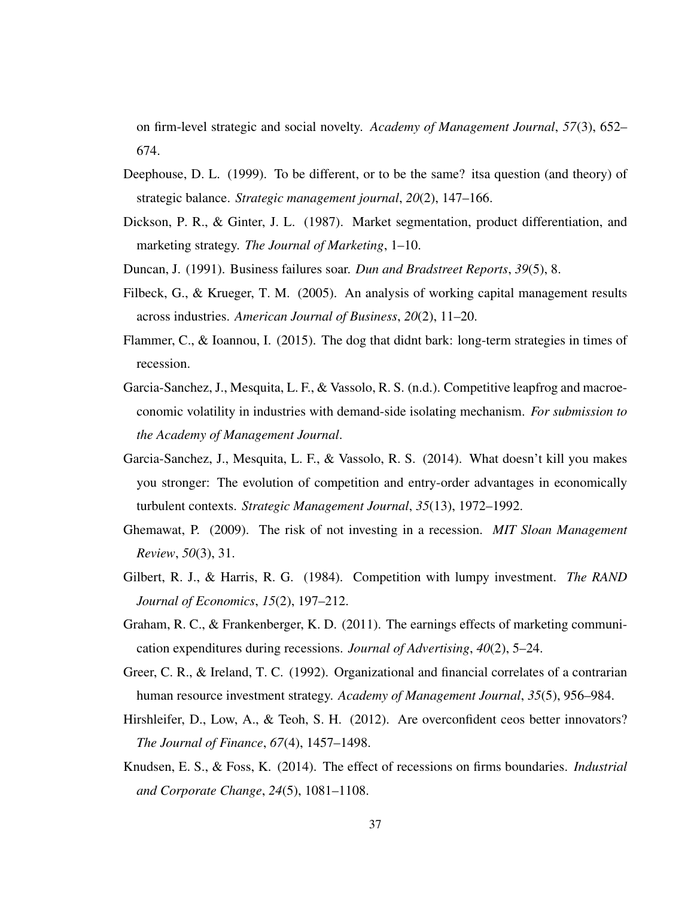on firm-level strategic and social novelty. *Academy of Management Journal*, *57*(3), 652–674.

Deephouse, D. L. (1999). To be different, or to be the same? itsa question (and theory) of strategic balance. *Strategic management journal*, *20*(2), 147–166.

Dickson, P. R., & Ginter, J. L. (1987). Market segmentation, product differentiation, and marketing strategy. *The Journal of Marketing*, 1–10.

Duncan, J. (1991). Business failures soar. *Dun and Bradstreet Reports*, *39*(5), 8.

Filbeck, G., & Krueger, T. M. (2005). An analysis of working capital management results across industries. *American Journal of Business*, *20*(2), 11–20.

Flammer, C., & Ioannou, I. (2015). The dog that didnt bark: long-term strategies in times of recession.

Garcia-Sanchez, J., Mesquita, L. F., & Vassolo, R. S. (n.d.). Competitive leapfrog and macroeconomic volatility in industries with demand-side isolating mechanism. *For submission to the Academy of Management Journal*.

Garcia-Sanchez, J., Mesquita, L. F., & Vassolo, R. S. (2014). What doesn't kill you makes you stronger: The evolution of competition and entry-order advantages in economically turbulent contexts. *Strategic Management Journal*, *35*(13), 1972–1992.

Ghemawat, P. (2009). The risk of not investing in a recession. *MIT Sloan Management Review*, *50*(3), 31.

Gilbert, R. J., & Harris, R. G. (1984). Competition with lumpy investment. *The RAND Journal of Economics*, *15*(2), 197–212.

Graham, R. C., & Frankenberger, K. D. (2011). The earnings effects of marketing communication expenditures during recessions. *Journal of Advertising*, *40*(2), 5–24.

Greer, C. R., & Ireland, T. C. (1992). Organizational and financial correlates of a contrarian human resource investment strategy. *Academy of Management Journal*, *35*(5), 956–984.

Hirshleifer, D., Low, A., & Teoh, S. H. (2012). Are overconfident ceos better innovators? *The Journal of Finance*, *67*(4), 1457–1498.

Knudsen, E. S., & Foss, K. (2014). The effect of recessions on firms boundaries. *Industrial and Corporate Change*, *24*(5), 1081–1108.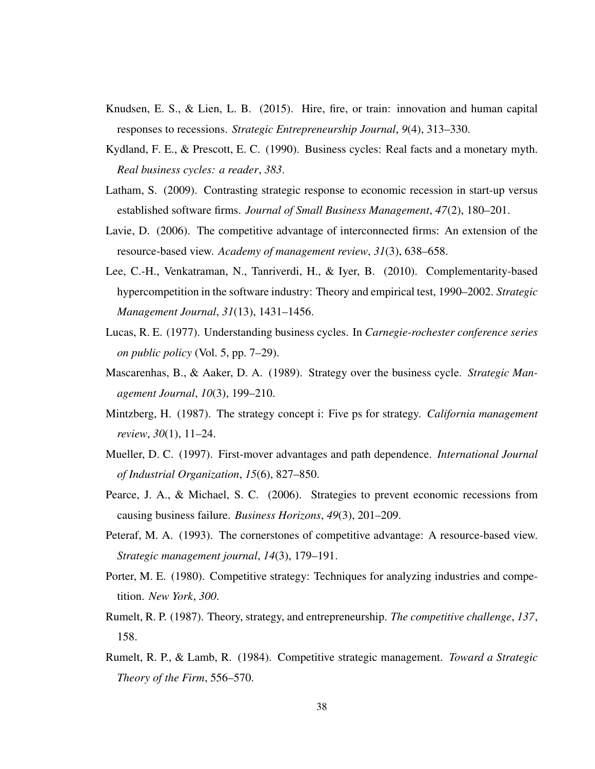Knudsen, E. S., & Lien, L. B. (2015). Hire, fire, or train: innovation and human capital responses to recessions. *Strategic Entrepreneurship Journal*, *9*(4), 313–330.

Kydland, F. E., & Prescott, E. C. (1990). Business cycles: Real facts and a monetary myth. *Real business cycles: a reader*, *383*.

Latham, S. (2009). Contrasting strategic response to economic recession in start-up versus established software firms. *Journal of Small Business Management*, *47*(2), 180–201.

Lavie, D. (2006). The competitive advantage of interconnected firms: An extension of the resource-based view. *Academy of management review*, *31*(3), 638–658.

Lee, C.-H., Venkatraman, N., Tanriverdi, H., & Iyer, B. (2010). Complementarity-based hypercompetition in the software industry: Theory and empirical test, 1990–2002. *Strategic Management Journal*, *31*(13), 1431–1456.

Lucas, R. E. (1977). Understanding business cycles. In *Carnegie-rochester conference series on public policy* (Vol. 5, pp. 7–29).

Mascarenhas, B., & Aaker, D. A. (1989). Strategy over the business cycle. *Strategic Management Journal*, *10*(3), 199–210.

Mintzberg, H. (1987). The strategy concept i: Five ps for strategy. *California management review*, *30*(1), 11–24.

Mueller, D. C. (1997). First-mover advantages and path dependence. *International Journal of Industrial Organization*, *15*(6), 827–850.

Pearce, J. A., & Michael, S. C. (2006). Strategies to prevent economic recessions from causing business failure. *Business Horizons*, *49*(3), 201–209.

Peteraf, M. A. (1993). The cornerstones of competitive advantage: A resource-based view. *Strategic management journal*, *14*(3), 179–191.

Porter, M. E. (1980). Competitive strategy: Techniques for analyzing industries and competition. *New York*, *300*.

Rumelt, R. P. (1987). Theory, strategy, and entrepreneurship. *The competitive challenge*, *137*, 158.

Rumelt, R. P., & Lamb, R. (1984). Competitive strategic management. *Toward a Strategic Theory of the Firm*, 556–570.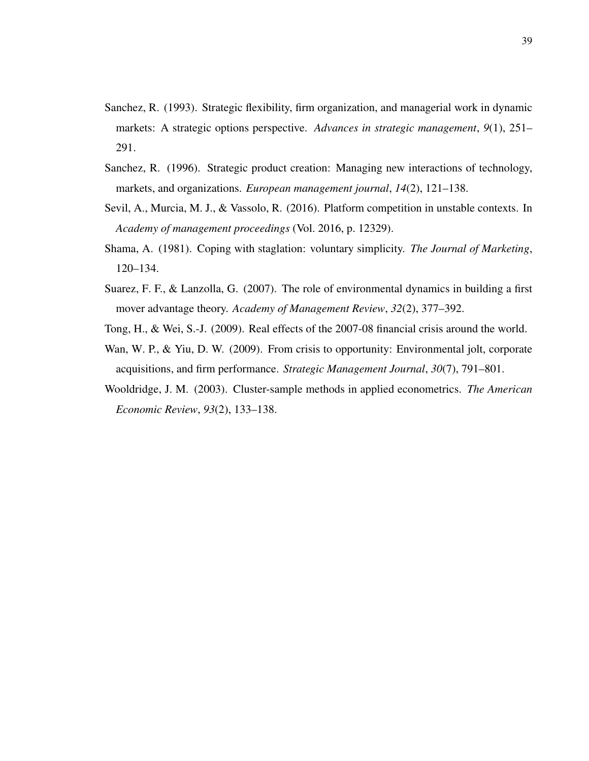Sanchez, R. (1993). Strategic flexibility, firm organization, and managerial work in dynamic markets: A strategic options perspective. *Advances in strategic management*, *9*(1), 251–291.

Sanchez, R. (1996). Strategic product creation: Managing new interactions of technology, markets, and organizations. *European management journal*, *14*(2), 121–138.

Sevil, A., Murcia, M. J., & Vassolo, R. (2016). Platform competition in unstable contexts. In *Academy of management proceedings* (Vol. 2016, p. 12329).

Shama, A. (1981). Coping with staglation: voluntary simplicity. *The Journal of Marketing*, 120–134.

Suarez, F. F., & Lanzolla, G. (2007). The role of environmental dynamics in building a first mover advantage theory. *Academy of Management Review*, *32*(2), 377–392.

Tong, H., & Wei, S.-J. (2009). Real effects of the 2007-08 financial crisis around the world.

Wan, W. P., & Yiu, D. W. (2009). From crisis to opportunity: Environmental jolt, corporate acquisitions, and firm performance. *Strategic Management Journal*, *30*(7), 791–801.

Wooldridge, J. M. (2003). Cluster-sample methods in applied econometrics. *The American Economic Review*, *93*(2), 133–138.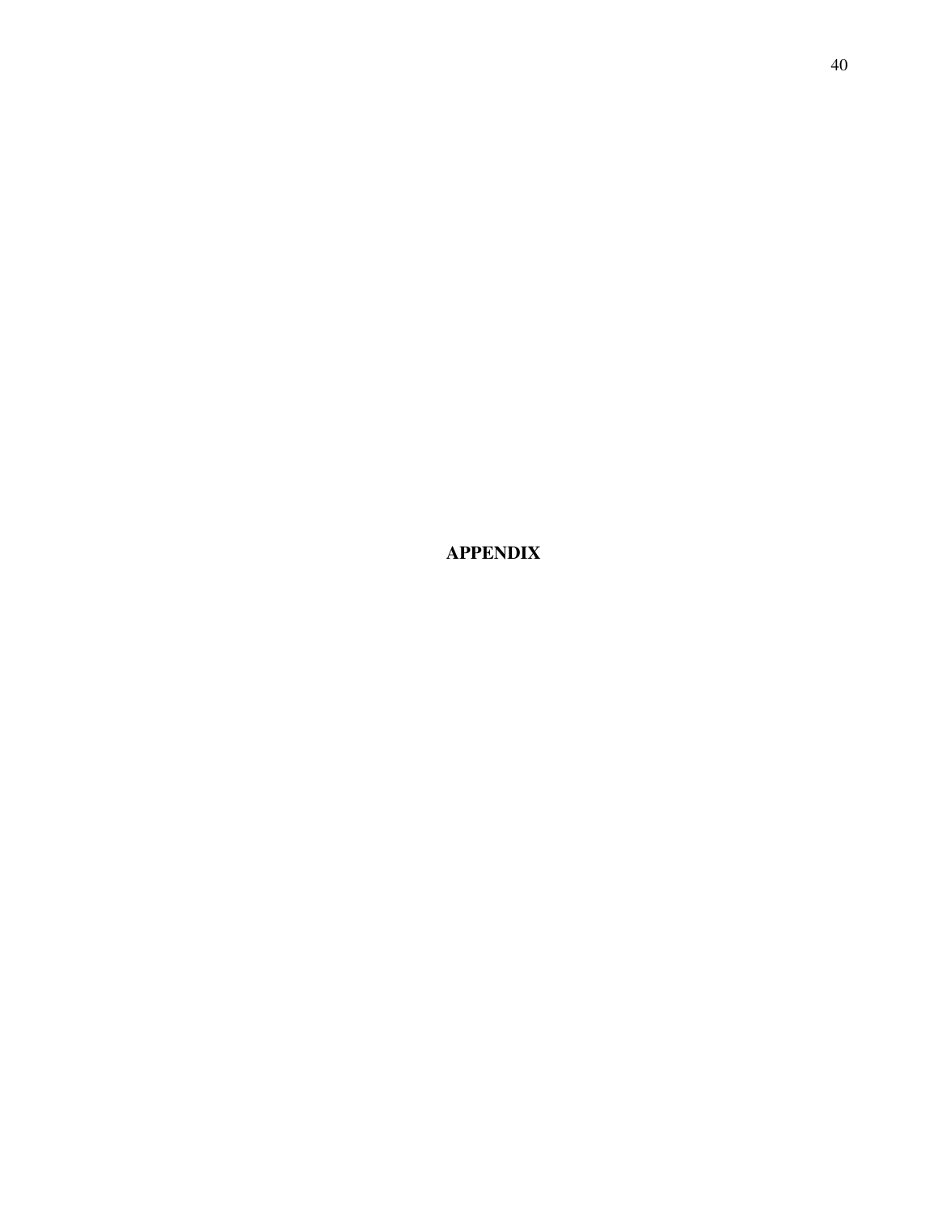# APPENDIX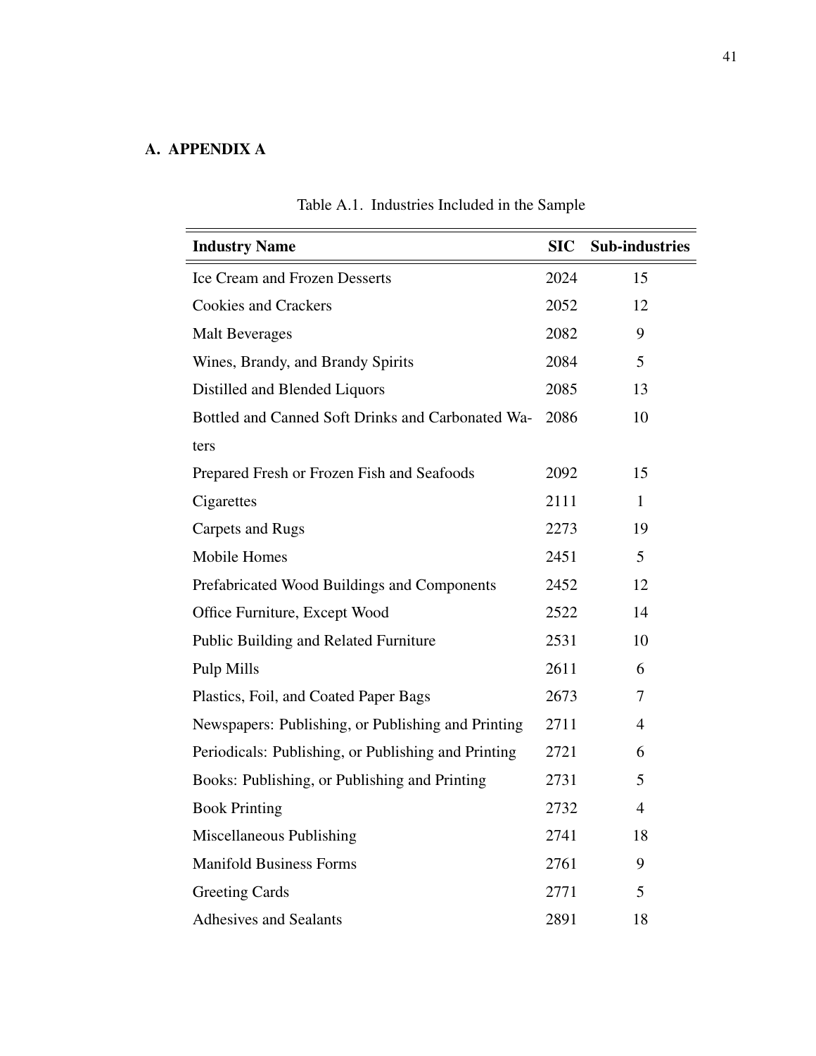# A. APPENDIX A

Table A.1. Industries Included in the Sample

| Industry Name | SIC | Sub-industries |
|---|---|---|
| Ice Cream and Frozen Desserts | 2024 | 15 |
| Cookies and Crackers | 2052 | 12 |
| Malt Beverages | 2082 | 9 |
| Wines, Brandy, and Brandy Spirits | 2084 | 5 |
| Distilled and Blended Liquors | 2085 | 13 |
| Bottled and Canned Soft Drinks and Carbonated Waters | 2086 | 10 |
| Prepared Fresh or Frozen Fish and Seafoods | 2092 | 15 |
| Cigarettes | 2111 | 1 |
| Carpets and Rugs | 2273 | 19 |
| Mobile Homes | 2451 | 5 |
| Prefabricated Wood Buildings and Components | 2452 | 12 |
| Office Furniture, Except Wood | 2522 | 14 |
| Public Building and Related Furniture | 2531 | 10 |
| Pulp Mills | 2611 | 6 |
| Plastics, Foil, and Coated Paper Bags | 2673 | 7 |
| Newspapers: Publishing, or Publishing and Printing | 2711 | 4 |
| Periodicals: Publishing, or Publishing and Printing | 2721 | 6 |
| Books: Publishing, or Publishing and Printing | 2731 | 5 |
| Book Printing | 2732 | 4 |
| Miscellaneous Publishing | 2741 | 18 |
| Manifold Business Forms | 2761 | 9 |
| Greeting Cards | 2771 | 5 |
| Adhesives and Sealants | 2891 | 18 |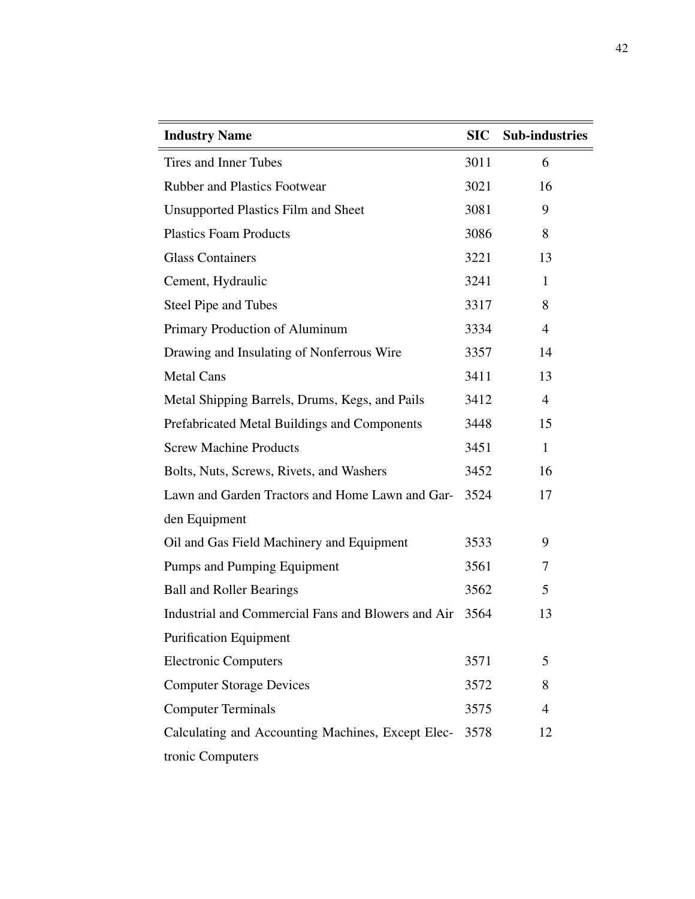| Industry Name | SIC | Sub-industries |
| --- | --- | --- |
| Tires and Inner Tubes | 3011 | 6 |
| Rubber and Plastics Footwear | 3021 | 16 |
| Unsupported Plastics Film and Sheet | 3081 | 9 |
| Plastics Foam Products | 3086 | 8 |
| Glass Containers | 3221 | 13 |
| Cement, Hydraulic | 3241 | 1 |
| Steel Pipe and Tubes | 3317 | 8 |
| Primary Production of Aluminum | 3334 | 4 |
| Drawing and Insulating of Nonferrous Wire | 3357 | 14 |
| Metal Cans | 3411 | 13 |
| Metal Shipping Barrels, Drums, Kegs, and Pails | 3412 | 4 |
| Prefabricated Metal Buildings and Components | 3448 | 15 |
| Screw Machine Products | 3451 | 1 |
| Bolts, Nuts, Screws, Rivets, and Washers | 3452 | 16 |
| Lawn and Garden Tractors and Home Lawn and Garden Equipment | 3524 | 17 |
| Oil and Gas Field Machinery and Equipment | 3533 | 9 |
| Pumps and Pumping Equipment | 3561 | 7 |
| Ball and Roller Bearings | 3562 | 5 |
| Industrial and Commercial Fans and Blowers and Air Purification Equipment | 3564 | 13 |
| Electronic Computers | 3571 | 5 |
| Computer Storage Devices | 3572 | 8 |
| Computer Terminals | 3575 | 4 |
| Calculating and Accounting Machines, Except Electronic Computers | 3578 | 12 |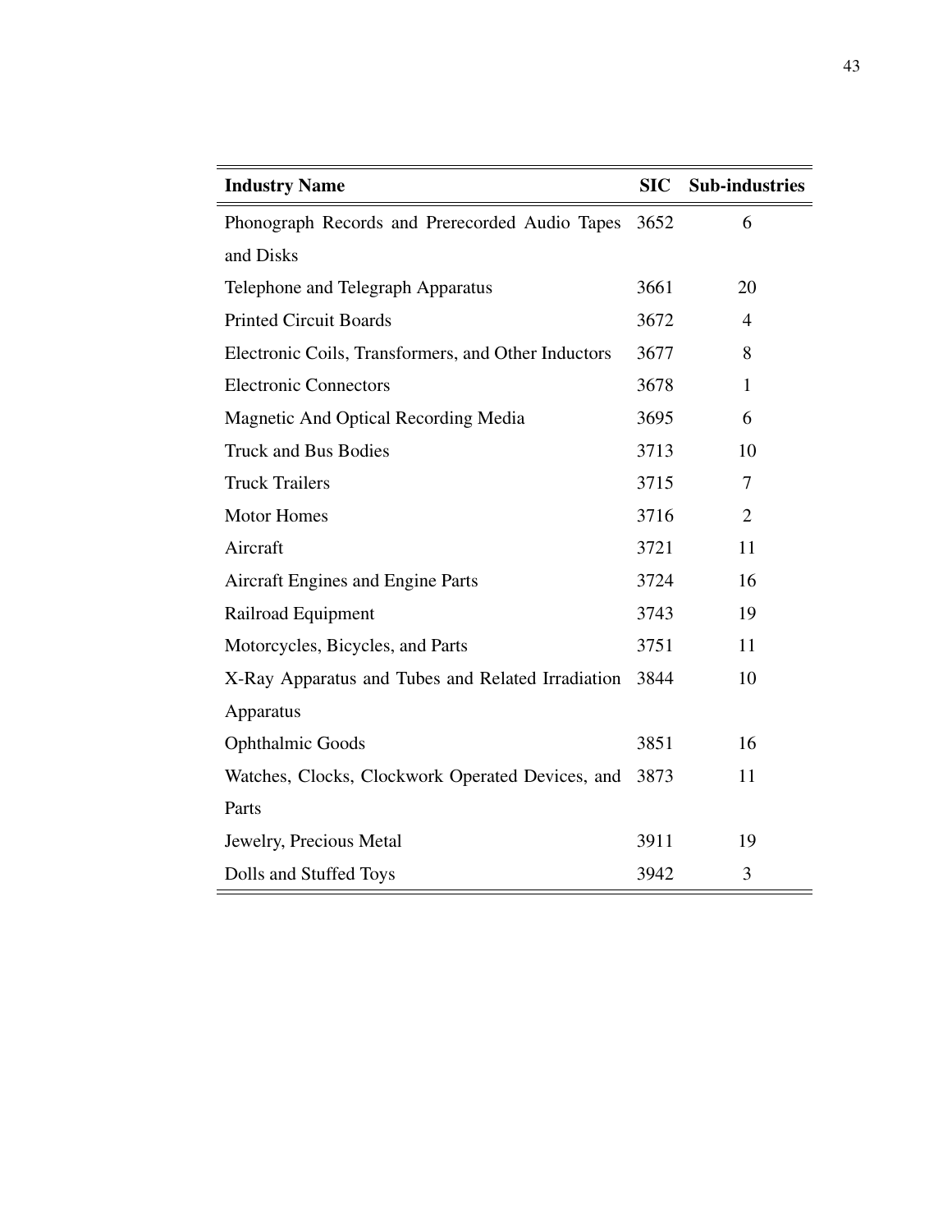| Industry Name | SIC | Sub-industries |
|---|---|---|
| Phonograph Records and Prerecorded Audio Tapes and Disks | 3652 | 6 |
| Telephone and Telegraph Apparatus | 3661 | 20 |
| Printed Circuit Boards | 3672 | 4 |
| Electronic Coils, Transformers, and Other Inductors | 3677 | 8 |
| Electronic Connectors | 3678 | 1 |
| Magnetic And Optical Recording Media | 3695 | 6 |
| Truck and Bus Bodies | 3713 | 10 |
| Truck Trailers | 3715 | 7 |
| Motor Homes | 3716 | 2 |
| Aircraft | 3721 | 11 |
| Aircraft Engines and Engine Parts | 3724 | 16 |
| Railroad Equipment | 3743 | 19 |
| Motorcycles, Bicycles, and Parts | 3751 | 11 |
| X-Ray Apparatus and Tubes and Related Irradiation Apparatus | 3844 | 10 |
| Ophthalmic Goods | 3851 | 16 |
| Watches, Clocks, Clockwork Operated Devices, and Parts | 3873 | 11 |
| Jewelry, Precious Metal | 3911 | 19 |
| Dolls and Stuffed Toys | 3942 | 3 |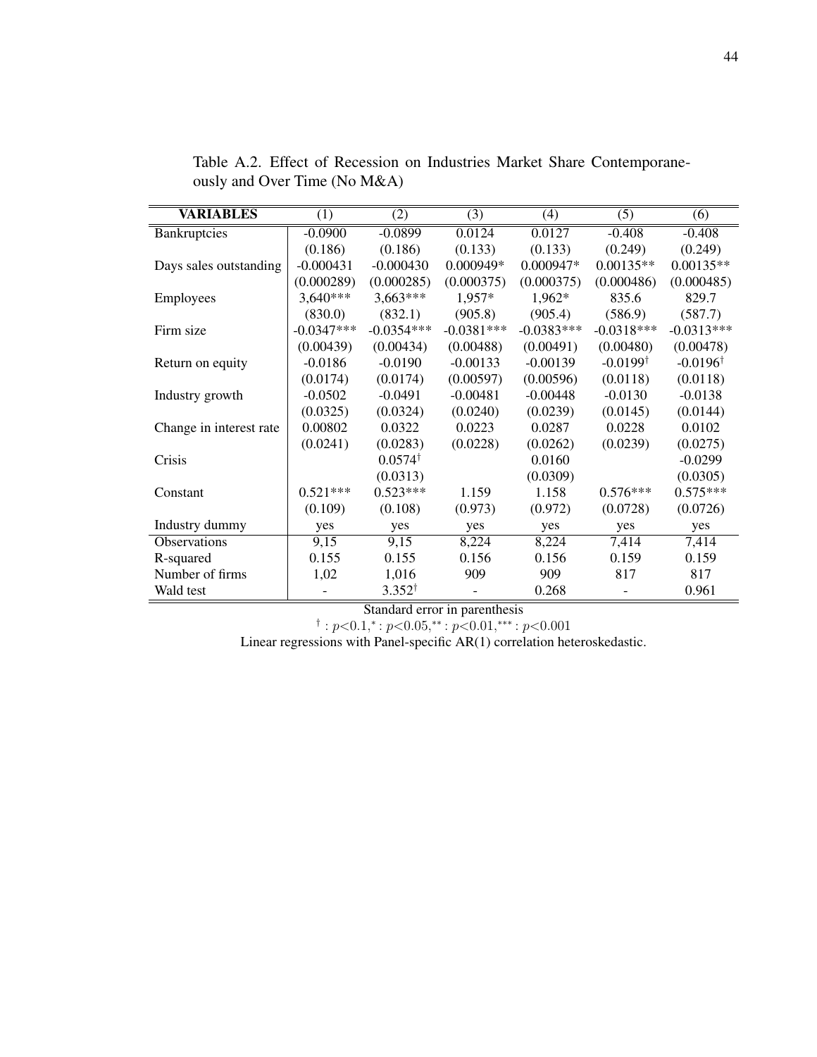Table A.2. Effect of Recession on Industries Market Share Contemporaneously and Over Time (No M&A)

| VARIABLES | (1) | (2) | (3) | (4) | (5) | (6) |
|---|---|---|---|---|---|---|
| Bankruptcies | -0.0900 | -0.0899 | 0.0124 | 0.0127 | -0.408 | -0.408 |
| | (0.186) | (0.186) | (0.133) | (0.133) | (0.249) | (0.249) |
| Days sales outstanding | -0.000431 | -0.000430 | 0.000949* | 0.000947* | 0.00135** | 0.00135** |
| | (0.000289) | (0.000285) | (0.000375) | (0.000375) | (0.000486) | (0.000485) |
| Employees | 3,640*** | 3,663*** | 1,957* | 1,962* | 835.6 | 829.7 |
| | (830.0) | (832.1) | (905.8) | (905.4) | (586.9) | (587.7) |
| Firm size | -0.0347*** | -0.0354*** | -0.0381*** | -0.0383*** | -0.0318*** | -0.0313*** |
| | (0.00439) | (0.00434) | (0.00488) | (0.00491) | (0.00480) | (0.00478) |
| Return on equity | -0.0186 | -0.0190 | -0.00133 | -0.00139 | -0.0199$^{\dagger}$ | -0.0196$^{\dagger}$ |
| | (0.0174) | (0.0174) | (0.00597) | (0.00596) | (0.0118) | (0.0118) |
| Industry growth | -0.0502 | -0.0491 | -0.00481 | -0.00448 | -0.0130 | -0.0138 |
| | (0.0325) | (0.0324) | (0.0240) | (0.0239) | (0.0145) | (0.0144) |
| Change in interest rate | 0.00802 | 0.0322 | 0.0223 | 0.0287 | 0.0228 | 0.0102 |
| | (0.0241) | (0.0283) | (0.0228) | (0.0262) | (0.0239) | (0.0275) |
| Crisis | | 0.0574$^{\dagger}$ | | 0.0160 | | -0.0299 |
| | | (0.0313) | | (0.0309) | | (0.0305) |
| Constant | 0.521*** | 0.523*** | 1.159 | 1.158 | 0.576*** | 0.575*** |
| | (0.109) | (0.108) | (0.973) | (0.972) | (0.0728) | (0.0726) |
| Industry dummy | yes | yes | yes | yes | yes | yes |
| Observations | 9,15 | 9,15 | 8,224 | 8,224 | 7,414 | 7,414 |
| R-squared | 0.155 | 0.155 | 0.156 | 0.156 | 0.159 | 0.159 |
| Number of firms | 1,02 | 1,016 | 909 | 909 | 817 | 817 |
| Wald test | - | 3.352$^{\dagger}$ | - | 0.268 | - | 0.961 |

Standard error in parenthesis

$^{\dagger}: p<0.1, ^{*}: p<0.05, ^{**}: p<0.01, ^{***}: p<0.001$

Linear regressions with Panel-specific AR(1) correlation heteroskedastic.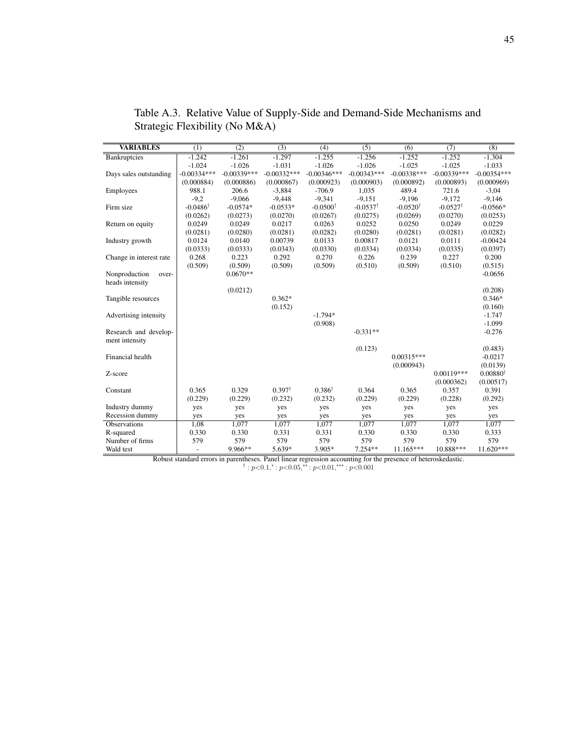Table A.3. Relative Value of Supply-Side and Demand-Side Mechanisms and Strategic Flexibility (No M&A)

| VARIABLES | (1) | (2) | (3) | (4) | (5) | (6) | (7) | (8) |
|---|---|---|---|---|---|---|---|---|
| Bankruptcies | -1.242 | -1.261 | -1.297 | -1.255 | -1.256 | -1.252 | -1.252 | -1.304 |
| | -1.024 | -1.026 | -1.031 | -1.026 | -1.026 | -1.025 | -1.025 | -1.033 |
| Days sales outstanding | -0.00334*** | -0.00339*** | -0.00332*** | -0.00346*** | -0.00343*** | -0.00338*** | -0.00339*** | -0.00354*** |
| | (0.000884) | (0.000886) | (0.000867) | (0.000923) | (0.000903) | (0.000892) | (0.000893) | (0.000969) |
| Employees | 988.1 | 206.6 | -3,884 | -706.9 | 1,035 | 489.4 | 721.6 | -3,04 |
| | -9,2 | -9,066 | -9,448 | -9,341 | -9,151 | -9,196 | -9,172 | -9,146 |
| Firm size | -0.0486$^{\dagger}$ | -0.0574* | -0.0533* | -0.0500$^{\dagger}$ | -0.0537$^{\dagger}$ | -0.0520$^{\dagger}$ | -0.0527$^{\dagger}$ | -0.0566* |
| | (0.0262) | (0.0273) | (0.0270) | (0.0267) | (0.0275) | (0.0269) | (0.0270) | (0.0253) |
| Return on equity | 0.0249 | 0.0249 | 0.0217 | 0.0263 | 0.0252 | 0.0250 | 0.0249 | 0.0229 |
| | (0.0281) | (0.0280) | (0.0281) | (0.0282) | (0.0280) | (0.0281) | (0.0281) | (0.0282) |
| Industry growth | 0.0124 | 0.0140 | 0.00739 | 0.0133 | 0.00817 | 0.0121 | 0.0111 | -0.00424 |
| | (0.0333) | (0.0333) | (0.0343) | (0.0330) | (0.0334) | (0.0334) | (0.0335) | (0.0397) |
| Change in interest rate | 0.268 | 0.223 | 0.292 | 0.270 | 0.226 | 0.239 | 0.227 | 0.200 |
| | (0.509) | (0.509) | (0.509) | (0.509) | (0.510) | (0.509) | (0.510) | (0.515) |
| Nonproduction overheads intensity | | 0.0670** | | | | | | -0.0656 |
| | | (0.0212) | | | | | | (0.208) |
| Tangible resources | | | 0.362* | | | | | 0.346* |
| | | | (0.152) | | | | | (0.160) |
| Advertising intensity | | | | -1.794* | | | | -1.747 |
| | | | | (0.908) | | | | -1.099 |
| Research and development intensity | | | | | -0.331** | | | -0.276 |
| | | | | | (0.123) | | | (0.483) |
| Financial health | | | | | | 0.00315*** | | -0.0217 |
| | | | | | | (0.000943) | | (0.0139) |
| Z-score | | | | | | | 0.00119*** | 0.00880$^{\dagger}$ |
| | | | | | | | (0.000362) | (0.00517) |
| Constant | 0.365 | 0.329 | 0.397$^{\dagger}$ | 0.386$^{\dagger}$ | 0.364 | 0.365 | 0.357 | 0.391 |
| | (0.229) | (0.229) | (0.232) | (0.232) | (0.229) | (0.229) | (0.228) | (0.292) |
| Industry dummy | yes | yes | yes | yes | yes | yes | yes | yes |
| Recession dummy | yes | yes | yes | yes | yes | yes | yes | yes |
| Observations | 1,08 | 1,077 | 1,077 | 1,077 | 1,077 | 1,077 | 1,077 | 1,077 |
| R-squared | 0.330 | 0.330 | 0.331 | 0.331 | 0.330 | 0.330 | 0.330 | 0.333 |
| Number of firms | 579 | 579 | 579 | 579 | 579 | 579 | 579 | 579 |
| Wald test | - | 9.966** | 5.639* | 3.905* | 7.254** | 11.165*** | 10.888*** | 11.620*** |

Robust standard errors in parentheses. Panel linear regression accounting for the presence of heteroskedastic.

$^{\dagger}: p<0.1, ^{*}: p<0.05, ^{**}: p<0.01, ^{***}: p<0.001$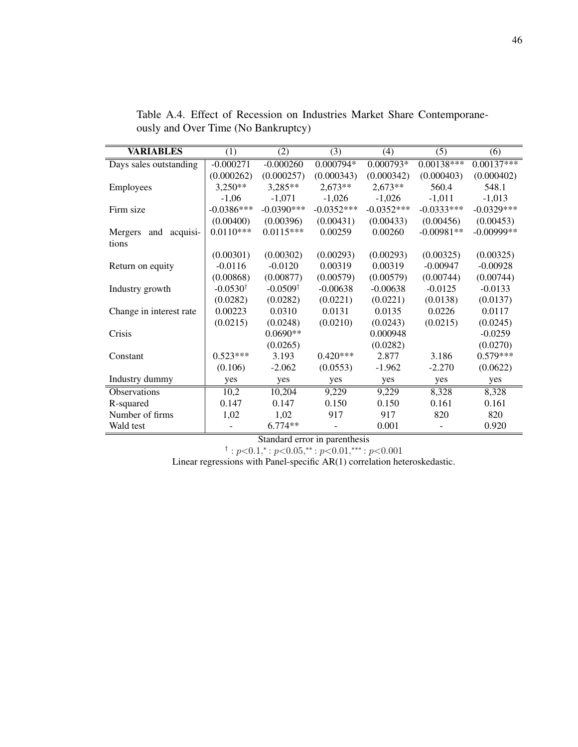Table A.4. Effect of Recession on Industries Market Share Contemporaneously and Over Time (No Bankruptcy)

| VARIABLES | (1) | (2) | (3) | (4) | (5) | (6) |
|---|---|---|---|---|---|---|
| Days sales outstanding | -0.000271 | -0.000260 | 0.000794* | 0.000793* | 0.00138*** | 0.00137*** |
| | (0.000262) | (0.000257) | (0.000343) | (0.000342) | (0.000403) | (0.000402) |
| Employees | 3,250** | 3,285** | 2,673** | 2,673** | 560.4 | 548.1 |
| | -1,06 | -1,071 | -1,026 | -1,026 | -1,011 | -1,013 |
| Firm size | -0.0386*** | -0.0390*** | -0.0352*** | -0.0352*** | -0.0333*** | -0.0329*** |
| | (0.00400) | (0.00396) | (0.00431) | (0.00433) | (0.00456) | (0.00453) |
| Mergers and acquisitions | 0.0110*** | 0.0115*** | 0.00259 | 0.00260 | -0.00981** | -0.00999** |
| | (0.00301) | (0.00302) | (0.00293) | (0.00293) | (0.00325) | (0.00325) |
| Return on equity | -0.0116 | -0.0120 | 0.00319 | 0.00319 | -0.00947 | -0.00928 |
| | (0.00868) | (0.00877) | (0.00579) | (0.00579) | (0.00744) | (0.00744) |
| Industry growth | -0.0530† | -0.0509† | -0.00638 | -0.00638 | -0.0125 | -0.0133 |
| | (0.0282) | (0.0282) | (0.0221) | (0.0221) | (0.0138) | (0.0137) |
| Change in interest rate | 0.00223 | 0.0310 | 0.0131 | 0.0135 | 0.0226 | 0.0117 |
| | (0.0215) | (0.0248) | (0.0210) | (0.0243) | (0.0215) | (0.0245) |
| Crisis | | 0.0690** | | 0.000948 | | -0.0259 |
| | | (0.0265) | | (0.0282) | | (0.0270) |
| Constant | 0.523*** | 3.193 | 0.420*** | 2.877 | 3.186 | 0.579*** |
| | (0.106) | -2.062 | (0.0553) | -1.962 | -2.270 | (0.0622) |
| Industry dummy | yes | yes | yes | yes | yes | yes |
| Observations | 10,2 | 10,204 | 9,229 | 9,229 | 8,328 | 8,328 |
| R-squared | 0.147 | 0.147 | 0.150 | 0.150 | 0.161 | 0.161 |
| Number of firms | 1,02 | 1,02 | 917 | 917 | 820 | 820 |
| Wald test | - | 6.774** | - | 0.001 | - | 0.920 |

Standard error in parenthesis

† : $p<0.1$, * : $p<0.05$, ** : $p<0.01$, *** : $p<0.001$

Linear regressions with Panel-specific AR(1) correlation heteroskedastic.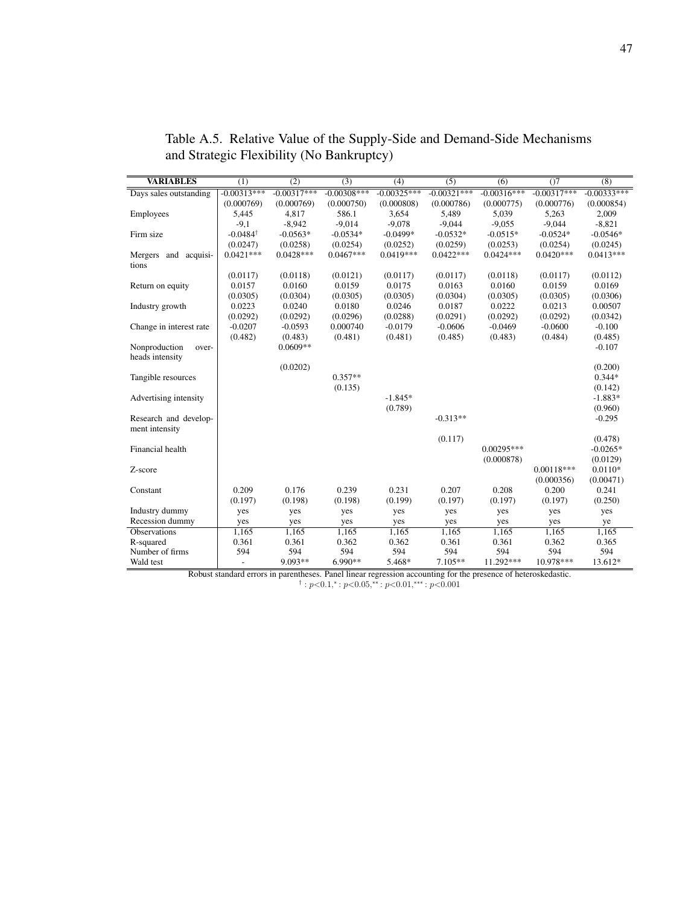Table A.5. Relative Value of the Supply-Side and Demand-Side Mechanisms and Strategic Flexibility (No Bankruptcy)

| VARIABLES | (1) | (2) | (3) | (4) | (5) | (6) | ()7 | (8) |
|---|---|---|---|---|---|---|---|---|
| Days sales outstanding | -0.00313*** | -0.00317*** | -0.00308*** | -0.00325*** | -0.00321*** | -0.00316*** | -0.00317*** | -0.00333*** |
| | (0.000769) | (0.000769) | (0.000750) | (0.000808) | (0.000786) | (0.000775) | (0.000776) | (0.000854) |
| Employees | 5,445 | 4,817 | 586.1 | 3,654 | 5,489 | 5,039 | 5,263 | 2,009 |
| | -9,1 | -8,942 | -9,014 | -9,078 | -9,044 | -9,055 | -9,044 | -8,821 |
| Firm size | -0.0484$^{\dagger}$ | -0.0563* | -0.0534* | -0.0499* | -0.0532* | -0.0515* | -0.0524* | -0.0546* |
| | (0.0247) | (0.0258) | (0.0254) | (0.0252) | (0.0259) | (0.0253) | (0.0254) | (0.0245) |
| Mergers and acquisitions | 0.0421*** | 0.0428*** | 0.0467*** | 0.0419*** | 0.0422*** | 0.0424*** | 0.0420*** | 0.0413*** |
| | (0.0117) | (0.0118) | (0.0121) | (0.0117) | (0.0117) | (0.0118) | (0.0117) | (0.0112) |
| Return on equity | 0.0157 | 0.0160 | 0.0159 | 0.0175 | 0.0163 | 0.0160 | 0.0159 | 0.0169 |
| | (0.0305) | (0.0304) | (0.0305) | (0.0305) | (0.0304) | (0.0305) | (0.0305) | (0.0306) |
| Industry growth | 0.0223 | 0.0240 | 0.0180 | 0.0246 | 0.0187 | 0.0222 | 0.0213 | 0.00507 |
| | (0.0292) | (0.0292) | (0.0296) | (0.0288) | (0.0291) | (0.0292) | (0.0292) | (0.0342) |
| Change in interest rate | -0.0207 | -0.0593 | 0.000740 | -0.0179 | -0.0606 | -0.0469 | -0.0600 | -0.100 |
| | (0.482) | (0.483) | (0.481) | (0.481) | (0.485) | (0.483) | (0.484) | (0.485) |
| Nonproduction overheads intensity | | 0.0609** | | | | | | -0.107 |
| | | (0.0202) | | | | | | (0.200) |
| Tangible resources | | | 0.357** | | | | | 0.344* |
| | | | (0.135) | | | | | (0.142) |
| Advertising intensity | | | | -1.845* | | | | -1.883* |
| | | | | (0.789) | | | | (0.960) |
| Research and development intensity | | | | | -0.313** | | | -0.295 |
| | | | | | (0.117) | | | (0.478) |
| Financial health | | | | | | 0.00295*** | | -0.0265* |
| | | | | | | (0.000878) | | (0.0129) |
| Z-score | | | | | | | 0.00118*** | 0.0110* |
| | | | | | | | (0.000356) | (0.00471) |
| Constant | 0.209 | 0.176 | 0.239 | 0.231 | 0.207 | 0.208 | 0.200 | 0.241 |
| | (0.197) | (0.198) | (0.198) | (0.199) | (0.197) | (0.197) | (0.197) | (0.250) |
| Industry dummy | yes | yes | yes | yes | yes | yes | yes | yes |
| Recession dummy | yes | yes | yes | yes | yes | yes | yes | ye |
| Observations | 1,165 | 1,165 | 1,165 | 1,165 | 1,165 | 1,165 | 1,165 | 1,165 |
| R-squared | 0.361 | 0.361 | 0.362 | 0.362 | 0.361 | 0.361 | 0.362 | 0.365 |
| Number of firms | 594 | 594 | 594 | 594 | 594 | 594 | 594 | 594 |
| Wald test | - | 9.093** | 6.990** | 5.468* | 7.105** | 11.292*** | 10.978*** | 13.612* |

Robust standard errors in parentheses. Panel linear regression accounting for the presence of heteroskedastic.
$^{\dagger}: p<0.1, ^{*}: p<0.05, ^{**}: p<0.01, ^{***}: p<0.001$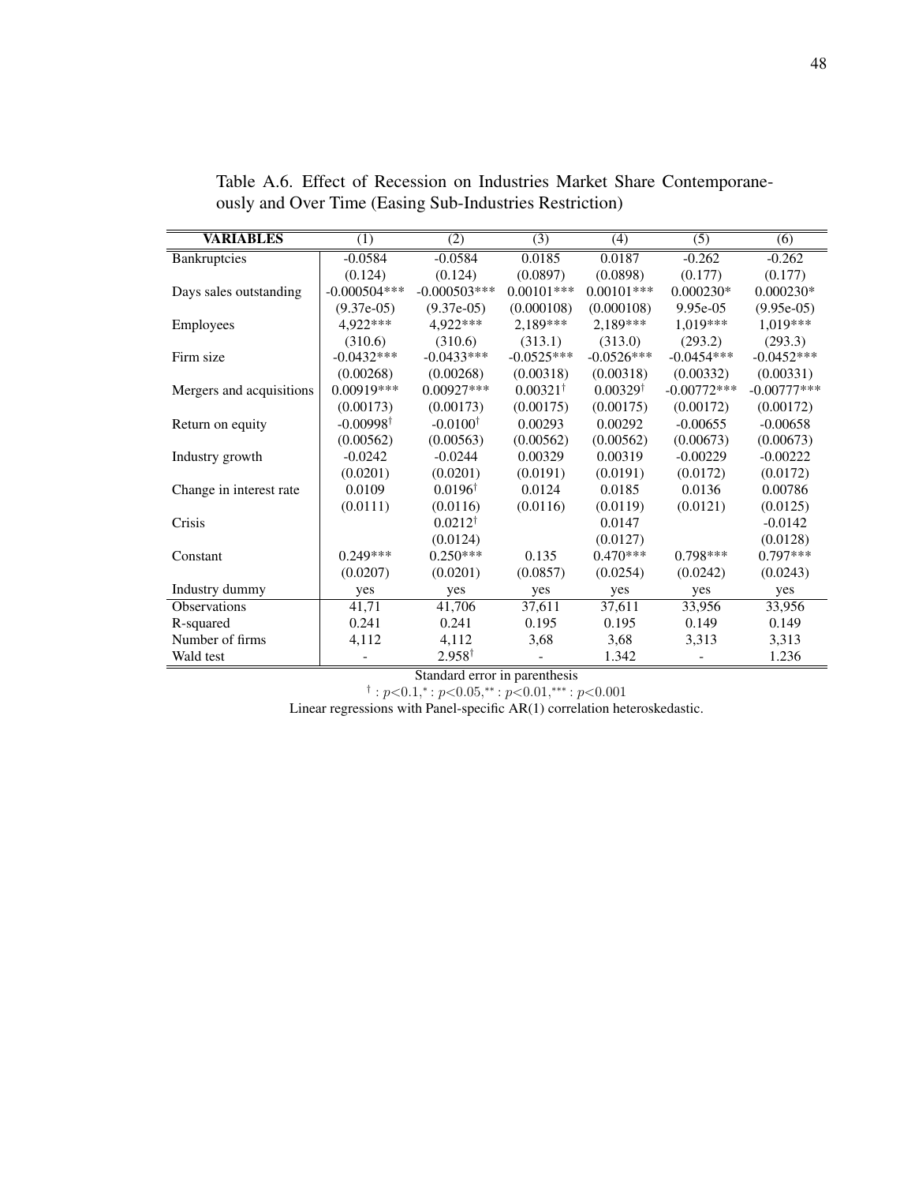Table A.6. Effect of Recession on Industries Market Share Contemporaneously and Over Time (Easing Sub-Industries Restriction)

| VARIABLES | (1) | (2) | (3) | (4) | (5) | (6) |
|---|---|---|---|---|---|---|
| Bankruptcies | -0.0584 | -0.0584 | 0.0185 | 0.0187 | -0.262 | -0.262 |
| | (0.124) | (0.124) | (0.0897) | (0.0898) | (0.177) | (0.177) |
| Days sales outstanding | -0.000504*** | -0.000503*** | 0.00101*** | 0.00101*** | 0.000230* | 0.000230* |
| | (9.37e-05) | (9.37e-05) | (0.000108) | (0.000108) | 9.95e-05 | (9.95e-05) |
| Employees | 4,922*** | 4,922*** | 2,189*** | 2,189*** | 1,019*** | 1,019*** |
| | (310.6) | (310.6) | (313.1) | (313.0) | (293.2) | (293.3) |
| Firm size | -0.0432*** | -0.0433*** | -0.0525*** | -0.0526*** | -0.0454*** | -0.0452*** |
| | (0.00268) | (0.00268) | (0.00318) | (0.00318) | (0.00332) | (0.00331) |
| Mergers and acquisitions | 0.00919*** | 0.00927*** | 0.00321$^{\dagger}$ | 0.00329$^{\dagger}$ | -0.00772*** | -0.00777*** |
| | (0.00173) | (0.00173) | (0.00175) | (0.00175) | (0.00172) | (0.00172) |
| Return on equity | -0.00998$^{\dagger}$ | -0.0100$^{\dagger}$ | 0.00293 | 0.00292 | -0.00655 | -0.00658 |
| | (0.00562) | (0.00563) | (0.00562) | (0.00562) | (0.00673) | (0.00673) |
| Industry growth | -0.0242 | -0.0244 | 0.00329 | 0.00319 | -0.00229 | -0.00222 |
| | (0.0201) | (0.0201) | (0.0191) | (0.0191) | (0.0172) | (0.0172) |
| Change in interest rate | 0.0109 | 0.0196$^{\dagger}$ | 0.0124 | 0.0185 | 0.0136 | 0.00786 |
| | (0.0111) | (0.0116) | (0.0116) | (0.0119) | (0.0121) | (0.0125) |
| Crisis | | 0.0212$^{\dagger}$ | | 0.0147 | | -0.0142 |
| | | (0.0124) | | (0.0127) | | (0.0128) |
| Constant | 0.249*** | 0.250*** | 0.135 | 0.470*** | 0.798*** | 0.797*** |
| | (0.0207) | (0.0201) | (0.0857) | (0.0254) | (0.0242) | (0.0243) |
| Industry dummy | yes | yes | yes | yes | yes | yes |
| Observations | 41,71 | 41,706 | 37,611 | 37,611 | 33,956 | 33,956 |
| R-squared | 0.241 | 0.241 | 0.195 | 0.195 | 0.149 | 0.149 |
| Number of firms | 4,112 | 4,112 | 3,68 | 3,68 | 3,313 | 3,313 |
| Wald test | - | 2.958$^{\dagger}$ | - | 1.342 | - | 1.236 |

Standard error in parenthesis

$^{\dagger}: p<0.1, ^{*}: p<0.05, ^{**}: p<0.01, ^{***}: p<0.001$

Linear regressions with Panel-specific AR(1) correlation heteroskedastic.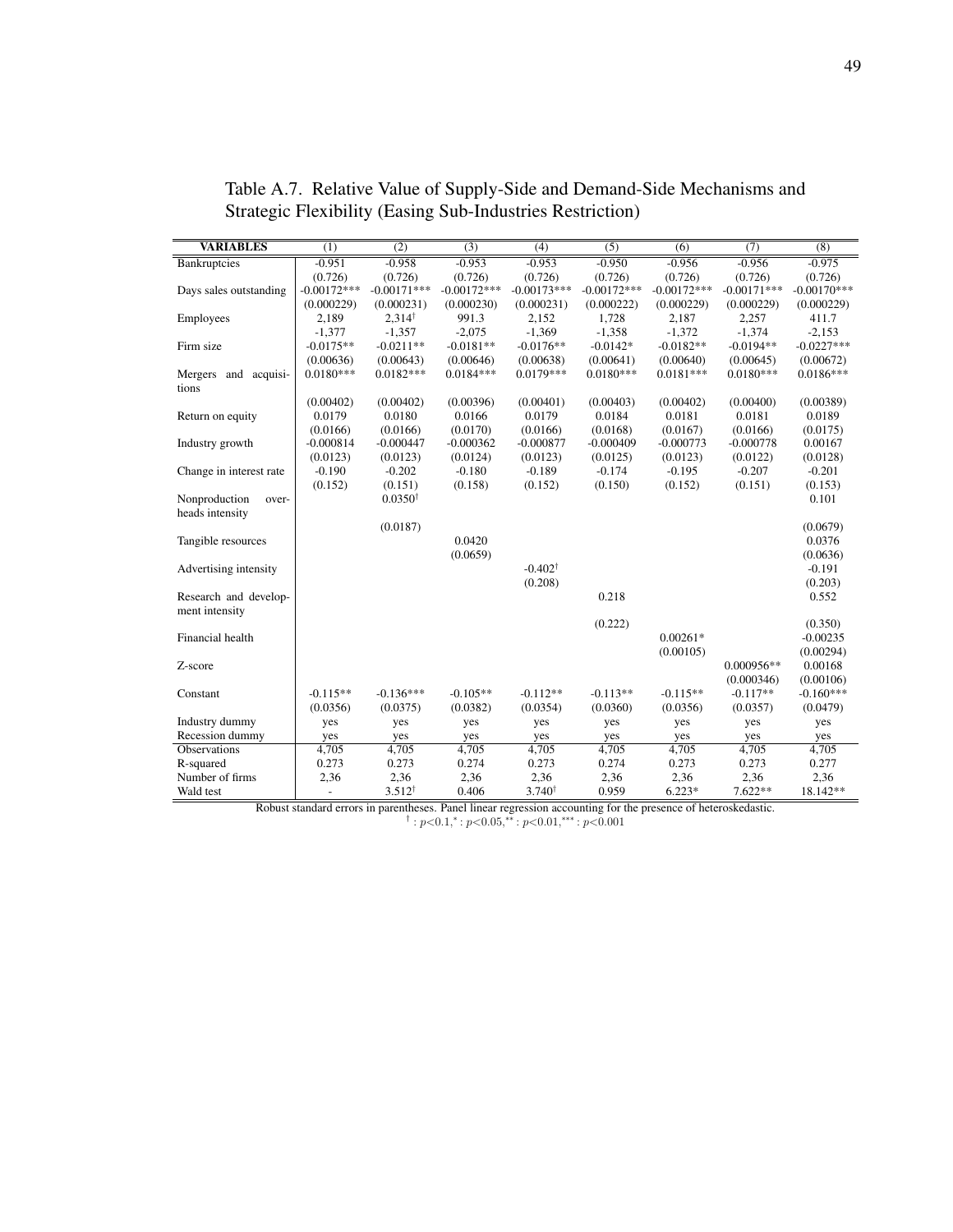Table A.7. Relative Value of Supply-Side and Demand-Side Mechanisms and Strategic Flexibility (Easing Sub-Industries Restriction)

| VARIABLES | (1) | (2) | (3) | (4) | (5) | (6) | (7) | (8) |
|---|---|---|---|---|---|---|---|---|
| Bankruptcies | -0.951 | -0.958 | -0.953 | -0.953 | -0.950 | -0.956 | -0.956 | -0.975 |
| | (0.726) | (0.726) | (0.726) | (0.726) | (0.726) | (0.726) | (0.726) | (0.726) |
| Days sales outstanding | -0.00172*** | -0.00171*** | -0.00172*** | -0.00173*** | -0.00172*** | -0.00172*** | -0.00171*** | -0.00170*** |
| | (0.000229) | (0.000231) | (0.000230) | (0.000231) | (0.000222) | (0.000229) | (0.000229) | (0.000229) |
| Employees | 2,189 | 2,314$^{\dagger}$ | 991.3 | 2,152 | 1,728 | 2,187 | 2,257 | 411.7 |
| | -1,377 | -1,357 | -2,075 | -1,369 | -1,358 | -1,372 | -1,374 | -2,153 |
| Firm size | -0.0175** | -0.0211** | -0.0181** | -0.0176** | -0.0142* | -0.0182** | -0.0194** | -0.0227*** |
| | (0.00636) | (0.00643) | (0.00646) | (0.00638) | (0.00641) | (0.00640) | (0.00645) | (0.00672) |
| Mergers and acquisitions | 0.0180*** | 0.0182*** | 0.0184*** | 0.0179*** | 0.0180*** | 0.0181*** | 0.0180*** | 0.0186*** |
| | (0.00402) | (0.00402) | (0.00396) | (0.00401) | (0.00403) | (0.00402) | (0.00400) | (0.00389) |
| Return on equity | 0.0179 | 0.0180 | 0.0166 | 0.0179 | 0.0184 | 0.0181 | 0.0181 | 0.0189 |
| | (0.0166) | (0.0166) | (0.0170) | (0.0166) | (0.0168) | (0.0167) | (0.0166) | (0.0175) |
| Industry growth | -0.000814 | -0.000447 | -0.000362 | -0.000877 | -0.000409 | -0.000773 | -0.000778 | 0.00167 |
| | (0.0123) | (0.0123) | (0.0124) | (0.0123) | (0.0125) | (0.0123) | (0.0122) | (0.0128) |
| Change in interest rate | -0.190 | -0.202 | -0.180 | -0.189 | -0.174 | -0.195 | -0.207 | -0.201 |
| | (0.152) | (0.151) | (0.158) | (0.152) | (0.150) | (0.152) | (0.151) | (0.153) |
| Nonproduction overheads intensity | | 0.0350$^{\dagger}$ | | | | | | 0.101 |
| | | (0.0187) | | | | | | (0.0679) |
| Tangible resources | | | 0.0420 | | | | | 0.0376 |
| | | | (0.0659) | | | | | (0.0636) |
| Advertising intensity | | | | -0.402$^{\dagger}$ | | | | -0.191 |
| | | | | (0.208) | | | | (0.203) |
| Research and development intensity | | | | | 0.218 | | | 0.552 |
| | | | | | (0.222) | | | (0.350) |
| Financial health | | | | | | 0.00261* | | -0.00235 |
| | | | | | | (0.00105) | | (0.00294) |
| Z-score | | | | | | | 0.000956** | 0.00168 |
| | | | | | | | (0.000346) | (0.00106) |
| Constant | -0.115** | -0.136*** | -0.105** | -0.112** | -0.113** | -0.115** | -0.117** | -0.160*** |
| | (0.0356) | (0.0375) | (0.0382) | (0.0354) | (0.0360) | (0.0356) | (0.0357) | (0.0479) |
| Industry dummy | yes | yes | yes | yes | yes | yes | yes | yes |
| Recession dummy | yes | yes | yes | yes | yes | yes | yes | yes |
| Observations | 4,705 | 4,705 | 4,705 | 4,705 | 4,705 | 4,705 | 4,705 | 4,705 |
| R-squared | 0.273 | 0.273 | 0.274 | 0.273 | 0.274 | 0.273 | 0.273 | 0.277 |
| Number of firms | 2,36 | 2,36 | 2,36 | 2,36 | 2,36 | 2,36 | 2,36 | 2,36 |
| Wald test | - | 3.512$^{\dagger}$ | 0.406 | 3.740$^{\dagger}$ | 0.959 | 6.223* | 7.622** | 18.142** |

Robust standard errors in parentheses. Panel linear regression accounting for the presence of heteroskedastic.
$^{\dagger}$ : $p<0.1$, $^{*}$ : $p<0.05$, $^{**}$ : $p<0.01$, $^{***}$ : $p<0.001$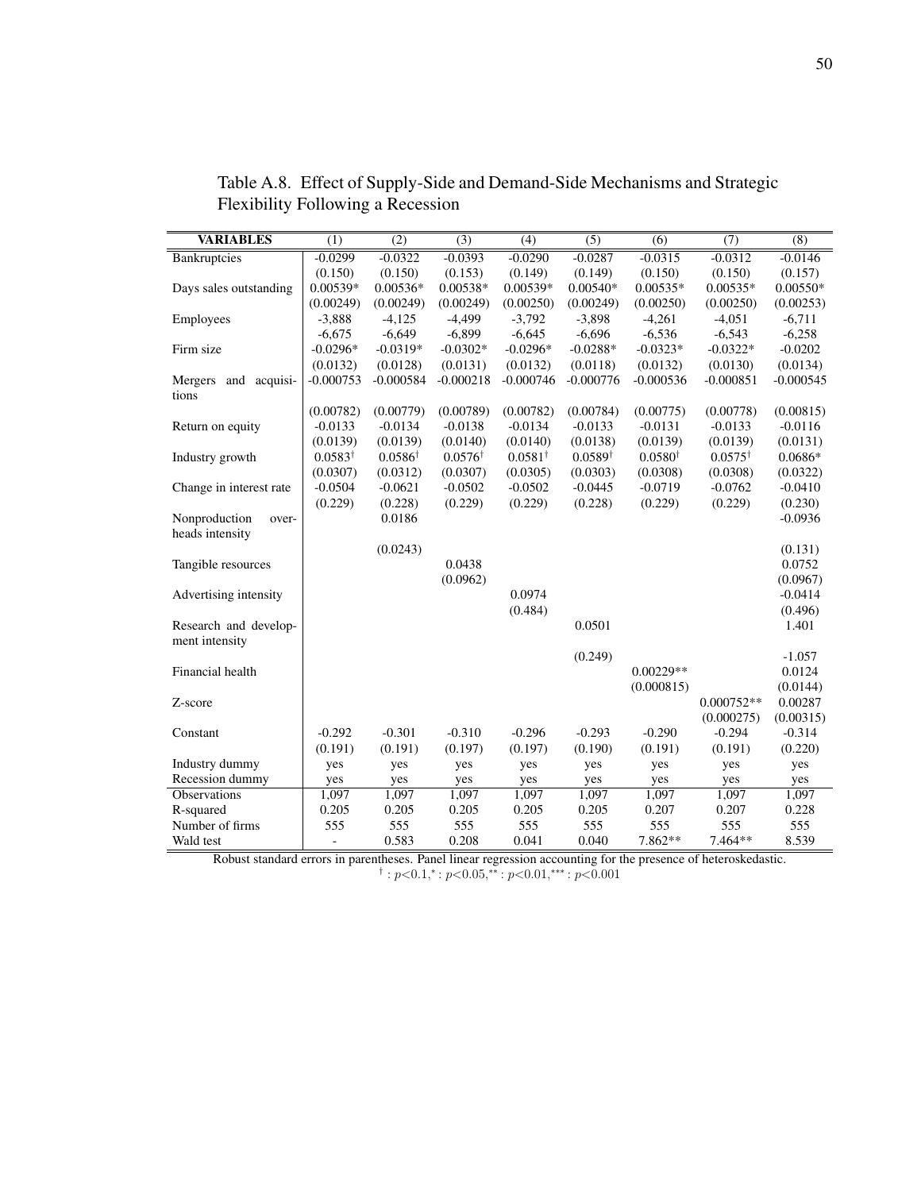Table A.8. Effect of Supply-Side and Demand-Side Mechanisms and Strategic Flexibility Following a Recession

| **VARIABLES** | (1) | (2) | (3) | (4) | (5) | (6) | (7) | (8) |
|---|---|---|---|---|---|---|---|---|
| Bankruptcies | -0.0299 | -0.0322 | -0.0393 | -0.0290 | -0.0287 | -0.0315 | -0.0312 | -0.0146 |
| | (0.150) | (0.150) | (0.153) | (0.149) | (0.149) | (0.150) | (0.150) | (0.157) |
| Days sales outstanding | 0.00539* | 0.00536* | 0.00538* | 0.00539* | 0.00540* | 0.00535* | 0.00535* | 0.00550* |
| | (0.00249) | (0.00249) | (0.00249) | (0.00250) | (0.00249) | (0.00250) | (0.00250) | (0.00253) |
| Employees | -3,888 | -4,125 | -4,499 | -3,792 | -3,898 | -4,261 | -4,051 | -6,711 |
| | -6,675 | -6,649 | -6,899 | -6,645 | -6,696 | -6,536 | -6,543 | -6,258 |
| Firm size | -0.0296* | -0.0319* | -0.0302* | -0.0296* | -0.0288* | -0.0323* | -0.0322* | -0.0202 |
| | (0.0132) | (0.0128) | (0.0131) | (0.0132) | (0.0118) | (0.0132) | (0.0130) | (0.0134) |
| Mergers and acquisitions | -0.000753 | -0.000584 | -0.000218 | -0.000746 | -0.000776 | -0.000536 | -0.000851 | -0.000545 |
| | (0.00782) | (0.00779) | (0.00789) | (0.00782) | (0.00784) | (0.00775) | (0.00778) | (0.00815) |
| Return on equity | -0.0133 | -0.0134 | -0.0138 | -0.0134 | -0.0133 | -0.0131 | -0.0133 | -0.0116 |
| | (0.0139) | (0.0139) | (0.0140) | (0.0140) | (0.0138) | (0.0139) | (0.0139) | (0.0131) |
| Industry growth | 0.0583† | 0.0586† | 0.0576† | 0.0581† | 0.0589† | 0.0580† | 0.0575† | 0.0686* |
| | (0.0307) | (0.0312) | (0.0307) | (0.0305) | (0.0303) | (0.0308) | (0.0308) | (0.0322) |
| Change in interest rate | -0.0504 | -0.0621 | -0.0502 | -0.0502 | -0.0445 | -0.0719 | -0.0762 | -0.0410 |
| | (0.229) | (0.228) | (0.229) | (0.229) | (0.228) | (0.229) | (0.229) | (0.230) |
| Nonproduction overheads intensity | | 0.0186 | | | | | | -0.0936 |
| | | (0.0243) | | | | | | (0.131) |
| Tangible resources | | | 0.0438 | | | | | 0.0752 |
| | | | (0.0962) | | | | | (0.0967) |
| Advertising intensity | | | | 0.0974 | | | | -0.0414 |
| | | | | (0.484) | | | | (0.496) |
| Research and development intensity | | | | | 0.0501 | | | 1.401 |
| | | | | | (0.249) | | | -1.057 |
| Financial health | | | | | | 0.00229** | | 0.0124 |
| | | | | | | (0.000815) | | (0.0144) |
| Z-score | | | | | | | 0.000752** | 0.00287 |
| | | | | | | | (0.000275) | (0.00315) |
| Constant | -0.292 | -0.301 | -0.310 | -0.296 | -0.293 | -0.290 | -0.294 | -0.314 |
| | (0.191) | (0.191) | (0.197) | (0.197) | (0.190) | (0.191) | (0.191) | (0.220) |
| Industry dummy | yes | yes | yes | yes | yes | yes | yes | yes |
| Recession dummy | yes | yes | yes | yes | yes | yes | yes | yes |
| Observations | 1,097 | 1,097 | 1,097 | 1,097 | 1,097 | 1,097 | 1,097 | 1,097 |
| R-squared | 0.205 | 0.205 | 0.205 | 0.205 | 0.205 | 0.207 | 0.207 | 0.228 |
| Number of firms | 555 | 555 | 555 | 555 | 555 | 555 | 555 | 555 |
| Wald test | - | 0.583 | 0.208 | 0.041 | 0.040 | 7.862** | 7.464** | 8.539 |

Robust standard errors in parentheses. Panel linear regression accounting for the presence of heteroskedastic.
† : $p<0.1$, * : $p<0.05$, ** : $p<0.01$, *** : $p<0.001$